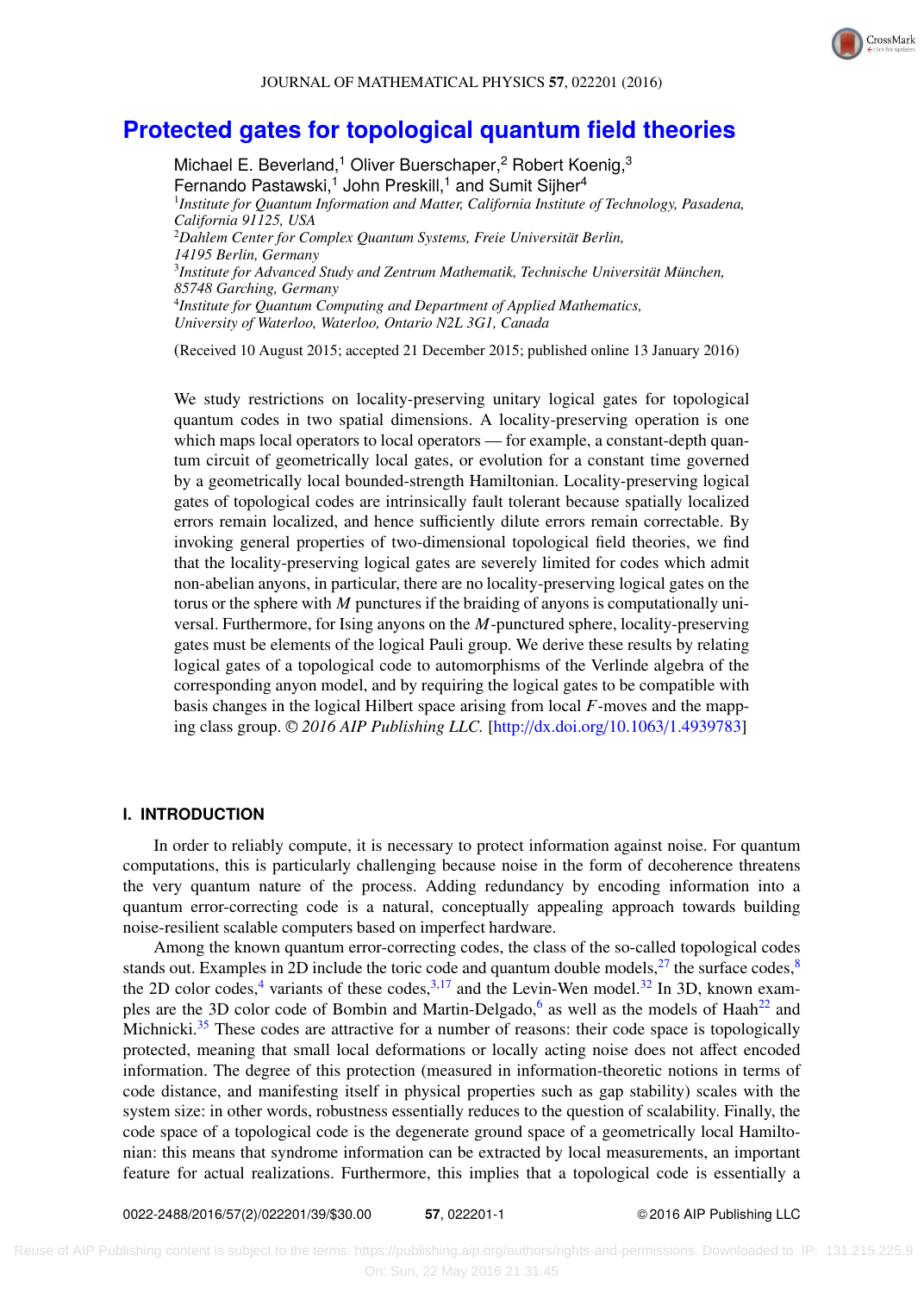# Protected gates for topological quantum field theories

Michael E. Beverland,[1] Oliver Buerschaper,[2] Robert Koenig,[3] Fernando Pastawski,[1] John Preskill,[1] and Sumit Sijher[4]

[1]*Institute for Quantum Information and Matter, California Institute of Technology, Pasadena, California 91125, USA*
[2]*Dahlem Center for Complex Quantum Systems, Freie Universität Berlin, 14195 Berlin, Germany*
[3]*Institute for Advanced Study and Zentrum Mathematik, Technische Universität München, 85748 Garching, Germany*
[4]*Institute for Quantum Computing and Department of Applied Mathematics, University of Waterloo, Waterloo, Ontario N2L 3G1, Canada*

(Received 10 August 2015; accepted 21 December 2015; published online 13 January 2016)

We study restrictions on locality-preserving unitary logical gates for topological quantum codes in two spatial dimensions. A locality-preserving operation is one which maps local operators to local operators — for example, a constant-depth quantum circuit of geometrically local gates, or evolution for a constant time governed by a geometrically local bounded-strength Hamiltonian. Locality-preserving logical gates of topological codes are intrinsically fault tolerant because spatially localized errors remain localized, and hence sufficiently dilute errors remain correctable. By invoking general properties of two-dimensional topological field theories, we find that the locality-preserving logical gates are severely limited for codes which admit non-abelian anyons, in particular, there are no locality-preserving logical gates on the torus or the sphere with $M$ punctures if the braiding of anyons is computationally universal. Furthermore, for Ising anyons on the $M$-punctured sphere, locality-preserving gates must be elements of the logical Pauli group. We derive these results by relating logical gates of a topological code to automorphisms of the Verlinde algebra of the corresponding anyon model, and by requiring the logical gates to be compatible with basis changes in the logical Hilbert space arising from local $F$-moves and the mapping class group. *© 2016 AIP Publishing LLC.* [http://dx.doi.org/10.1063/1.4939783]

## I. INTRODUCTION

In order to reliably compute, it is necessary to protect information against noise. For quantum computations, this is particularly challenging because noise in the form of decoherence threatens the very quantum nature of the process. Adding redundancy by encoding information into a quantum error-correcting code is a natural, conceptually appealing approach towards building noise-resilient scalable computers based on imperfect hardware.

Among the known quantum error-correcting codes, the class of the so-called topological codes stands out. Examples in 2D include the toric code and quantum double models,[27] the surface codes,[8] the 2D color codes,[4] variants of these codes,[3,17] and the Levin-Wen model.[32] In 3D, known examples are the 3D color code of Bombin and Martin-Delgado,[6] as well as the models of Haah[22] and Michnicki.[35] These codes are attractive for a number of reasons: their code space is topologically protected, meaning that small local deformations or locally acting noise does not affect encoded information. The degree of this protection (measured in information-theoretic notions in terms of code distance, and manifesting itself in physical properties such as gap stability) scales with the system size: in other words, robustness essentially reduces to the question of scalability. Finally, the code space of a topological code is the degenerate ground space of a geometrically local Hamiltonian: this means that syndrome information can be extracted by local measurements, an important feature for actual realizations. Furthermore, this implies that a topological code is essentially a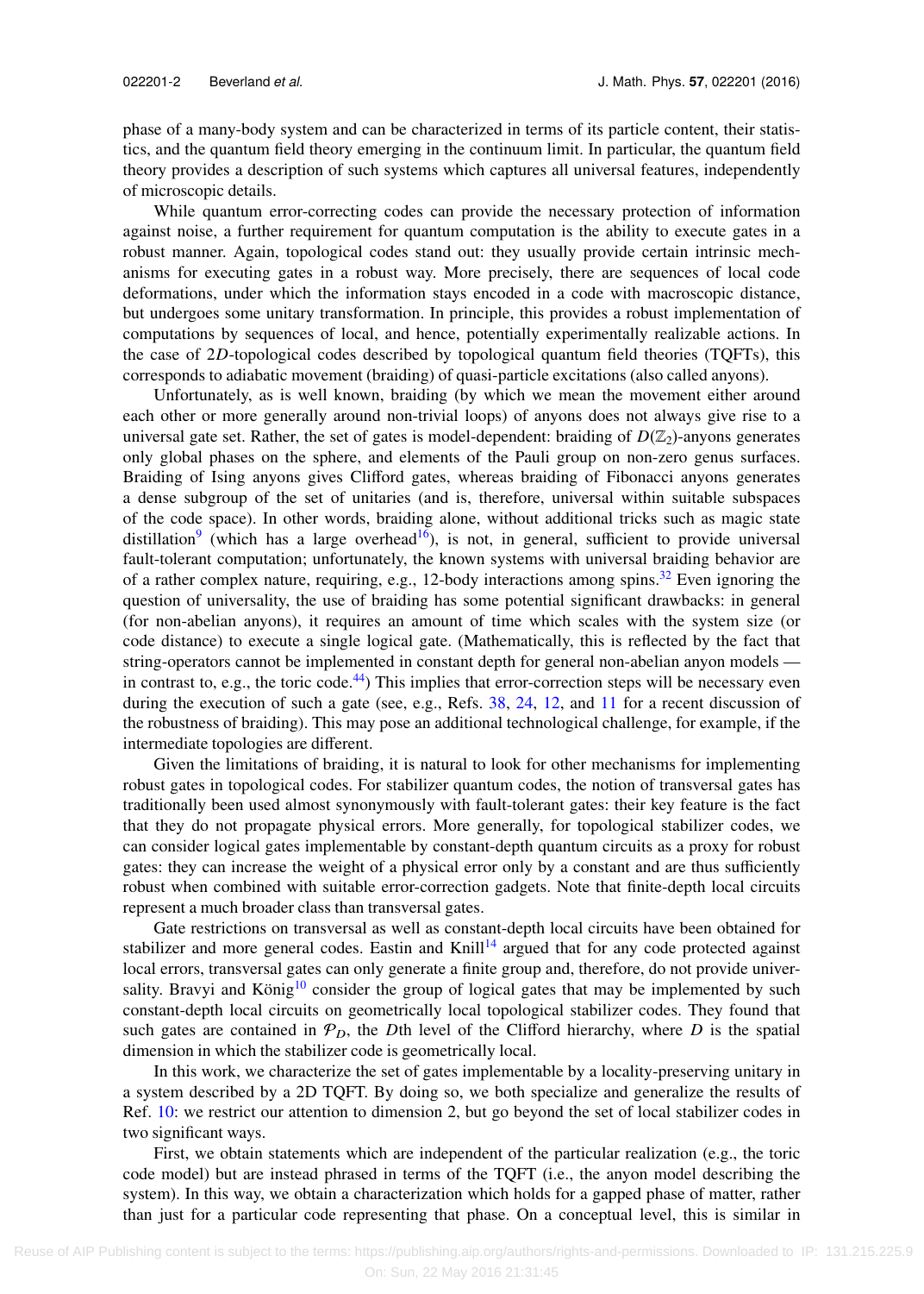phase of a many-body system and can be characterized in terms of its particle content, their statistics, and the quantum field theory emerging in the continuum limit. In particular, the quantum field theory provides a description of such systems which captures all universal features, independently of microscopic details.

While quantum error-correcting codes can provide the necessary protection of information against noise, a further requirement for quantum computation is the ability to execute gates in a robust manner. Again, topological codes stand out: they usually provide certain intrinsic mechanisms for executing gates in a robust way. More precisely, there are sequences of local code deformations, under which the information stays encoded in a code with macroscopic distance, but undergoes some unitary transformation. In principle, this provides a robust implementation of computations by sequences of local, and hence, potentially experimentally realizable actions. In the case of $2D$-topological codes described by topological quantum field theories (TQFTs), this corresponds to adiabatic movement (braiding) of quasi-particle excitations (also called anyons).

Unfortunately, as is well known, braiding (by which we mean the movement either around each other or more generally around non-trivial loops) of anyons does not always give rise to a universal gate set. Rather, the set of gates is model-dependent: braiding of $D(\mathbb{Z}_2)$-anyons generates only global phases on the sphere, and elements of the Pauli group on non-zero genus surfaces. Braiding of Ising anyons gives Clifford gates, whereas braiding of Fibonacci anyons generates a dense subgroup of the set of unitaries (and is, therefore, universal within suitable subspaces of the code space). In other words, braiding alone, without additional tricks such as magic state distillation[9] (which has a large overhead[16]), is not, in general, sufficient to provide universal fault-tolerant computation; unfortunately, the known systems with universal braiding behavior are of a rather complex nature, requiring, e.g., 12-body interactions among spins.[32] Even ignoring the question of universality, the use of braiding has some potential significant drawbacks: in general (for non-abelian anyons), it requires an amount of time which scales with the system size (or code distance) to execute a single logical gate. (Mathematically, this is reflected by the fact that string-operators cannot be implemented in constant depth for general non-abelian anyon models — in contrast to, e.g., the toric code.[44]) This implies that error-correction steps will be necessary even during the execution of such a gate (see, e.g., Refs. 38, 24, 12, and 11 for a recent discussion of the robustness of braiding). This may pose an additional technological challenge, for example, if the intermediate topologies are different.

Given the limitations of braiding, it is natural to look for other mechanisms for implementing robust gates in topological codes. For stabilizer quantum codes, the notion of transversal gates has traditionally been used almost synonymously with fault-tolerant gates: their key feature is the fact that they do not propagate physical errors. More generally, for topological stabilizer codes, we can consider logical gates implementable by constant-depth quantum circuits as a proxy for robust gates: they can increase the weight of a physical error only by a constant and are thus sufficiently robust when combined with suitable error-correction gadgets. Note that finite-depth local circuits represent a much broader class than transversal gates.

Gate restrictions on transversal as well as constant-depth local circuits have been obtained for stabilizer and more general codes. Eastin and Knill[14] argued that for any code protected against local errors, transversal gates can only generate a finite group and, therefore, do not provide universality. Bravyi and König[10] consider the group of logical gates that may be implemented by such constant-depth local circuits on geometrically local topological stabilizer codes. They found that such gates are contained in $\mathcal{P}_D$, the $D$th level of the Clifford hierarchy, where $D$ is the spatial dimension in which the stabilizer code is geometrically local.

In this work, we characterize the set of gates implementable by a locality-preserving unitary in a system described by a 2D TQFT. By doing so, we both specialize and generalize the results of Ref. 10: we restrict our attention to dimension 2, but go beyond the set of local stabilizer codes in two significant ways.

First, we obtain statements which are independent of the particular realization (e.g., the toric code model) but are instead phrased in terms of the TQFT (i.e., the anyon model describing the system). In this way, we obtain a characterization which holds for a gapped phase of matter, rather than just for a particular code representing that phase. On a conceptual level, this is similar in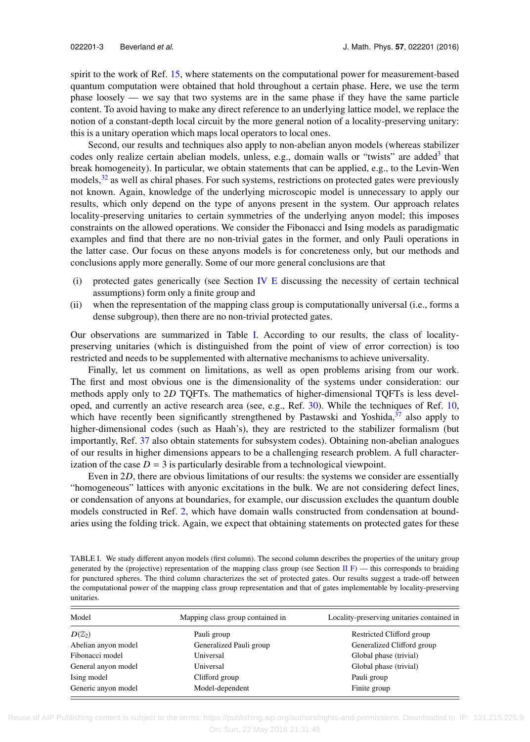spirit to the work of Ref. 15, where statements on the computational power for measurement-based quantum computation were obtained that hold throughout a certain phase. Here, we use the term phase loosely — we say that two systems are in the same phase if they have the same particle content. To avoid having to make any direct reference to an underlying lattice model, we replace the notion of a constant-depth local circuit by the more general notion of a locality-preserving unitary: this is a unitary operation which maps local operators to local ones.

Second, our results and techniques also apply to non-abelian anyon models (whereas stabilizer codes only realize certain abelian models, unless, e.g., domain walls or "twists" are added[3] that break homogeneity). In particular, we obtain statements that can be applied, e.g., to the Levin-Wen models,[32] as well as chiral phases. For such systems, restrictions on protected gates were previously not known. Again, knowledge of the underlying microscopic model is unnecessary to apply our results, which only depend on the type of anyons present in the system. Our approach relates locality-preserving unitaries to certain symmetries of the underlying anyon model; this imposes constraints on the allowed operations. We consider the Fibonacci and Ising models as paradigmatic examples and find that there are no non-trivial gates in the former, and only Pauli operations in the latter case. Our focus on these anyons models is for concreteness only, but our methods and conclusions apply more generally. Some of our more general conclusions are that

(i) protected gates generically (see Section IV E discussing the necessity of certain technical assumptions) form only a finite group and
(ii) when the representation of the mapping class group is computationally universal (i.e., forms a dense subgroup), then there are no non-trivial protected gates.

Our observations are summarized in Table I. According to our results, the class of locality-preserving unitaries (which is distinguished from the point of view of error correction) is too restricted and needs to be supplemented with alternative mechanisms to achieve universality.

Finally, let us comment on limitations, as well as open problems arising from our work. The first and most obvious one is the dimensionality of the systems under consideration: our methods apply only to $2D$ TQFTs. The mathematics of higher-dimensional TQFTs is less developed, and currently an active research area (see, e.g., Ref. 30). While the techniques of Ref. 10, which have recently been significantly strengthened by Pastawski and Yoshida,[37] also apply to higher-dimensional codes (such as Haah's), they are restricted to the stabilizer formalism (but importantly, Ref. 37 also obtain statements for subsystem codes). Obtaining non-abelian analogues of our results in higher dimensions appears to be a challenging research problem. A full characterization of the case $D = 3$ is particularly desirable from a technological viewpoint.

Even in $2D$, there are obvious limitations of our results: the systems we consider are essentially "homogeneous" lattices with anyonic excitations in the bulk. We are not considering defect lines, or condensation of anyons at boundaries, for example, our discussion excludes the quantum double models constructed in Ref. 2, which have domain walls constructed from condensation at boundaries using the folding trick. Again, we expect that obtaining statements on protected gates for these

TABLE I. We study different anyon models (first column). The second column describes the properties of the unitary group generated by the (projective) representation of the mapping class group (see Section II F) — this corresponds to braiding for punctured spheres. The third column characterizes the set of protected gates. Our results suggest a trade-off between the computational power of the mapping class group representation and that of gates implementable by locality-preserving unitaries.

| Model | Mapping class group contained in | Locality-preserving unitaries contained in |
|---|---|---|
| $D(\mathbb{Z}_2)$ | Pauli group | Restricted Clifford group |
| Abelian anyon model | Generalized Pauli group | Generalized Clifford group |
| Fibonacci model | Universal | Global phase (trivial) |
| General anyon model | Universal | Global phase (trivial) |
| Ising model | Clifford group | Pauli group |
| Generic anyon model | Model-dependent | Finite group |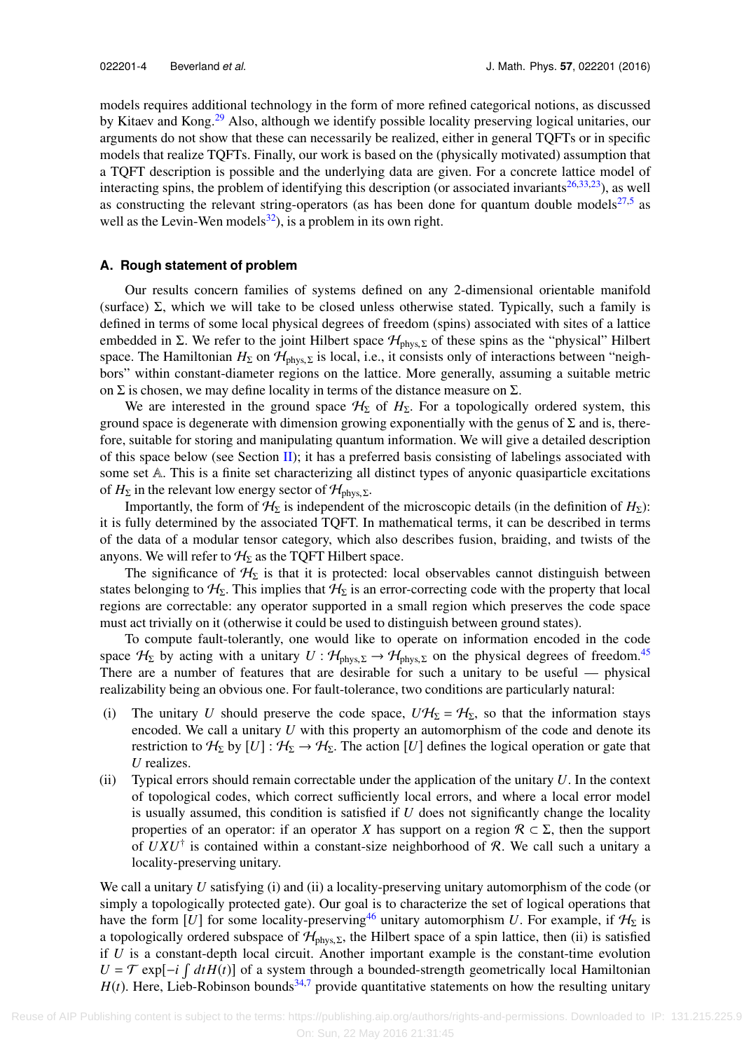models requires additional technology in the form of more refined categorical notions, as discussed by Kitaev and Kong.[29] Also, although we identify possible locality preserving logical unitaries, our arguments do not show that these can necessarily be realized, either in general TQFTs or in specific models that realize TQFTs. Finally, our work is based on the (physically motivated) assumption that a TQFT description is possible and the underlying data are given. For a concrete lattice model of interacting spins, the problem of identifying this description (or associated invariants[26,33,23]), as well as constructing the relevant string-operators (as has been done for quantum double models[27,5] as well as the Levin-Wen models[32]), is a problem in its own right.

### A. Rough statement of problem

Our results concern families of systems defined on any 2-dimensional orientable manifold (surface) $\Sigma$, which we will take to be closed unless otherwise stated. Typically, such a family is defined in terms of some local physical degrees of freedom (spins) associated with sites of a lattice embedded in $\Sigma$. We refer to the joint Hilbert space $\mathcal{H}_{\mathrm{phys},\Sigma}$ of these spins as the "physical" Hilbert space. The Hamiltonian $H_\Sigma$ on $\mathcal{H}_{\mathrm{phys},\Sigma}$ is local, i.e., it consists only of interactions between "neighbors" within constant-diameter regions on the lattice. More generally, assuming a suitable metric on $\Sigma$ is chosen, we may define locality in terms of the distance measure on $\Sigma$.

We are interested in the ground space $\mathcal{H}_\Sigma$ of $H_\Sigma$. For a topologically ordered system, this ground space is degenerate with dimension growing exponentially with the genus of $\Sigma$ and is, therefore, suitable for storing and manipulating quantum information. We will give a detailed description of this space below (see Section II); it has a preferred basis consisting of labelings associated with some set $\mathbb{A}$. This is a finite set characterizing all distinct types of anyonic quasiparticle excitations of $H_\Sigma$ in the relevant low energy sector of $\mathcal{H}_{\mathrm{phys},\Sigma}$.

Importantly, the form of $\mathcal{H}_\Sigma$ is independent of the microscopic details (in the definition of $H_\Sigma$): it is fully determined by the associated TQFT. In mathematical terms, it can be described in terms of the data of a modular tensor category, which also describes fusion, braiding, and twists of the anyons. We will refer to $\mathcal{H}_\Sigma$ as the TQFT Hilbert space.

The significance of $\mathcal{H}_\Sigma$ is that it is protected: local observables cannot distinguish between states belonging to $\mathcal{H}_\Sigma$. This implies that $\mathcal{H}_\Sigma$ is an error-correcting code with the property that local regions are correctable: any operator supported in a small region which preserves the code space must act trivially on it (otherwise it could be used to distinguish between ground states).

To compute fault-tolerantly, one would like to operate on information encoded in the code space $\mathcal{H}_\Sigma$ by acting with a unitary $U : \mathcal{H}_{\mathrm{phys},\Sigma} \to \mathcal{H}_{\mathrm{phys},\Sigma}$ on the physical degrees of freedom.[45] There are a number of features that are desirable for such a unitary to be useful — physical realizability being an obvious one. For fault-tolerance, two conditions are particularly natural:

(i) The unitary $U$ should preserve the code space, $U\mathcal{H}_\Sigma = \mathcal{H}_\Sigma$, so that the information stays encoded. We call a unitary $U$ with this property an automorphism of the code and denote its restriction to $\mathcal{H}_\Sigma$ by $[U] : \mathcal{H}_\Sigma \to \mathcal{H}_\Sigma$. The action $[U]$ defines the logical operation or gate that $U$ realizes.

(ii) Typical errors should remain correctable under the application of the unitary $U$. In the context of topological codes, which correct sufficiently local errors, and where a local error model is usually assumed, this condition is satisfied if $U$ does not significantly change the locality properties of an operator: if an operator $X$ has support on a region $\mathcal{R} \subset \Sigma$, then the support of $UXU^\dagger$ is contained within a constant-size neighborhood of $\mathcal{R}$. We call such a unitary a locality-preserving unitary.

We call a unitary $U$ satisfying (i) and (ii) a locality-preserving unitary automorphism of the code (or simply a topologically protected gate). Our goal is to characterize the set of logical operations that have the form $[U]$ for some locality-preserving[46] unitary automorphism $U$. For example, if $\mathcal{H}_\Sigma$ is a topologically ordered subspace of $\mathcal{H}_{\mathrm{phys},\Sigma}$, the Hilbert space of a spin lattice, then (ii) is satisfied if $U$ is a constant-depth local circuit. Another important example is the constant-time evolution $U = \mathcal{T}\exp[-i\int dt H(t)]$ of a system through a bounded-strength geometrically local Hamiltonian $H(t)$. Here, Lieb-Robinson bounds[34,7] provide quantitative statements on how the resulting unitary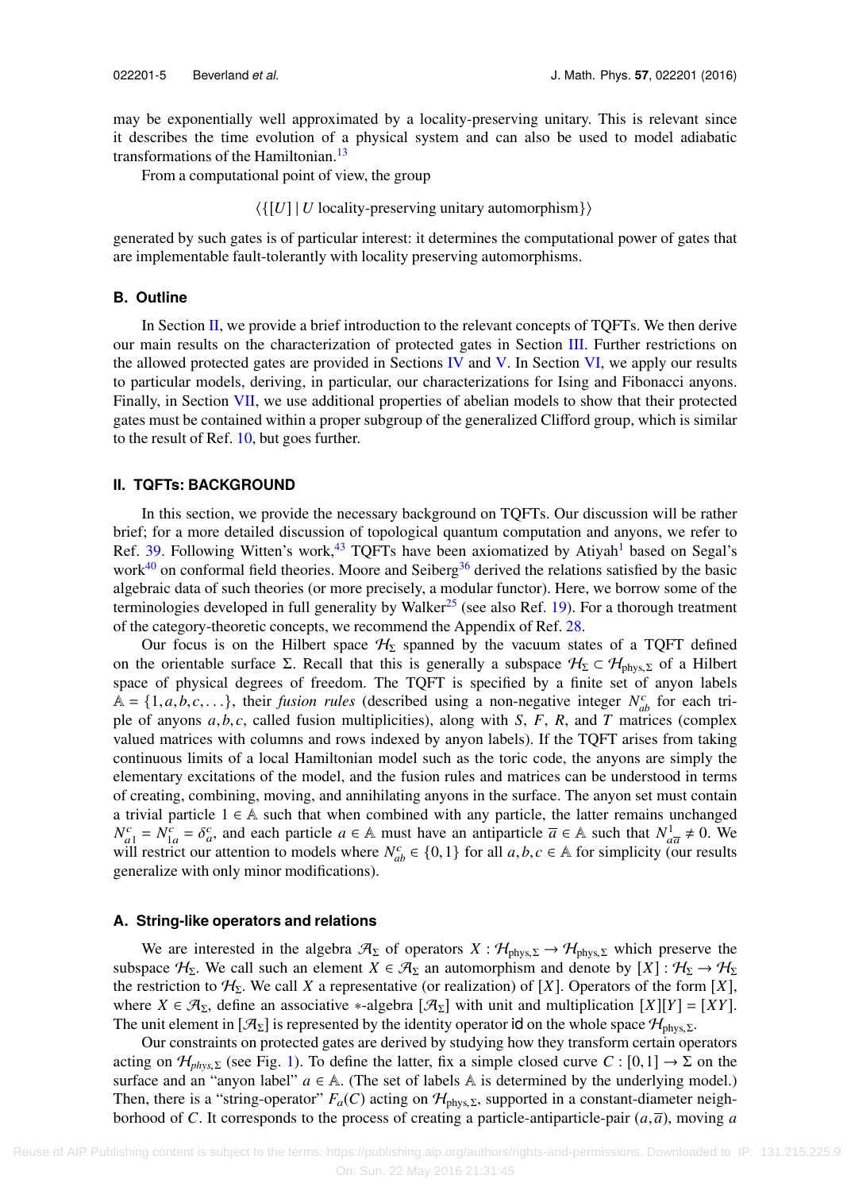may be exponentially well approximated by a locality-preserving unitary. This is relevant since it describes the time evolution of a physical system and can also be used to model adiabatic transformations of the Hamiltonian.[13]

From a computational point of view, the group

$$\langle \{[U] \mid U \text{ locality-preserving unitary automorphism}\}\rangle$$

generated by such gates is of particular interest: it determines the computational power of gates that are implementable fault-tolerantly with locality preserving automorphisms.

### B. Outline

In Section II, we provide a brief introduction to the relevant concepts of TQFTs. We then derive our main results on the characterization of protected gates in Section III. Further restrictions on the allowed protected gates are provided in Sections IV and V. In Section VI, we apply our results to particular models, deriving, in particular, our characterizations for Ising and Fibonacci anyons. Finally, in Section VII, we use additional properties of abelian models to show that their protected gates must be contained within a proper subgroup of the generalized Clifford group, which is similar to the result of Ref. 10, but goes further.

## II. TQFTs: BACKGROUND

In this section, we provide the necessary background on TQFTs. Our discussion will be rather brief; for a more detailed discussion of topological quantum computation and anyons, we refer to Ref. 39. Following Witten's work,[43] TQFTs have been axiomatized by Atiyah[1] based on Segal's work[40] on conformal field theories. Moore and Seiberg[36] derived the relations satisfied by the basic algebraic data of such theories (or more precisely, a modular functor). Here, we borrow some of the terminologies developed in full generality by Walker[25] (see also Ref. 19). For a thorough treatment of the category-theoretic concepts, we recommend the Appendix of Ref. 28.

Our focus is on the Hilbert space $\mathcal{H}_\Sigma$ spanned by the vacuum states of a TQFT defined on the orientable surface $\Sigma$. Recall that this is generally a subspace $\mathcal{H}_\Sigma \subset \mathcal{H}_{\mathrm{phys},\Sigma}$ of a Hilbert space of physical degrees of freedom. The TQFT is specified by a finite set of anyon labels $\mathbb{A} = \{1, a, b, c, \ldots\}$, their *fusion rules* (described using a non-negative integer $N_{ab}^c$ for each triple of anyons $a, b, c$, called fusion multiplicities), along with $S$, $F$, $R$, and $T$ matrices (complex valued matrices with columns and rows indexed by anyon labels). If the TQFT arises from taking continuous limits of a local Hamiltonian model such as the toric code, the anyons are simply the elementary excitations of the model, and the fusion rules and matrices can be understood in terms of creating, combining, moving, and annihilating anyons in the surface. The anyon set must contain a trivial particle $1 \in \mathbb{A}$ such that when combined with any particle, the latter remains unchanged $N_{a1}^c = N_{1a}^c = \delta_a^c$, and each particle $a \in \mathbb{A}$ must have an antiparticle $\overline{a} \in \mathbb{A}$ such that $N_{a\overline{a}}^1 \neq 0$. We will restrict our attention to models where $N_{ab}^c \in \{0, 1\}$ for all $a, b, c \in \mathbb{A}$ for simplicity (our results generalize with only minor modifications).

### A. String-like operators and relations

We are interested in the algebra $\mathcal{A}_\Sigma$ of operators $X : \mathcal{H}_{\mathrm{phys},\Sigma} \to \mathcal{H}_{\mathrm{phys},\Sigma}$ which preserve the subspace $\mathcal{H}_\Sigma$. We call such an element $X \in \mathcal{A}_\Sigma$ an automorphism and denote by $[X] : \mathcal{H}_\Sigma \to \mathcal{H}_\Sigma$ the restriction to $\mathcal{H}_\Sigma$. We call $X$ a representative (or realization) of $[X]$. Operators of the form $[X]$, where $X \in \mathcal{A}_\Sigma$, define an associative $*$-algebra $[\mathcal{A}_\Sigma]$ with unit and multiplication $[X][Y] = [XY]$. The unit element in $[\mathcal{A}_\Sigma]$ is represented by the identity operator $\mathsf{id}$ on the whole space $\mathcal{H}_{\mathrm{phys},\Sigma}$.

Our constraints on protected gates are derived by studying how they transform certain operators acting on $\mathcal{H}_{phys,\Sigma}$ (see Fig. 1). To define the latter, fix a simple closed curve $C : [0,1] \to \Sigma$ on the surface and an "anyon label" $a \in \mathbb{A}$. (The set of labels $\mathbb{A}$ is determined by the underlying model.) Then, there is a "string-operator" $F_a(C)$ acting on $\mathcal{H}_{\mathrm{phys},\Sigma}$, supported in a constant-diameter neighborhood of $C$. It corresponds to the process of creating a particle-antiparticle-pair $(a, \overline{a})$, moving $a$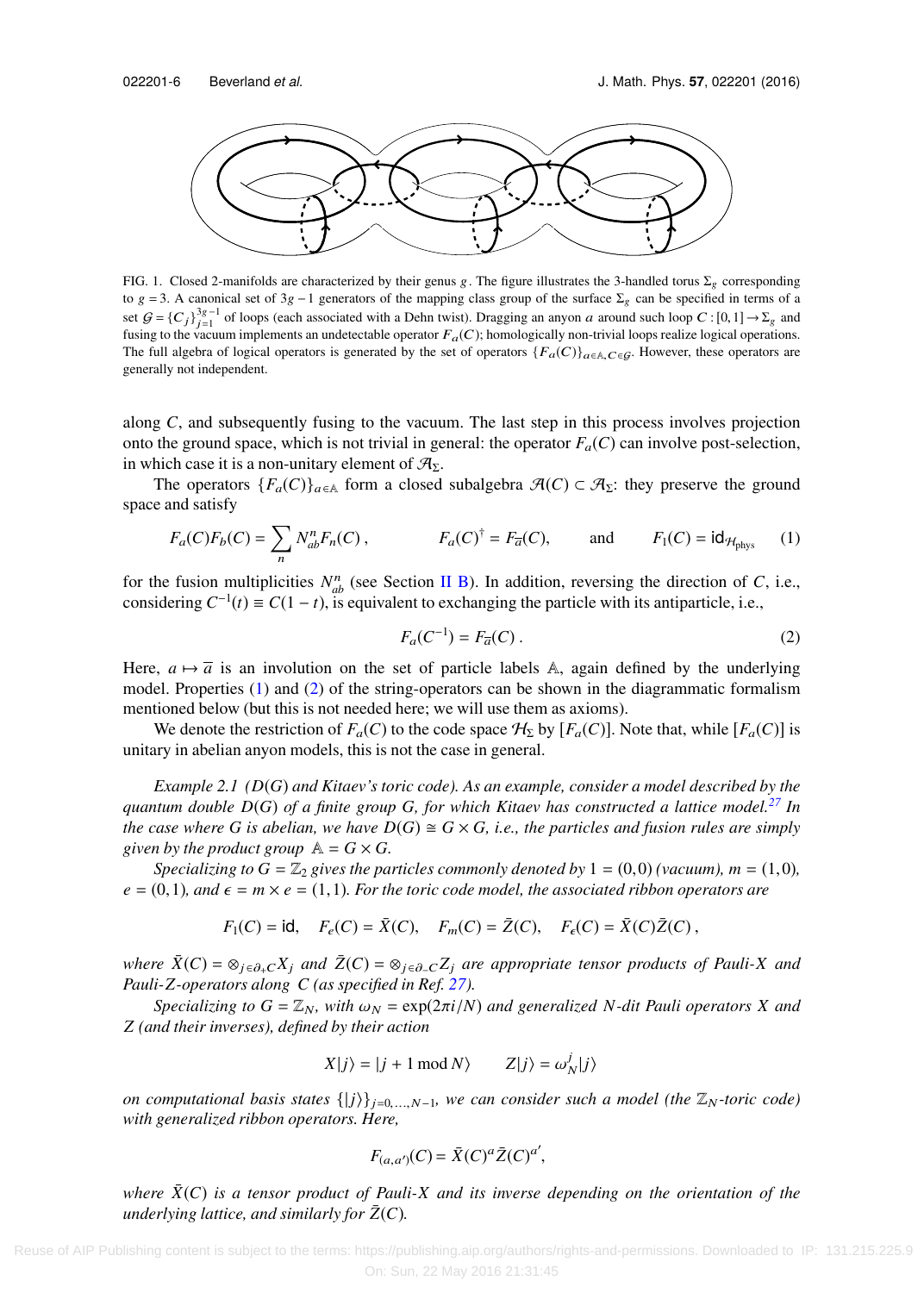FIG. 1. Closed 2-manifolds are characterized by their genus $g$. The figure illustrates the 3-handled torus $\Sigma_g$ corresponding to $g = 3$. A canonical set of $3g-1$ generators of the mapping class group of the surface $\Sigma_g$ can be specified in terms of a set $\mathcal{G} = \{C_j\}_{j=1}^{3g-1}$ of loops (each associated with a Dehn twist). Dragging an anyon $a$ around such loop $C : [0,1] \to \Sigma_g$ and fusing to the vacuum implements an undetectable operator $F_a(C)$; homologically non-trivial loops realize logical operations. The full algebra of logical operators is generated by the set of operators $\{F_a(C)\}_{a\in\mathbb{A}, C\in\mathcal{G}}$. However, these operators are generally not independent.

along $C$, and subsequently fusing to the vacuum. The last step in this process involves projection onto the ground space, which is not trivial in general: the operator $F_a(C)$ can involve post-selection, in which case it is a non-unitary element of $\mathcal{A}_\Sigma$.

The operators $\{F_a(C)\}_{a\in\mathbb{A}}$ form a closed subalgebra $\mathcal{A}(C) \subset \mathcal{A}_\Sigma$: they preserve the ground space and satisfy

$$F_a(C)F_b(C) = \sum_n N_{ab}^n F_n(C)\,, \qquad F_a(C)^\dagger = F_{\overline{a}}(C), \qquad \text{and} \qquad F_1(C) = \mathsf{id}_{\mathcal{H}_{\text{phys}}} \tag{1}$$

for the fusion multiplicities $N_{ab}^n$ (see Section II B). In addition, reversing the direction of $C$, i.e., considering $C^{-1}(t) \equiv C(1-t)$, is equivalent to exchanging the particle with its antiparticle, i.e.,

$$F_a(C^{-1}) = F_{\overline{a}}(C)\,. \tag{2}$$

Here, $a \mapsto \overline{a}$ is an involution on the set of particle labels $\mathbb{A}$, again defined by the underlying model. Properties (1) and (2) of the string-operators can be shown in the diagrammatic formalism mentioned below (but this is not needed here; we will use them as axioms).

We denote the restriction of $F_a(C)$ to the code space $\mathcal{H}_\Sigma$ by $[F_a(C)]$. Note that, while $[F_a(C)]$ is unitary in abelian anyon models, this is not the case in general.

*Example 2.1 ($D(G)$ and Kitaev's toric code). As an example, consider a model described by the quantum double $D(G)$ of a finite group $G$, for which Kitaev has constructed a lattice model.*[27] *In the case where $G$ is abelian, we have $D(G) \cong G \times G$, i.e., the particles and fusion rules are simply given by the product group $\mathbb{A} = G \times G$.*

*Specializing to $G = \mathbb{Z}_2$ gives the particles commonly denoted by $1 = (0,0)$ (vacuum), $m = (1,0)$, $e = (0,1)$, and $\epsilon = m \times e = (1,1)$. For the toric code model, the associated ribbon operators are*

$$F_1(C) = \mathsf{id}, \quad F_e(C) = \bar{X}(C), \quad F_m(C) = \bar{Z}(C), \quad F_\epsilon(C) = \bar{X}(C)\bar{Z}(C)\,,$$

*where $\bar{X}(C) = \otimes_{j\in\partial_+ C} X_j$ and $\bar{Z}(C) = \otimes_{j\in\partial_- C} Z_j$ are appropriate tensor products of Pauli-$X$ and Pauli-$Z$-operators along $C$ (as specified in Ref. 27).*

*Specializing to $G = \mathbb{Z}_N$, with $\omega_N = \exp(2\pi i/N)$ and generalized $N$-dit Pauli operators $X$ and $Z$ (and their inverses), defined by their action*

$$X|j\rangle = |j+1 \bmod N\rangle \qquad Z|j\rangle = \omega_N^j |j\rangle$$

*on computational basis states $\{|j\rangle\}_{j=0,\ldots,N-1}$, we can consider such a model (the $\mathbb{Z}_N$-toric code) with generalized ribbon operators. Here,*

$$F_{(a,a')}(C) = \bar{X}(C)^a \bar{Z}(C)^{a'},$$

*where $\bar{X}(C)$ is a tensor product of Pauli-$X$ and its inverse depending on the orientation of the underlying lattice, and similarly for $\bar{Z}(C)$.*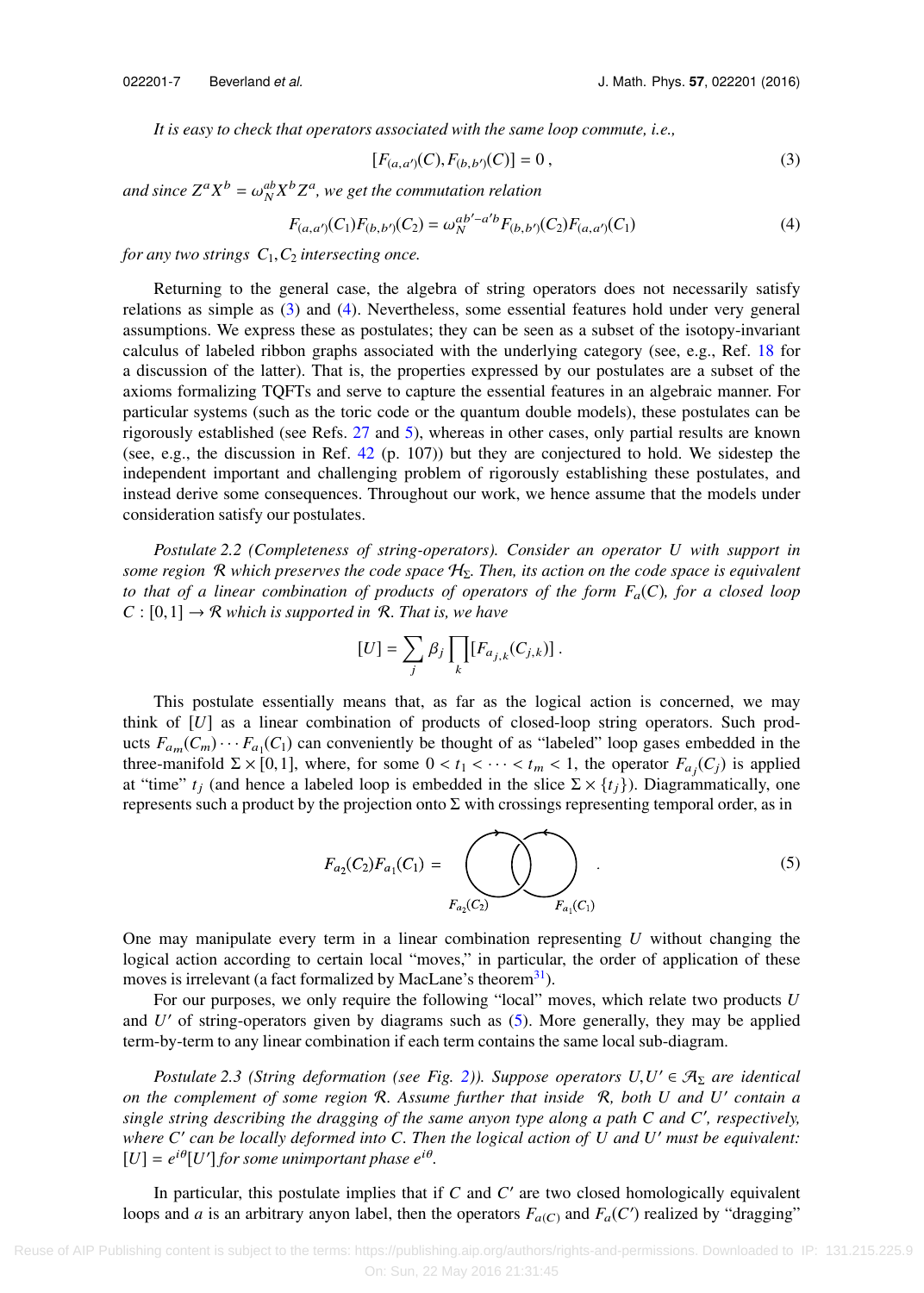*It is easy to check that operators associated with the same loop commute, i.e.,*

$$[F_{(a,a')}(C), F_{(b,b')}(C)] = 0\,, \tag{3}$$

*and since $Z^aX^b = \omega_N^{ab}X^bZ^a$, we get the commutation relation*

$$F_{(a,a')}(C_1)F_{(b,b')}(C_2) = \omega_N^{ab'-a'b}F_{(b,b')}(C_2)F_{(a,a')}(C_1) \tag{4}$$

*for any two strings $C_1, C_2$ intersecting once.*

Returning to the general case, the algebra of string operators does not necessarily satisfy relations as simple as (3) and (4). Nevertheless, some essential features hold under very general assumptions. We express these as postulates; they can be seen as a subset of the isotopy-invariant calculus of labeled ribbon graphs associated with the underlying category (see, e.g., Ref. 18 for a discussion of the latter). That is, the properties expressed by our postulates are a subset of the axioms formalizing TQFTs and serve to capture the essential features in an algebraic manner. For particular systems (such as the toric code or the quantum double models), these postulates can be rigorously established (see Refs. 27 and 5), whereas in other cases, only partial results are known (see, e.g., the discussion in Ref. 42 (p. 107)) but they are conjectured to hold. We sidestep the independent important and challenging problem of rigorously establishing these postulates, and instead derive some consequences. Throughout our work, we hence assume that the models under consideration satisfy our postulates.

*Postulate 2.2 (Completeness of string-operators). Consider an operator $U$ with support in some region $\mathcal{R}$ which preserves the code space $\mathcal{H}_\Sigma$. Then, its action on the code space is equivalent to that of a linear combination of products of operators of the form $F_a(C)$, for a closed loop $C : [0,1] \to \mathcal{R}$ which is supported in $\mathcal{R}$. That is, we have*

$$[U] = \sum_j \beta_j \prod_k [F_{a_{j,k}}(C_{j,k})]\,.$$

This postulate essentially means that, as far as the logical action is concerned, we may think of $[U]$ as a linear combination of products of closed-loop string operators. Such products $F_{a_m}(C_m)\cdots F_{a_1}(C_1)$ can conveniently be thought of as "labeled" loop gases embedded in the three-manifold $\Sigma\times[0,1]$, where, for some $0 < t_1 < \cdots < t_m < 1$, the operator $F_{a_j}(C_j)$ is applied at "time" $t_j$ (and hence a labeled loop is embedded in the slice $\Sigma\times\{t_j\}$). Diagrammatically, one represents such a product by the projection onto $\Sigma$ with crossings representing temporal order, as in

$$F_{a_2}(C_2)F_{a_1}(C_1) = \quad [\text{diagram: two overlapping oriented loops labeled } F_{a_2}(C_2) \text{ and } F_{a_1}(C_1)]\,. \tag{5}$$

One may manipulate every term in a linear combination representing $U$ without changing the logical action according to certain local "moves," in particular, the order of application of these moves is irrelevant (a fact formalized by MacLane's theorem[31]).

For our purposes, we only require the following "local" moves, which relate two products $U$ and $U'$ of string-operators given by diagrams such as (5). More generally, they may be applied term-by-term to any linear combination if each term contains the same local sub-diagram.

*Postulate 2.3 (String deformation (see Fig. 2)). Suppose operators $U, U' \in \mathcal{A}_\Sigma$ are identical on the complement of some region $\mathcal{R}$. Assume further that inside $\mathcal{R}$, both $U$ and $U'$ contain a single string describing the dragging of the same anyon type along a path $C$ and $C'$, respectively, where $C'$ can be locally deformed into $C$. Then the logical action of $U$ and $U'$ must be equivalent: $[U] = e^{i\theta}[U']$ for some unimportant phase $e^{i\theta}$.*

In particular, this postulate implies that if $C$ and $C'$ are two closed homologically equivalent loops and $a$ is an arbitrary anyon label, then the operators $F_{a(C)}$ and $F_a(C')$ realized by "dragging"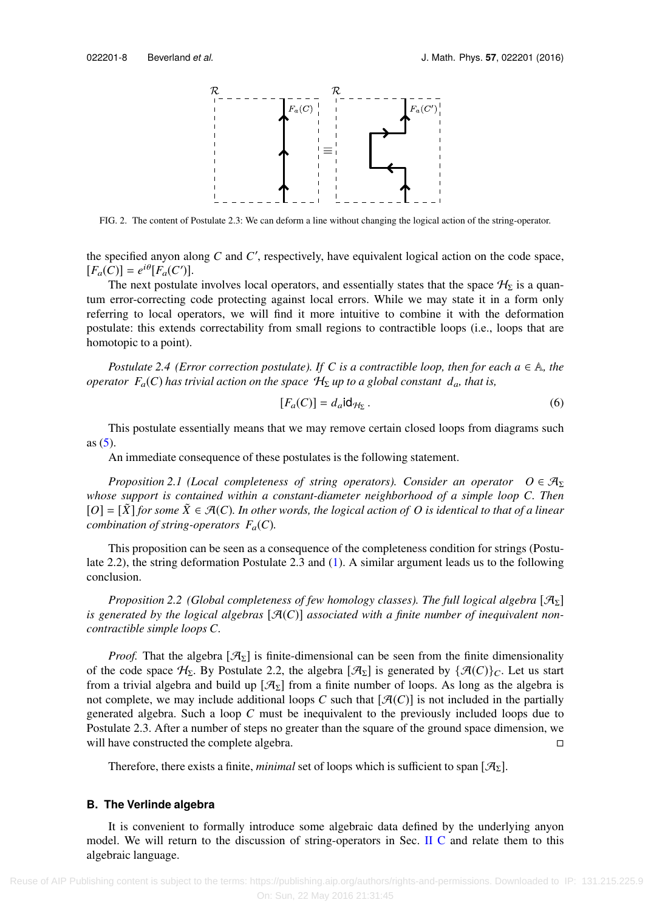FIG. 2. The content of Postulate 2.3: We can deform a line without changing the logical action of the string-operator.

the specified anyon along $C$ and $C'$, respectively, have equivalent logical action on the code space, $[F_a(C)] = e^{i\theta}[F_a(C')]$.

The next postulate involves local operators, and essentially states that the space $\mathcal{H}_\Sigma$ is a quantum error-correcting code protecting against local errors. While we may state it in a form only referring to local operators, we will find it more intuitive to combine it with the deformation postulate: this extends correctability from small regions to contractible loops (i.e., loops that are homotopic to a point).

*Postulate 2.4 (Error correction postulate). If $C$ is a contractible loop, then for each $a \in \mathbb{A}$, the operator $F_a(C)$ has trivial action on the space $\mathcal{H}_\Sigma$ up to a global constant $d_a$, that is,*

$$[F_a(C)] = d_a \mathsf{id}_{\mathcal{H}_\Sigma} . \tag{6}$$

This postulate essentially means that we may remove certain closed loops from diagrams such as (5).

An immediate consequence of these postulates is the following statement.

*Proposition 2.1 (Local completeness of string operators). Consider an operator $O \in \mathcal{A}_\Sigma$ whose support is contained within a constant-diameter neighborhood of a simple loop $C$. Then $[O] = [\tilde{X}]$ for some $\tilde{X} \in \mathcal{A}(C)$. In other words, the logical action of $O$ is identical to that of a linear combination of string-operators $F_a(C)$.*

This proposition can be seen as a consequence of the completeness condition for strings (Postulate 2.2), the string deformation Postulate 2.3 and (1). A similar argument leads us to the following conclusion.

*Proposition 2.2 (Global completeness of few homology classes). The full logical algebra $[\mathcal{A}_\Sigma]$ is generated by the logical algebras $[\mathcal{A}(C)]$ associated with a finite number of inequivalent non-contractible simple loops $C$.*

*Proof.* That the algebra $[\mathcal{A}_\Sigma]$ is finite-dimensional can be seen from the finite dimensionality of the code space $\mathcal{H}_\Sigma$. By Postulate 2.2, the algebra $[\mathcal{A}_\Sigma]$ is generated by $\{\mathcal{A}(C)\}_C$. Let us start from a trivial algebra and build up $[\mathcal{A}_\Sigma]$ from a finite number of loops. As long as the algebra is not complete, we may include additional loops $C$ such that $[\mathcal{A}(C)]$ is not included in the partially generated algebra. Such a loop $C$ must be inequivalent to the previously included loops due to Postulate 2.3. After a number of steps no greater than the square of the ground space dimension, we will have constructed the complete algebra. □

Therefore, there exists a finite, *minimal* set of loops which is sufficient to span $[\mathcal{A}_\Sigma]$.

### B. The Verlinde algebra

It is convenient to formally introduce some algebraic data defined by the underlying anyon model. We will return to the discussion of string-operators in Sec. II C and relate them to this algebraic language.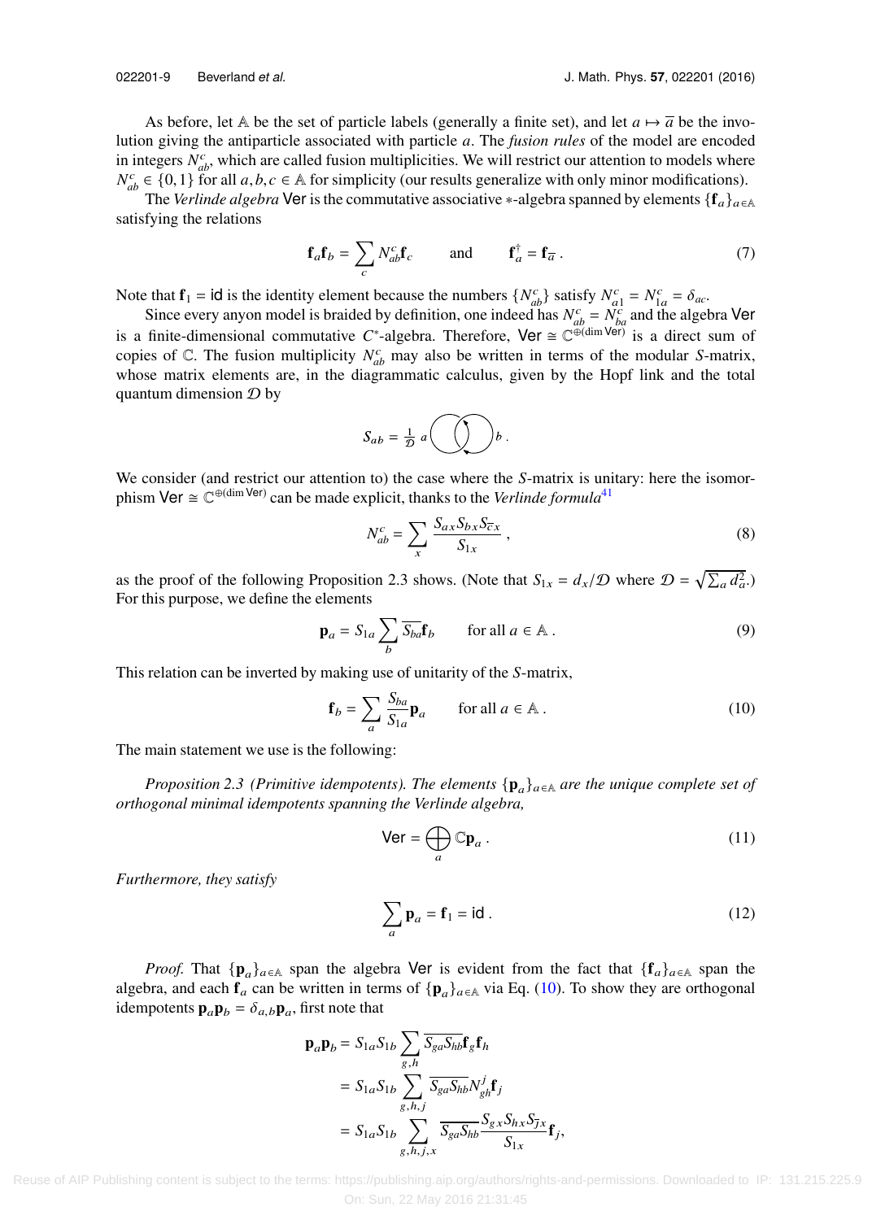As before, let $\mathbb{A}$ be the set of particle labels (generally a finite set), and let $a \mapsto \overline{a}$ be the involution giving the antiparticle associated with particle $a$. The *fusion rules* of the model are encoded in integers $N_{ab}^c$, which are called fusion multiplicities. We will restrict our attention to models where $N_{ab}^c \in \{0,1\}$ for all $a,b,c \in \mathbb{A}$ for simplicity (our results generalize with only minor modifications).

The *Verlinde algebra* $\mathsf{Ver}$ is the commutative associative $*$-algebra spanned by elements $\{\mathbf{f}_a\}_{a\in\mathbb{A}}$ satisfying the relations

$$\mathbf{f}_a\mathbf{f}_b = \sum_c N_{ab}^c \mathbf{f}_c \qquad \text{and} \qquad \mathbf{f}_a^\dagger = \mathbf{f}_{\overline{a}}\,. \tag{7}$$

Note that $\mathbf{f}_1 = \mathsf{id}$ is the identity element because the numbers $\{N_{ab}^c\}$ satisfy $N_{a1}^c = N_{1a}^c = \delta_{ac}$.

Since every anyon model is braided by definition, one indeed has $N_{ab}^c = N_{ba}^c$ and the algebra $\mathsf{Ver}$ is a finite-dimensional commutative $C^*$-algebra. Therefore, $\mathsf{Ver} \cong \mathbb{C}^{\oplus(\dim \mathsf{Ver})}$ is a direct sum of copies of $\mathbb{C}$. The fusion multiplicity $N_{ab}^c$ may also be written in terms of the modular $S$-matrix, whose matrix elements are, in the diagrammatic calculus, given by the Hopf link and the total quantum dimension $\mathcal{D}$ by

$$S_{ab} = \tfrac{1}{\mathcal{D}}\, a \bigcirc\!\!\bigcirc b\,.$$

We consider (and restrict our attention to) the case where the $S$-matrix is unitary: here the isomorphism $\mathsf{Ver} \cong \mathbb{C}^{\oplus(\dim \mathsf{Ver})}$ can be made explicit, thanks to the *Verlinde formula*[41]

$$N_{ab}^c = \sum_x \frac{S_{ax}S_{bx}S_{\overline{c}x}}{S_{1x}}\,, \tag{8}$$

as the proof of the following Proposition 2.3 shows. (Note that $S_{1x} = d_x/\mathcal{D}$ where $\mathcal{D} = \sqrt{\sum_a d_a^2}$.) For this purpose, we define the elements

$$\mathbf{p}_a = S_{1a}\sum_b \overline{S_{ba}}\mathbf{f}_b \qquad \text{for all } a \in \mathbb{A}\,. \tag{9}$$

This relation can be inverted by making use of unitarity of the $S$-matrix,

$$\mathbf{f}_b = \sum_a \frac{S_{ba}}{S_{1a}}\mathbf{p}_a \qquad \text{for all } a \in \mathbb{A}\,. \tag{10}$$

The main statement we use is the following:

*Proposition 2.3 (Primitive idempotents). The elements $\{\mathbf{p}_a\}_{a\in\mathbb{A}}$ are the unique complete set of orthogonal minimal idempotents spanning the Verlinde algebra,*

$$\mathsf{Ver} = \bigoplus_a \mathbb{C}\mathbf{p}_a\,. \tag{11}$$

*Furthermore, they satisfy*

$$\sum_a \mathbf{p}_a = \mathbf{f}_1 = \mathsf{id}\,. \tag{12}$$

*Proof.* That $\{\mathbf{p}_a\}_{a\in\mathbb{A}}$ span the algebra $\mathsf{Ver}$ is evident from the fact that $\{\mathbf{f}_a\}_{a\in\mathbb{A}}$ span the algebra, and each $\mathbf{f}_a$ can be written in terms of $\{\mathbf{p}_a\}_{a\in\mathbb{A}}$ via Eq. (10). To show they are orthogonal idempotents $\mathbf{p}_a\mathbf{p}_b = \delta_{a,b}\mathbf{p}_a$, first note that

$$\begin{aligned}
\mathbf{p}_a\mathbf{p}_b &= S_{1a}S_{1b}\sum_{g,h}\overline{S_{ga}S_{hb}}\mathbf{f}_g\mathbf{f}_h \\
&= S_{1a}S_{1b}\sum_{g,h,j}\overline{S_{ga}S_{hb}}N_{gh}^j\mathbf{f}_j \\
&= S_{1a}S_{1b}\sum_{g,h,j,x}\overline{S_{ga}S_{hb}}\frac{S_{gx}S_{hx}S_{\overline{j}x}}{S_{1x}}\mathbf{f}_j,
\end{aligned}$$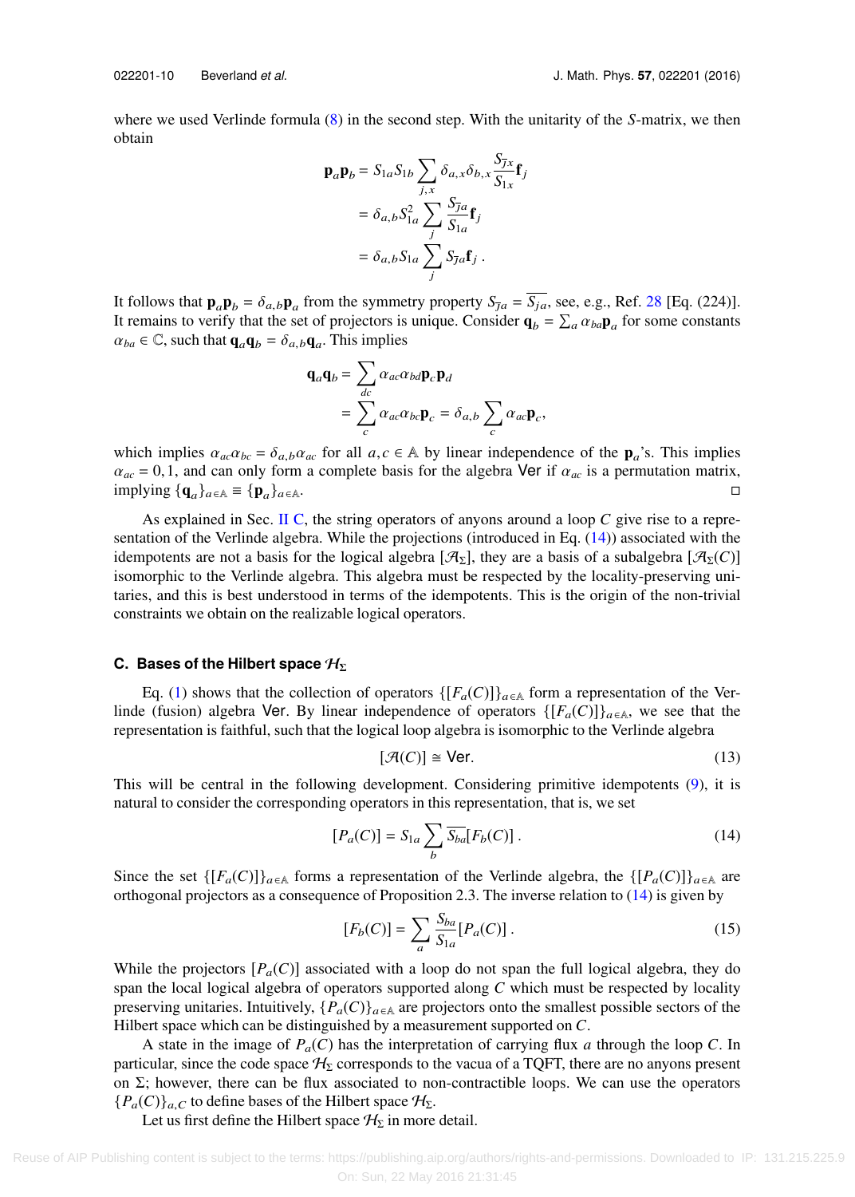where we used Verlinde formula (8) in the second step. With the unitarity of the $S$-matrix, we then obtain

$$
\begin{aligned}
\mathbf{p}_a\mathbf{p}_b &= S_{1a}S_{1b}\sum_{j,x}\delta_{a,x}\delta_{b,x}\frac{S_{\overline{j}x}}{S_{1x}}\mathbf{f}_j \\
&= \delta_{a,b}S_{1a}^2\sum_j\frac{S_{\overline{j}a}}{S_{1a}}\mathbf{f}_j \\
&= \delta_{a,b}S_{1a}\sum_j S_{\overline{j}a}\mathbf{f}_j\,.
\end{aligned}
$$

It follows that $\mathbf{p}_a\mathbf{p}_b = \delta_{a,b}\mathbf{p}_a$ from the symmetry property $S_{\overline{j}a} = \overline{S_{ja}}$, see, e.g., Ref. 28 [Eq. (224)]. It remains to verify that the set of projectors is unique. Consider $\mathbf{q}_b = \sum_a \alpha_{ba}\mathbf{p}_a$ for some constants $\alpha_{ba}\in\mathbb{C}$, such that $\mathbf{q}_a\mathbf{q}_b = \delta_{a,b}\mathbf{q}_a$. This implies

$$
\begin{aligned}
\mathbf{q}_a\mathbf{q}_b &= \sum_{dc}\alpha_{ac}\alpha_{bd}\mathbf{p}_c\mathbf{p}_d \\
&= \sum_c \alpha_{ac}\alpha_{bc}\mathbf{p}_c = \delta_{a,b}\sum_c\alpha_{ac}\mathbf{p}_c,
\end{aligned}
$$

which implies $\alpha_{ac}\alpha_{bc} = \delta_{a,b}\alpha_{ac}$ for all $a,c\in\mathbb{A}$ by linear independence of the $\mathbf{p}_a$'s. This implies $\alpha_{ac} = 0,1$, and can only form a complete basis for the algebra $\mathsf{Ver}$ if $\alpha_{ac}$ is a permutation matrix, implying $\{\mathbf{q}_a\}_{a\in\mathbb{A}} \equiv \{\mathbf{p}_a\}_{a\in\mathbb{A}}$. □

As explained in Sec. II C, the string operators of anyons around a loop $C$ give rise to a representation of the Verlinde algebra. While the projections (introduced in Eq. (14)) associated with the idempotents are not a basis for the logical algebra $[\mathcal{A}_\Sigma]$, they are a basis of a subalgebra $[\mathcal{A}_\Sigma(C)]$ isomorphic to the Verlinde algebra. This algebra must be respected by the locality-preserving unitaries, and this is best understood in terms of the idempotents. This is the origin of the non-trivial constraints we obtain on the realizable logical operators.

### C. Bases of the Hilbert space $\mathcal{H}_\Sigma$

Eq. (1) shows that the collection of operators $\{[F_a(C)]\}_{a\in\mathbb{A}}$ form a representation of the Verlinde (fusion) algebra $\mathsf{Ver}$. By linear independence of operators $\{[F_a(C)]\}_{a\in\mathbb{A}}$, we see that the representation is faithful, such that the logical loop algebra is isomorphic to the Verlinde algebra

$$
[\mathcal{A}(C)] \cong \mathsf{Ver}. \tag{13}
$$

This will be central in the following development. Considering primitive idempotents (9), it is natural to consider the corresponding operators in this representation, that is, we set

$$
[P_a(C)] = S_{1a}\sum_b \overline{S_{ba}}[F_b(C)]\,. \tag{14}
$$

Since the set $\{[F_a(C)]\}_{a\in\mathbb{A}}$ forms a representation of the Verlinde algebra, the $\{[P_a(C)]\}_{a\in\mathbb{A}}$ are orthogonal projectors as a consequence of Proposition 2.3. The inverse relation to (14) is given by

$$
[F_b(C)] = \sum_a \frac{S_{ba}}{S_{1a}}[P_a(C)]\,. \tag{15}
$$

While the projectors $[P_a(C)]$ associated with a loop do not span the full logical algebra, they do span the local logical algebra of operators supported along $C$ which must be respected by locality preserving unitaries. Intuitively, $\{P_a(C)\}_{a\in\mathbb{A}}$ are projectors onto the smallest possible sectors of the Hilbert space which can be distinguished by a measurement supported on $C$.

A state in the image of $P_a(C)$ has the interpretation of carrying flux $a$ through the loop $C$. In particular, since the code space $\mathcal{H}_\Sigma$ corresponds to the vacua of a TQFT, there are no anyons present on $\Sigma$; however, there can be flux associated to non-contractible loops. We can use the operators $\{P_a(C)\}_{a,C}$ to define bases of the Hilbert space $\mathcal{H}_\Sigma$.

Let us first define the Hilbert space $\mathcal{H}_\Sigma$ in more detail.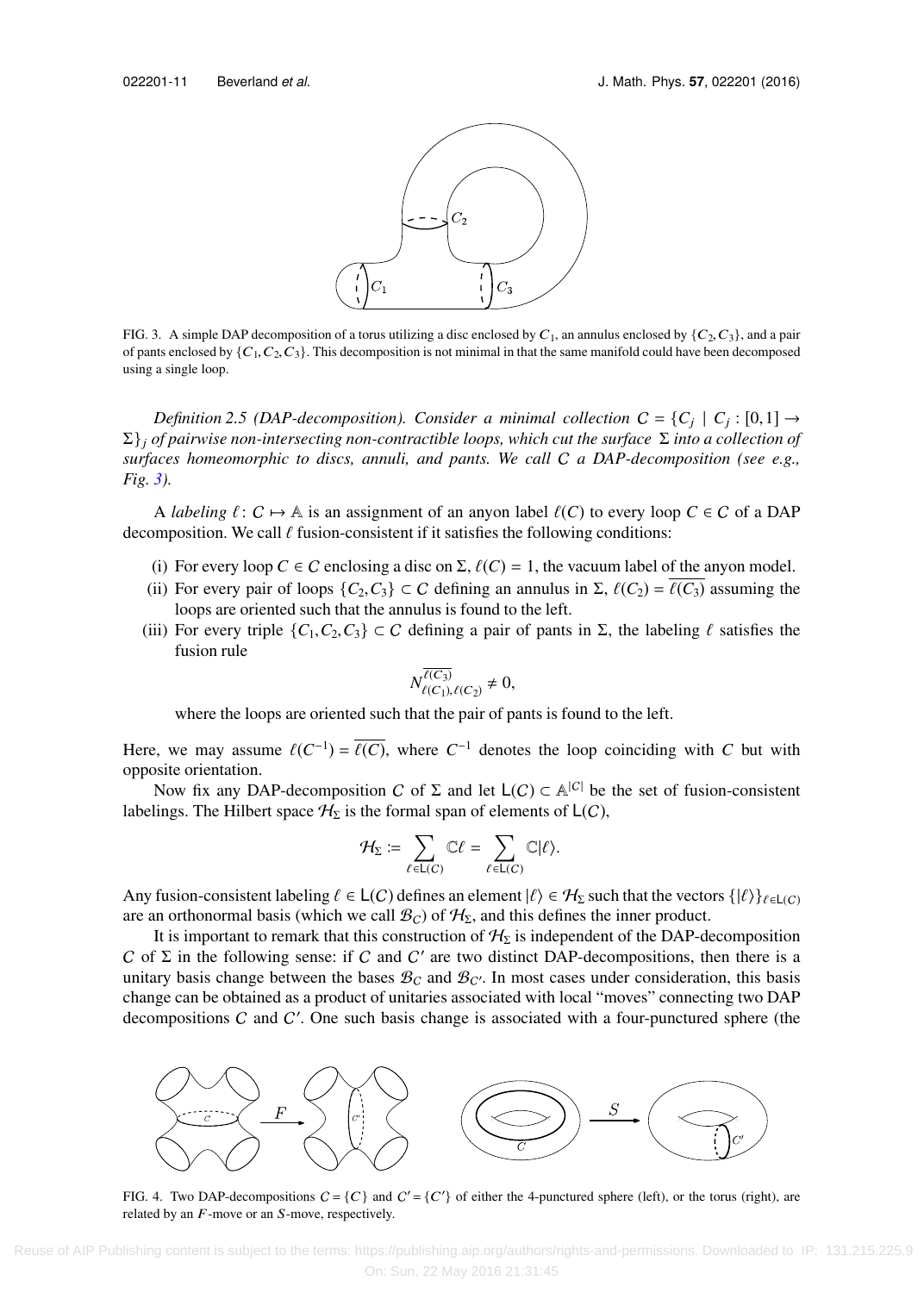FIG. 3. A simple DAP decomposition of a torus utilizing a disc enclosed by $C_1$, an annulus enclosed by $\{C_2, C_3\}$, and a pair of pants enclosed by $\{C_1, C_2, C_3\}$. This decomposition is not minimal in that the same manifold could have been decomposed using a single loop.

*Definition 2.5 (DAP-decomposition). Consider a minimal collection $\mathcal{C} = \{C_j \mid C_j : [0,1] \to \Sigma\}_j$ of pairwise non-intersecting non-contractible loops, which cut the surface $\Sigma$ into a collection of surfaces homeomorphic to discs, annuli, and pants. We call $\mathcal{C}$ a DAP-decomposition (see e.g., Fig. 3).*

A *labeling* $\ell : \mathcal{C} \mapsto \mathbb{A}$ is an assignment of an anyon label $\ell(C)$ to every loop $C \in \mathcal{C}$ of a DAP decomposition. We call $\ell$ fusion-consistent if it satisfies the following conditions:

(i) For every loop $C \in \mathcal{C}$ enclosing a disc on $\Sigma$, $\ell(C) = 1$, the vacuum label of the anyon model.

(ii) For every pair of loops $\{C_2, C_3\} \subset \mathcal{C}$ defining an annulus in $\Sigma$, $\ell(C_2) = \overline{\ell(C_3)}$ assuming the loops are oriented such that the annulus is found to the left.

(iii) For every triple $\{C_1, C_2, C_3\} \subset \mathcal{C}$ defining a pair of pants in $\Sigma$, the labeling $\ell$ satisfies the fusion rule

$$N_{\ell(C_1),\ell(C_2)}^{\overline{\ell(C_3)}} \neq 0,$$

where the loops are oriented such that the pair of pants is found to the left.

Here, we may assume $\ell(C^{-1}) = \overline{\ell(C)}$, where $C^{-1}$ denotes the loop coinciding with $C$ but with opposite orientation.

Now fix any DAP-decomposition $\mathcal{C}$ of $\Sigma$ and let $\mathsf{L}(\mathcal{C}) \subset \mathbb{A}^{|\mathcal{C}|}$ be the set of fusion-consistent labelings. The Hilbert space $\mathcal{H}_\Sigma$ is the formal span of elements of $\mathsf{L}(\mathcal{C})$,

$$\mathcal{H}_\Sigma := \sum_{\ell \in \mathsf{L}(\mathcal{C})} \mathbb{C}\ell = \sum_{\ell \in \mathsf{L}(\mathcal{C})} \mathbb{C}|\ell\rangle.$$

Any fusion-consistent labeling $\ell \in \mathsf{L}(\mathcal{C})$ defines an element $|\ell\rangle \in \mathcal{H}_\Sigma$ such that the vectors $\{|\ell\rangle\}_{\ell \in \mathsf{L}(\mathcal{C})}$ are an orthonormal basis (which we call $\mathcal{B}_\mathcal{C}$) of $\mathcal{H}_\Sigma$, and this defines the inner product.

It is important to remark that this construction of $\mathcal{H}_\Sigma$ is independent of the DAP-decomposition $\mathcal{C}$ of $\Sigma$ in the following sense: if $\mathcal{C}$ and $\mathcal{C}'$ are two distinct DAP-decompositions, then there is a unitary basis change between the bases $\mathcal{B}_\mathcal{C}$ and $\mathcal{B}_{\mathcal{C}'}$. In most cases under consideration, this basis change can be obtained as a product of unitaries associated with local "moves" connecting two DAP decompositions $\mathcal{C}$ and $\mathcal{C}'$. One such basis change is associated with a four-punctured sphere (the

FIG. 4. Two DAP-decompositions $\mathcal{C} = \{C\}$ and $\mathcal{C}' = \{C'\}$ of either the 4-punctured sphere (left), or the torus (right), are related by an $F$-move or an $S$-move, respectively.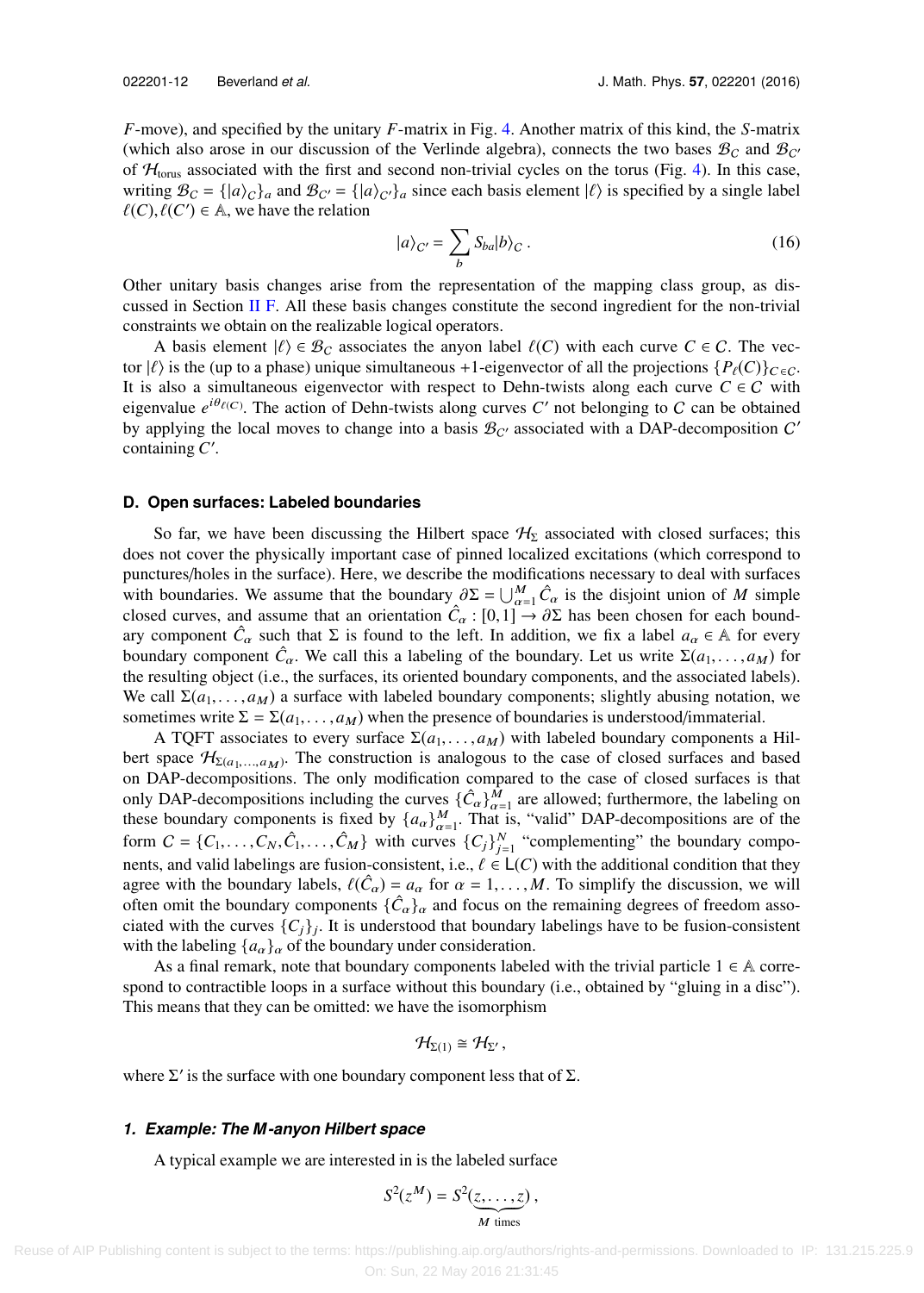$F$-move), and specified by the unitary $F$-matrix in Fig. 4. Another matrix of this kind, the $S$-matrix (which also arose in our discussion of the Verlinde algebra), connects the two bases $\mathcal{B}_C$ and $\mathcal{B}_{C'}$ of $\mathcal{H}_{\text{torus}}$ associated with the first and second non-trivial cycles on the torus (Fig. 4). In this case, writing $\mathcal{B}_C = \{|a\rangle_C\}_a$ and $\mathcal{B}_{C'} = \{|a\rangle_{C'}\}_a$ since each basis element $|\ell\rangle$ is specified by a single label $\ell(C), \ell(C') \in \mathbb{A}$, we have the relation

$$|a\rangle_{C'} = \sum_b S_{ba}|b\rangle_C \,. \tag{16}$$

Other unitary basis changes arise from the representation of the mapping class group, as discussed in Section II F. All these basis changes constitute the second ingredient for the non-trivial constraints we obtain on the realizable logical operators.

A basis element $|\ell\rangle \in \mathcal{B}_C$ associates the anyon label $\ell(C)$ with each curve $C \in \mathcal{C}$. The vector $|\ell\rangle$ is the (up to a phase) unique simultaneous $+1$-eigenvector of all the projections $\{P_{\ell}(C)\}_{C\in\mathcal{C}}$. It is also a simultaneous eigenvector with respect to Dehn-twists along each curve $C \in \mathcal{C}$ with eigenvalue $e^{i\theta_{\ell(C)}}$. The action of Dehn-twists along curves $C'$ not belonging to $\mathcal{C}$ can be obtained by applying the local moves to change into a basis $\mathcal{B}_{\mathcal{C}'}$ associated with a DAP-decomposition $\mathcal{C}'$ containing $C'$.

### D. Open surfaces: Labeled boundaries

So far, we have been discussing the Hilbert space $\mathcal{H}_\Sigma$ associated with closed surfaces; this does not cover the physically important case of pinned localized excitations (which correspond to punctures/holes in the surface). Here, we describe the modifications necessary to deal with surfaces with boundaries. We assume that the boundary $\partial\Sigma = \bigcup_{\alpha=1}^M \hat{C}_\alpha$ is the disjoint union of $M$ simple closed curves, and assume that an orientation $\hat{C}_\alpha : [0,1] \to \partial\Sigma$ has been chosen for each boundary component $\hat{C}_\alpha$ such that $\Sigma$ is found to the left. In addition, we fix a label $a_\alpha \in \mathbb{A}$ for every boundary component $\hat{C}_\alpha$. We call this a labeling of the boundary. Let us write $\Sigma(a_1,\ldots,a_M)$ for the resulting object (i.e., the surfaces, its oriented boundary components, and the associated labels). We call $\Sigma(a_1,\ldots,a_M)$ a surface with labeled boundary components; slightly abusing notation, we sometimes write $\Sigma = \Sigma(a_1,\ldots,a_M)$ when the presence of boundaries is understood/immaterial.

A TQFT associates to every surface $\Sigma(a_1,\ldots,a_M)$ with labeled boundary components a Hilbert space $\mathcal{H}_{\Sigma(a_1,\ldots,a_M)}$. The construction is analogous to the case of closed surfaces and based on DAP-decompositions. The only modification compared to the case of closed surfaces is that only DAP-decompositions including the curves $\{\hat{C}_\alpha\}_{\alpha=1}^M$ are allowed; furthermore, the labeling on these boundary components is fixed by $\{a_\alpha\}_{\alpha=1}^M$. That is, "valid" DAP-decompositions are of the form $\mathcal{C} = \{C_1,\ldots,C_N,\hat{C}_1,\ldots,\hat{C}_M\}$ with curves $\{C_j\}_{j=1}^N$ "complementing" the boundary components, and valid labelings are fusion-consistent, i.e., $\ell \in \mathsf{L}(\mathcal{C})$ with the additional condition that they agree with the boundary labels, $\ell(\hat{C}_\alpha) = a_\alpha$ for $\alpha = 1,\ldots,M$. To simplify the discussion, we will often omit the boundary components $\{\hat{C}_\alpha\}_\alpha$ and focus on the remaining degrees of freedom associated with the curves $\{C_j\}_j$. It is understood that boundary labelings have to be fusion-consistent with the labeling $\{a_\alpha\}_\alpha$ of the boundary under consideration.

As a final remark, note that boundary components labeled with the trivial particle $1 \in \mathbb{A}$ correspond to contractible loops in a surface without this boundary (i.e., obtained by "gluing in a disc"). This means that they can be omitted: we have the isomorphism

$$\mathcal{H}_{\Sigma(1)} \cong \mathcal{H}_{\Sigma'}\,,$$

where $\Sigma'$ is the surface with one boundary component less that of $\Sigma$.

#### *1. Example: The M-anyon Hilbert space*

A typical example we are interested in is the labeled surface

$$S^2(z^M) = S^2(\underbrace{z,\ldots,z}_{M\ \text{times}})\,,$$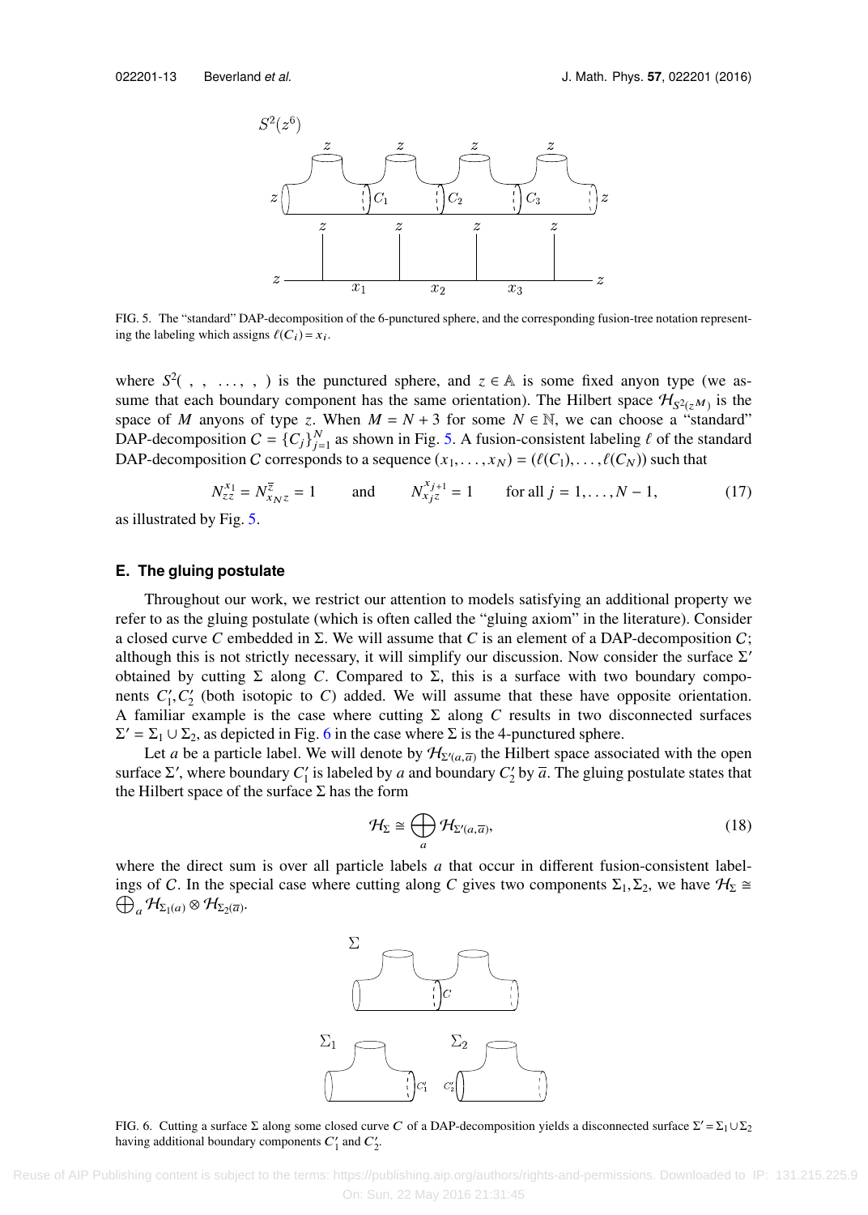FIG. 5. The "standard" DAP-decomposition of the 6-punctured sphere, and the corresponding fusion-tree notation representing the labeling which assigns $\ell(C_i) = x_i$.

where $S^2(\ ,\ ,\ \ldots,\ ,\ )$ is the punctured sphere, and $z \in \mathbb{A}$ is some fixed anyon type (we assume that each boundary component has the same orientation). The Hilbert space $\mathcal{H}_{S^2(z^M)}$ is the space of $M$ anyons of type $z$. When $M = N + 3$ for some $N \in \mathbb{N}$, we can choose a "standard" DAP-decomposition $C = \{C_j\}_{j=1}^N$ as shown in Fig. 5. A fusion-consistent labeling $\ell$ of the standard DAP-decomposition $C$ corresponds to a sequence $(x_1, \ldots, x_N) = (\ell(C_1), \ldots, \ell(C_N))$ such that

$$N_{zz}^{x_1} = N_{x_N z}^{\overline{z}} = 1 \qquad \text{and} \qquad N_{x_j z}^{x_{j+1}} = 1 \qquad \text{for all } j = 1, \ldots, N-1, \tag{17}$$

as illustrated by Fig. 5.

### E. The gluing postulate

Throughout our work, we restrict our attention to models satisfying an additional property we refer to as the gluing postulate (which is often called the "gluing axiom" in the literature). Consider a closed curve $C$ embedded in $\Sigma$. We will assume that $C$ is an element of a DAP-decomposition $C$; although this is not strictly necessary, it will simplify our discussion. Now consider the surface $\Sigma'$ obtained by cutting $\Sigma$ along $C$. Compared to $\Sigma$, this is a surface with two boundary components $C_1', C_2'$ (both isotopic to $C$) added. We will assume that these have opposite orientation. A familiar example is the case where cutting $\Sigma$ along $C$ results in two disconnected surfaces $\Sigma' = \Sigma_1 \cup \Sigma_2$, as depicted in Fig. 6 in the case where $\Sigma$ is the 4-punctured sphere.

Let $a$ be a particle label. We will denote by $\mathcal{H}_{\Sigma'(a,\overline{a})}$ the Hilbert space associated with the open surface $\Sigma'$, where boundary $C_1'$ is labeled by $a$ and boundary $C_2'$ by $\overline{a}$. The gluing postulate states that the Hilbert space of the surface $\Sigma$ has the form

$$\mathcal{H}_\Sigma \cong \bigoplus_a \mathcal{H}_{\Sigma'(a,\overline{a})}, \tag{18}$$

where the direct sum is over all particle labels $a$ that occur in different fusion-consistent labelings of $C$. In the special case where cutting along $C$ gives two components $\Sigma_1, \Sigma_2$, we have $\mathcal{H}_\Sigma \cong \bigoplus_a \mathcal{H}_{\Sigma_1(a)} \otimes \mathcal{H}_{\Sigma_2(\overline{a})}$.

FIG. 6. Cutting a surface $\Sigma$ along some closed curve $C$ of a DAP-decomposition yields a disconnected surface $\Sigma' = \Sigma_1 \cup \Sigma_2$ having additional boundary components $C_1'$ and $C_2'$.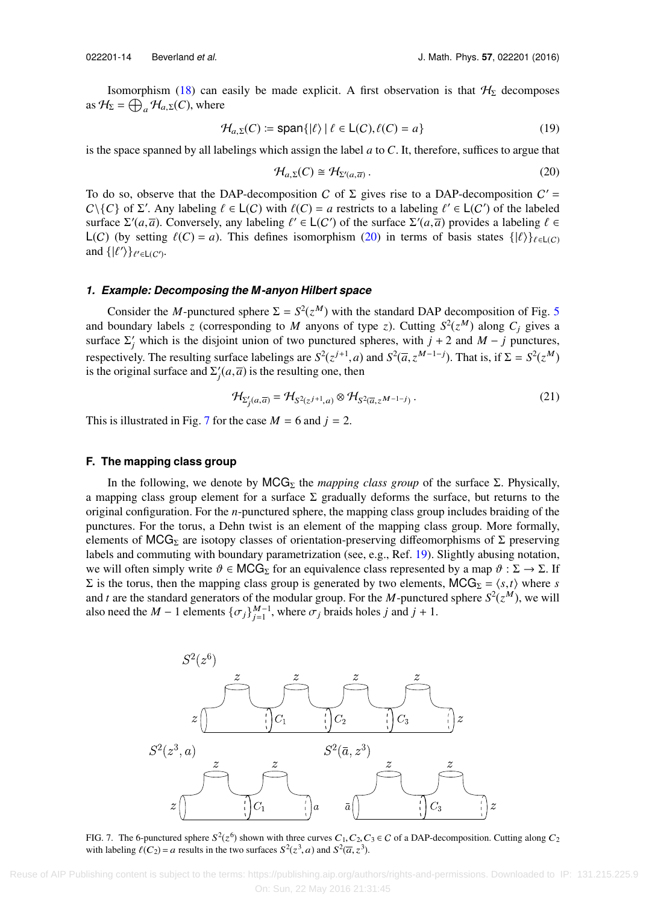Isomorphism (18) can easily be made explicit. A first observation is that $\mathcal{H}_\Sigma$ decomposes as $\mathcal{H}_\Sigma = \bigoplus_a \mathcal{H}_{a,\Sigma}(\mathcal{C})$, where

$$\mathcal{H}_{a,\Sigma}(C) := \mathsf{span}\{|\ell\rangle \mid \ell \in \mathsf{L}(\mathcal{C}), \ell(C) = a\} \tag{19}$$

is the space spanned by all labelings which assign the label $a$ to $C$. It, therefore, suffices to argue that

$$\mathcal{H}_{a,\Sigma}(C) \cong \mathcal{H}_{\Sigma'(a,\overline{a})}\,. \tag{20}$$

To do so, observe that the DAP-decomposition $\mathcal{C}$ of $\Sigma$ gives rise to a DAP-decomposition $\mathcal{C}' = \mathcal{C}\backslash\{C\}$ of $\Sigma'$. Any labeling $\ell \in \mathsf{L}(\mathcal{C})$ with $\ell(C) = a$ restricts to a labeling $\ell' \in \mathsf{L}(\mathcal{C}')$ of the labeled surface $\Sigma'(a,\overline{a})$. Conversely, any labeling $\ell' \in \mathsf{L}(\mathcal{C}')$ of the surface $\Sigma'(a,\overline{a})$ provides a labeling $\ell \in \mathsf{L}(\mathcal{C})$ (by setting $\ell(C) = a$). This defines isomorphism (20) in terms of basis states $\{|\ell\rangle\}_{\ell\in\mathsf{L}(\mathcal{C})}$ and $\{|\ell'\rangle\}_{\ell'\in\mathsf{L}(\mathcal{C}')}$.

#### 1. Example: Decomposing the $M$-anyon Hilbert space

Consider the $M$-punctured sphere $\Sigma = S^2(z^M)$ with the standard DAP decomposition of Fig. 5 and boundary labels $z$ (corresponding to $M$ anyons of type $z$). Cutting $S^2(z^M)$ along $C_j$ gives a surface $\Sigma_j'$ which is the disjoint union of two punctured spheres, with $j+2$ and $M-j$ punctures, respectively. The resulting surface labelings are $S^2(z^{j+1}, a)$ and $S^2(\overline{a}, z^{M-1-j})$. That is, if $\Sigma = S^2(z^M)$ is the original surface and $\Sigma_j'(a,\overline{a})$ is the resulting one, then

$$\mathcal{H}_{\Sigma_j'(a,\overline{a})} = \mathcal{H}_{S^2(z^{j+1},a)} \otimes \mathcal{H}_{S^2(\overline{a},z^{M-1-j})}\,. \tag{21}$$

This is illustrated in Fig. 7 for the case $M = 6$ and $j = 2$.

### F. The mapping class group

In the following, we denote by $\mathsf{MCG}_\Sigma$ the *mapping class group* of the surface $\Sigma$. Physically, a mapping class group element for a surface $\Sigma$ gradually deforms the surface, but returns to the original configuration. For the $n$-punctured sphere, the mapping class group includes braiding of the punctures. For the torus, a Dehn twist is an element of the mapping class group. More formally, elements of $\mathsf{MCG}_\Sigma$ are isotopy classes of orientation-preserving diffeomorphisms of $\Sigma$ preserving labels and commuting with boundary parametrization (see, e.g., Ref. 19). Slightly abusing notation, we will often simply write $\vartheta \in \mathsf{MCG}_\Sigma$ for an equivalence class represented by a map $\vartheta : \Sigma \to \Sigma$. If $\Sigma$ is the torus, then the mapping class group is generated by two elements, $\mathsf{MCG}_\Sigma = \langle s, t\rangle$ where $s$ and $t$ are the standard generators of the modular group. For the $M$-punctured sphere $S^2(z^M)$, we will also need the $M-1$ elements $\{\sigma_j\}_{j=1}^{M-1}$, where $\sigma_j$ braids holes $j$ and $j+1$.

FIG. 7. The 6-punctured sphere $S^2(z^6)$ shown with three curves $C_1, C_2, C_3 \in \mathcal{C}$ of a DAP-decomposition. Cutting along $C_2$ with labeling $\ell(C_2) = a$ results in the two surfaces $S^2(z^3, a)$ and $S^2(\overline{a}, z^3)$.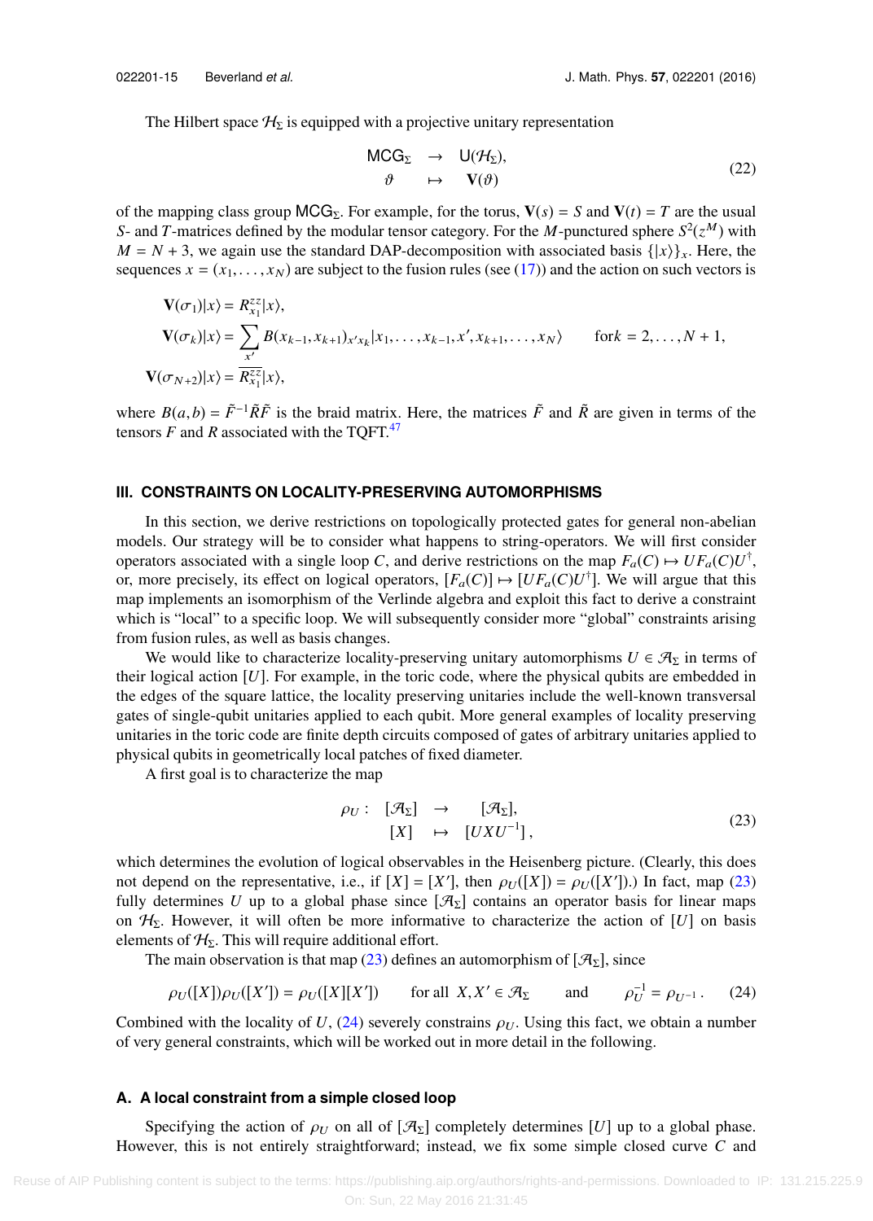The Hilbert space $\mathcal{H}_\Sigma$ is equipped with a projective unitary representation

$$\begin{array}{rcl} \mathsf{MCG}_\Sigma & \to & \mathsf{U}(\mathcal{H}_\Sigma), \\ \vartheta & \mapsto & \mathbf{V}(\vartheta) \end{array} \tag{22}$$

of the mapping class group $\mathsf{MCG}_\Sigma$. For example, for the torus, $\mathbf{V}(s) = S$ and $\mathbf{V}(t) = T$ are the usual $S$- and $T$-matrices defined by the modular tensor category. For the $M$-punctured sphere $S^2(z^M)$ with $M = N + 3$, we again use the standard DAP-decomposition with associated basis $\{|x\rangle\}_x$. Here, the sequences $x = (x_1, \ldots, x_N)$ are subject to the fusion rules (see (17)) and the action on such vectors is

$$\begin{aligned}
\mathbf{V}(\sigma_1)|x\rangle &= R^{zz}_{x_1}|x\rangle, \\
\mathbf{V}(\sigma_k)|x\rangle &= \sum_{x'} B(x_{k-1}, x_{k+1})_{x' x_k} |x_1, \ldots, x_{k-1}, x', x_{k+1}, \ldots, x_N\rangle \qquad \text{for} k = 2, \ldots, N+1, \\
\mathbf{V}(\sigma_{N+2})|x\rangle &= \overline{R^{zz}_{x_1}}|x\rangle,
\end{aligned}$$

where $B(a, b) = \tilde{F}^{-1}\tilde{R}\tilde{F}$ is the braid matrix. Here, the matrices $\tilde{F}$ and $\tilde{R}$ are given in terms of the tensors $F$ and $R$ associated with the TQFT.[47]

## III. CONSTRAINTS ON LOCALITY-PRESERVING AUTOMORPHISMS

In this section, we derive restrictions on topologically protected gates for general non-abelian models. Our strategy will be to consider what happens to string-operators. We will first consider operators associated with a single loop $C$, and derive restrictions on the map $F_a(C) \mapsto UF_a(C)U^\dagger$, or, more precisely, its effect on logical operators, $[F_a(C)] \mapsto [UF_a(C)U^\dagger]$. We will argue that this map implements an isomorphism of the Verlinde algebra and exploit this fact to derive a constraint which is "local" to a specific loop. We will subsequently consider more "global" constraints arising from fusion rules, as well as basis changes.

We would like to characterize locality-preserving unitary automorphisms $U \in \mathcal{A}_\Sigma$ in terms of their logical action $[U]$. For example, in the toric code, where the physical qubits are embedded in the edges of the square lattice, the locality preserving unitaries include the well-known transversal gates of single-qubit unitaries applied to each qubit. More general examples of locality preserving unitaries in the toric code are finite depth circuits composed of gates of arbitrary unitaries applied to physical qubits in geometrically local patches of fixed diameter.

A first goal is to characterize the map

$$\begin{array}{rrcl} \rho_U : & [\mathcal{A}_\Sigma] & \to & [\mathcal{A}_\Sigma], \\ & [X] & \mapsto & [UXU^{-1}]\,, \end{array} \tag{23}$$

which determines the evolution of logical observables in the Heisenberg picture. (Clearly, this does not depend on the representative, i.e., if $[X] = [X']$, then $\rho_U([X]) = \rho_U([X'])$.) In fact, map (23) fully determines $U$ up to a global phase since $[\mathcal{A}_\Sigma]$ contains an operator basis for linear maps on $\mathcal{H}_\Sigma$. However, it will often be more informative to characterize the action of $[U]$ on basis elements of $\mathcal{H}_\Sigma$. This will require additional effort.

The main observation is that map (23) defines an automorphism of $[\mathcal{A}_\Sigma]$, since

$$\rho_U([X])\rho_U([X']) = \rho_U([X][X']) \qquad \text{for all } X, X' \in \mathcal{A}_\Sigma \qquad \text{and} \qquad \rho_U^{-1} = \rho_{U^{-1}}\,. \tag{24}$$

Combined with the locality of $U$, (24) severely constrains $\rho_U$. Using this fact, we obtain a number of very general constraints, which will be worked out in more detail in the following.

### A. A local constraint from a simple closed loop

Specifying the action of $\rho_U$ on all of $[\mathcal{A}_\Sigma]$ completely determines $[U]$ up to a global phase. However, this is not entirely straightforward; instead, we fix some simple closed curve $C$ and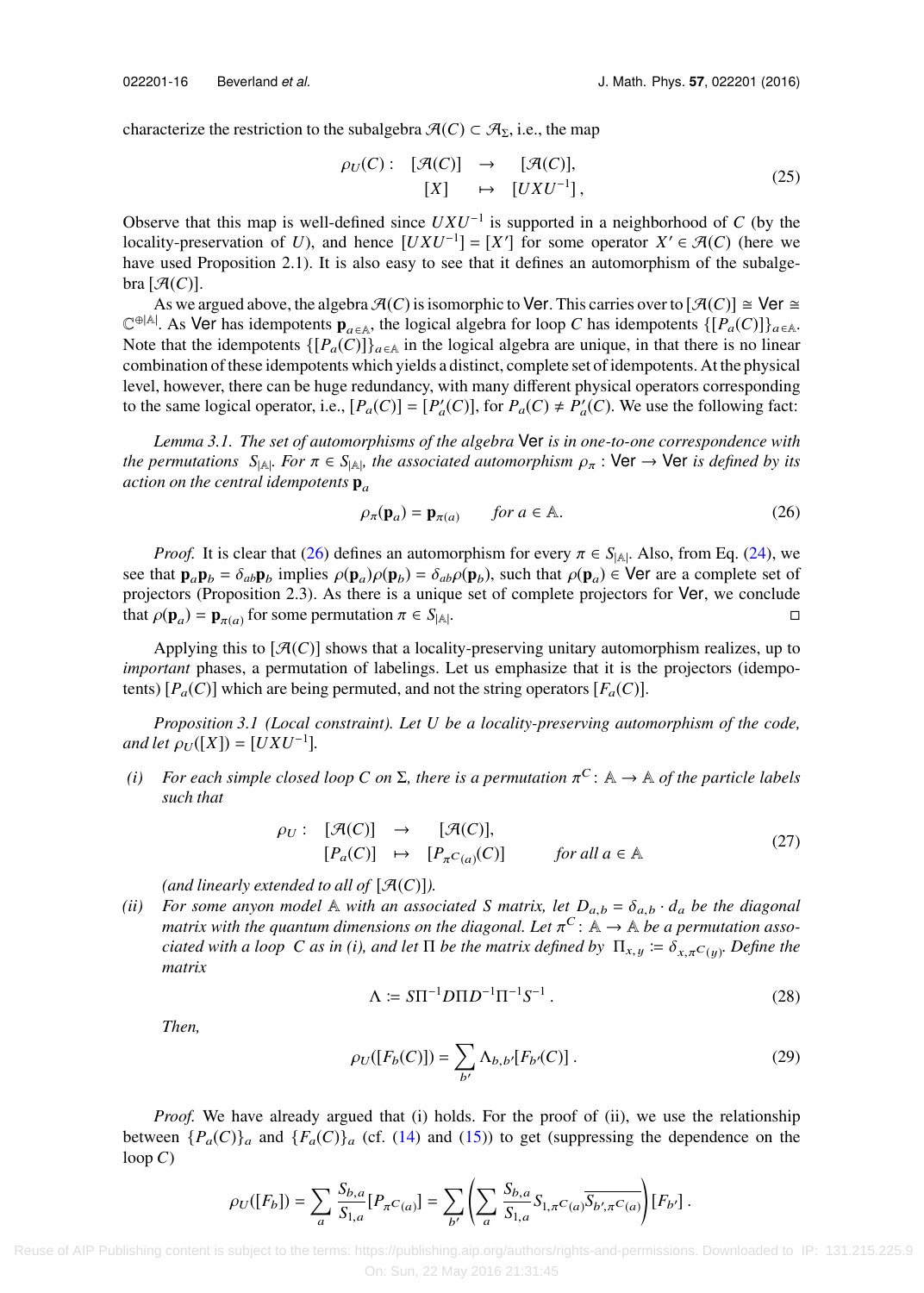characterize the restriction to the subalgebra $\mathcal{A}(C) \subset \mathcal{A}_\Sigma$, i.e., the map

$$\begin{array}{rccc} \rho_U(C): & [\mathcal{A}(C)] & \to & [\mathcal{A}(C)], \\ & [X] & \mapsto & [UXU^{-1}], \end{array} \tag{25}$$

Observe that this map is well-defined since $UXU^{-1}$ is supported in a neighborhood of $C$ (by the locality-preservation of $U$), and hence $[UXU^{-1}] = [X']$ for some operator $X' \in \mathcal{A}(C)$ (here we have used Proposition 2.1). It is also easy to see that it defines an automorphism of the subalgebra $[\mathcal{A}(C)]$.

As we argued above, the algebra $\mathcal{A}(C)$ is isomorphic to $\mathsf{Ver}$. This carries over to $[\mathcal{A}(C)] \cong \mathsf{Ver} \cong \mathbb{C}^{\oplus|\mathbb{A}|}$. As $\mathsf{Ver}$ has idempotents $\mathbf{p}_{a\in\mathbb{A}}$, the logical algebra for loop $C$ has idempotents $\{[P_a(C)]\}_{a\in\mathbb{A}}$. Note that the idempotents $\{[P_a(C)]\}_{a\in\mathbb{A}}$ in the logical algebra are unique, in that there is no linear combination of these idempotents which yields a distinct, complete set of idempotents. At the physical level, however, there can be huge redundancy, with many different physical operators corresponding to the same logical operator, i.e., $[P_a(C)] = [P'_a(C)]$, for $P_a(C) \neq P'_a(C)$. We use the following fact:

*Lemma 3.1. The set of automorphisms of the algebra* $\mathsf{Ver}$ *is in one-to-one correspondence with the permutations* $S_{|\mathbb{A}|}$. *For* $\pi \in S_{|\mathbb{A}|}$, *the associated automorphism* $\rho_\pi : \mathsf{Ver} \to \mathsf{Ver}$ *is defined by its action on the central idempotents* $\mathbf{p}_a$

$$\rho_\pi(\mathbf{p}_a) = \mathbf{p}_{\pi(a)} \qquad \textit{for } a \in \mathbb{A}. \tag{26}$$

*Proof.* It is clear that (26) defines an automorphism for every $\pi \in S_{|\mathbb{A}|}$. Also, from Eq. (24), we see that $\mathbf{p}_a\mathbf{p}_b = \delta_{ab}\mathbf{p}_b$ implies $\rho(\mathbf{p}_a)\rho(\mathbf{p}_b) = \delta_{ab}\rho(\mathbf{p}_b)$, such that $\rho(\mathbf{p}_a) \in \mathsf{Ver}$ are a complete set of projectors (Proposition 2.3). As there is a unique set of complete projectors for $\mathsf{Ver}$, we conclude that $\rho(\mathbf{p}_a) = \mathbf{p}_{\pi(a)}$ for some permutation $\pi \in S_{|\mathbb{A}|}$. □

Applying this to $[\mathcal{A}(C)]$ shows that a locality-preserving unitary automorphism realizes, up to *important* phases, a permutation of labelings. Let us emphasize that it is the projectors (idempotents) $[P_a(C)]$ which are being permuted, and not the string operators $[F_a(C)]$.

*Proposition 3.1 (Local constraint). Let U be a locality-preserving automorphism of the code, and let* $\rho_U([X]) = [UXU^{-1}]$.

*(i) For each simple closed loop C on* $\Sigma$, *there is a permutation* $\pi^C : \mathbb{A} \to \mathbb{A}$ *of the particle labels such that*

$$\begin{array}{rccc} \rho_U: & [\mathcal{A}(C)] & \to & [\mathcal{A}(C)], \\ & [P_a(C)] & \mapsto & [P_{\pi^C(a)}(C)] \qquad \textit{for all } a \in \mathbb{A} \end{array} \tag{27}$$

*(and linearly extended to all of* $[\mathcal{A}(C)]$*).*

*(ii) For some anyon model* $\mathbb{A}$ *with an associated S matrix, let* $D_{a,b} = \delta_{a,b} \cdot d_a$ *be the diagonal matrix with the quantum dimensions on the diagonal. Let* $\pi^C : \mathbb{A} \to \mathbb{A}$ *be a permutation associated with a loop C as in (i), and let* $\Pi$ *be the matrix defined by* $\Pi_{x,y} := \delta_{x,\pi^C(y)}$. *Define the matrix*

$$\Lambda := S\Pi^{-1}D\Pi D^{-1}\Pi^{-1}S^{-1}\,. \tag{28}$$

*Then,*

$$\rho_U([F_b(C)]) = \sum_{b'} \Lambda_{b,b'}[F_{b'}(C)]\,. \tag{29}$$

*Proof.* We have already argued that (i) holds. For the proof of (ii), we use the relationship between $\{P_a(C)\}_a$ and $\{F_a(C)\}_a$ (cf. (14) and (15)) to get (suppressing the dependence on the loop $C$)

$$\rho_U([F_b]) = \sum_a \frac{S_{b,a}}{S_{1,a}}[P_{\pi^C(a)}] = \sum_{b'}\left(\sum_a \frac{S_{b,a}}{S_{1,a}} S_{1,\pi^C(a)}\overline{S_{b',\pi^C(a)}}\right)[F_{b'}]\,.$$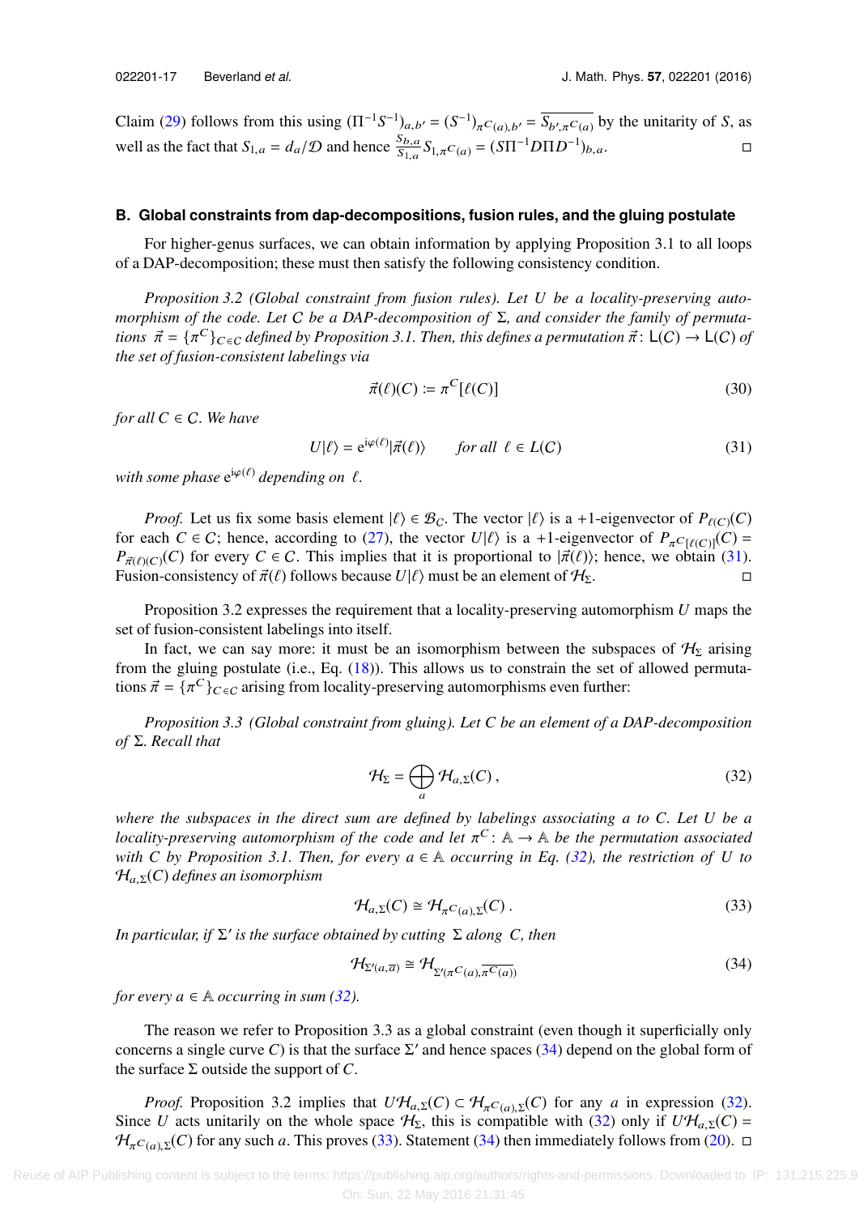Claim (29) follows from this using $(\Pi^{-1}S^{-1})_{a,b'} = (S^{-1})_{\pi^C(a),b'} = \overline{S_{b',\pi^C(a)}}$ by the unitarity of $S$, as well as the fact that $S_{1,a} = d_a/\mathcal{D}$ and hence $\frac{S_{b,a}}{S_{1,a}} S_{1,\pi^C(a)} = (S\Pi^{-1}D\Pi D^{-1})_{b,a}$. □

### B. Global constraints from dap-decompositions, fusion rules, and the gluing postulate

For higher-genus surfaces, we can obtain information by applying Proposition 3.1 to all loops of a DAP-decomposition; these must then satisfy the following consistency condition.

*Proposition 3.2 (Global constraint from fusion rules). Let $U$ be a locality-preserving automorphism of the code. Let $\mathcal{C}$ be a DAP-decomposition of $\Sigma$, and consider the family of permutations $\vec{\pi} = \{\pi^C\}_{C\in\mathcal{C}}$ defined by Proposition 3.1. Then, this defines a permutation $\vec{\pi}\colon \mathsf{L}(\mathcal{C}) \to \mathsf{L}(\mathcal{C})$ of the set of fusion-consistent labelings via*

$$\vec{\pi}(\ell)(C) := \pi^C[\ell(C)] \tag{30}$$

*for all $C \in \mathcal{C}$. We have*

$$U|\ell\rangle = e^{i\varphi(\ell)}|\vec{\pi}(\ell)\rangle \qquad \textit{for all } \ell \in L(\mathcal{C}) \tag{31}$$

*with some phase $e^{i\varphi(\ell)}$ depending on $\ell$.*

*Proof.* Let us fix some basis element $|\ell\rangle \in \mathcal{B}_{\mathcal{C}}$. The vector $|\ell\rangle$ is a +1-eigenvector of $P_{\ell(C)}(C)$ for each $C \in \mathcal{C}$; hence, according to (27), the vector $U|\ell\rangle$ is a +1-eigenvector of $P_{\pi^C[\ell(C)]}(C) = P_{\vec{\pi}(\ell)(C)}(C)$ for every $C \in \mathcal{C}$. This implies that it is proportional to $|\vec{\pi}(\ell)\rangle$; hence, we obtain (31). Fusion-consistency of $\vec{\pi}(\ell)$ follows because $U|\ell\rangle$ must be an element of $\mathcal{H}_\Sigma$. □

Proposition 3.2 expresses the requirement that a locality-preserving automorphism $U$ maps the set of fusion-consistent labelings into itself.

In fact, we can say more: it must be an isomorphism between the subspaces of $\mathcal{H}_\Sigma$ arising from the gluing postulate (i.e., Eq. (18)). This allows us to constrain the set of allowed permutations $\vec{\pi} = \{\pi^C\}_{C\in\mathcal{C}}$ arising from locality-preserving automorphisms even further:

*Proposition 3.3 (Global constraint from gluing). Let $C$ be an element of a DAP-decomposition of $\Sigma$. Recall that*

$$\mathcal{H}_\Sigma = \bigoplus_a \mathcal{H}_{a,\Sigma}(C)\,, \tag{32}$$

*where the subspaces in the direct sum are defined by labelings associating $a$ to $C$. Let $U$ be a locality-preserving automorphism of the code and let $\pi^C\colon \mathbb{A} \to \mathbb{A}$ be the permutation associated with $C$ by Proposition 3.1. Then, for every $a \in \mathbb{A}$ occurring in Eq. (32), the restriction of $U$ to $\mathcal{H}_{a,\Sigma}(C)$ defines an isomorphism*

$$\mathcal{H}_{a,\Sigma}(C) \cong \mathcal{H}_{\pi^C(a),\Sigma}(C)\,. \tag{33}$$

*In particular, if $\Sigma'$ is the surface obtained by cutting $\Sigma$ along $C$, then*

$$\mathcal{H}_{\Sigma'(a,\overline{a})} \cong \mathcal{H}_{\Sigma'(\pi^C(a),\overline{\pi^C(a)})} \tag{34}$$

*for every $a \in \mathbb{A}$ occurring in sum (32).*

The reason we refer to Proposition 3.3 as a global constraint (even though it superficially only concerns a single curve $C$) is that the surface $\Sigma'$ and hence spaces (34) depend on the global form of the surface $\Sigma$ outside the support of $C$.

*Proof.* Proposition 3.2 implies that $U\mathcal{H}_{a,\Sigma}(C) \subset \mathcal{H}_{\pi^C(a),\Sigma}(C)$ for any $a$ in expression (32). Since $U$ acts unitarily on the whole space $\mathcal{H}_\Sigma$, this is compatible with (32) only if $U\mathcal{H}_{a,\Sigma}(C) = \mathcal{H}_{\pi^C(a),\Sigma}(C)$ for any such $a$. This proves (33). Statement (34) then immediately follows from (20). □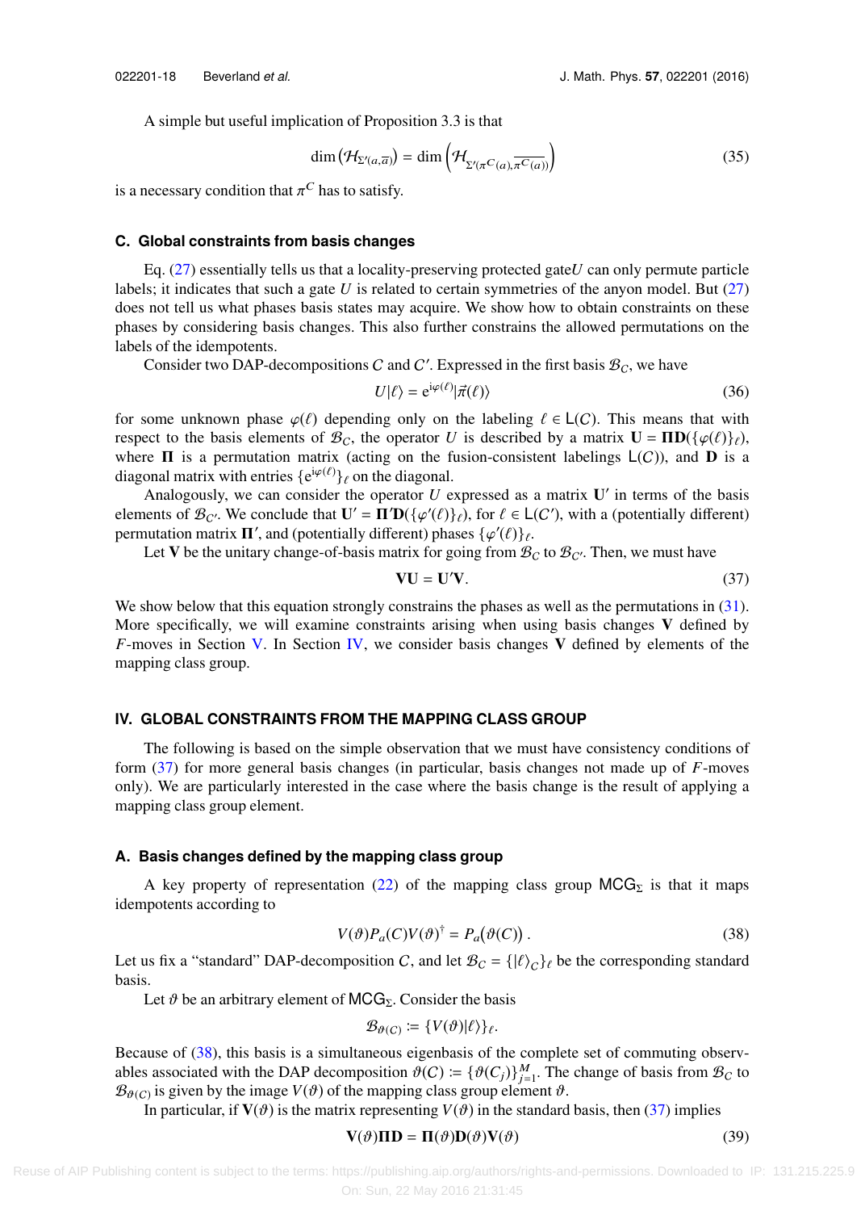A simple but useful implication of Proposition 3.3 is that

$$\dim\left(\mathcal{H}_{\Sigma'(a,\overline{a})}\right) = \dim\left(\mathcal{H}_{\Sigma'(\pi^C(a),\overline{\pi^C(a)})}\right) \tag{35}$$

is a necessary condition that $\pi^C$ has to satisfy.

### C. Global constraints from basis changes

Eq. (27) essentially tells us that a locality-preserving protected gate $U$ can only permute particle labels; it indicates that such a gate $U$ is related to certain symmetries of the anyon model. But (27) does not tell us what phases basis states may acquire. We show how to obtain constraints on these phases by considering basis changes. This also further constrains the allowed permutations on the labels of the idempotents.

Consider two DAP-decompositions $C$ and $C'$. Expressed in the first basis $\mathcal{B}_C$, we have

$$U|\ell\rangle = e^{i\varphi(\ell)}|\vec{\pi}(\ell)\rangle \tag{36}$$

for some unknown phase $\varphi(\ell)$ depending only on the labeling $\ell \in \mathsf{L}(C)$. This means that with respect to the basis elements of $\mathcal{B}_C$, the operator $U$ is described by a matrix $\mathbf{U} = \mathbf{\Pi}\mathbf{D}(\{\varphi(\ell)\}_\ell)$, where $\mathbf{\Pi}$ is a permutation matrix (acting on the fusion-consistent labelings $\mathsf{L}(C)$), and $\mathbf{D}$ is a diagonal matrix with entries $\{e^{i\varphi(\ell)}\}_\ell$ on the diagonal.

Analogously, we can consider the operator $U$ expressed as a matrix $\mathbf{U}'$ in terms of the basis elements of $\mathcal{B}_{C'}$. We conclude that $\mathbf{U}' = \mathbf{\Pi}'\mathbf{D}(\{\varphi'(\ell)\}_\ell)$, for $\ell \in \mathsf{L}(C')$, with a (potentially different) permutation matrix $\mathbf{\Pi}'$, and (potentially different) phases $\{\varphi'(\ell)\}_\ell$.

Let $\mathbf{V}$ be the unitary change-of-basis matrix for going from $\mathcal{B}_C$ to $\mathcal{B}_{C'}$. Then, we must have

$$\mathbf{V}\mathbf{U} = \mathbf{U}'\mathbf{V}. \tag{37}$$

We show below that this equation strongly constrains the phases as well as the permutations in (31). More specifically, we will examine constraints arising when using basis changes $\mathbf{V}$ defined by $F$-moves in Section V. In Section IV, we consider basis changes $\mathbf{V}$ defined by elements of the mapping class group.

## IV. GLOBAL CONSTRAINTS FROM THE MAPPING CLASS GROUP

The following is based on the simple observation that we must have consistency conditions of form (37) for more general basis changes (in particular, basis changes not made up of $F$-moves only). We are particularly interested in the case where the basis change is the result of applying a mapping class group element.

### A. Basis changes defined by the mapping class group

A key property of representation (22) of the mapping class group $\mathsf{MCG}_\Sigma$ is that it maps idempotents according to

$$V(\vartheta)P_a(C)V(\vartheta)^\dagger = P_a\big(\vartheta(C)\big)\,. \tag{38}$$

Let us fix a "standard" DAP-decomposition $C$, and let $\mathcal{B}_C = \{|\ell\rangle_C\}_\ell$ be the corresponding standard basis.

Let $\vartheta$ be an arbitrary element of $\mathsf{MCG}_\Sigma$. Consider the basis

$$\mathcal{B}_{\vartheta(C)} := \{V(\vartheta)|\ell\rangle\}_\ell.$$

Because of (38), this basis is a simultaneous eigenbasis of the complete set of commuting observables associated with the DAP decomposition $\vartheta(C) := \{\vartheta(C_j)\}_{j=1}^M$. The change of basis from $\mathcal{B}_C$ to $\mathcal{B}_{\vartheta(C)}$ is given by the image $V(\vartheta)$ of the mapping class group element $\vartheta$.

In particular, if $\mathbf{V}(\vartheta)$ is the matrix representing $V(\vartheta)$ in the standard basis, then (37) implies

$$\mathbf{V}(\vartheta)\mathbf{\Pi}\mathbf{D} = \mathbf{\Pi}(\vartheta)\mathbf{D}(\vartheta)\mathbf{V}(\vartheta) \tag{39}$$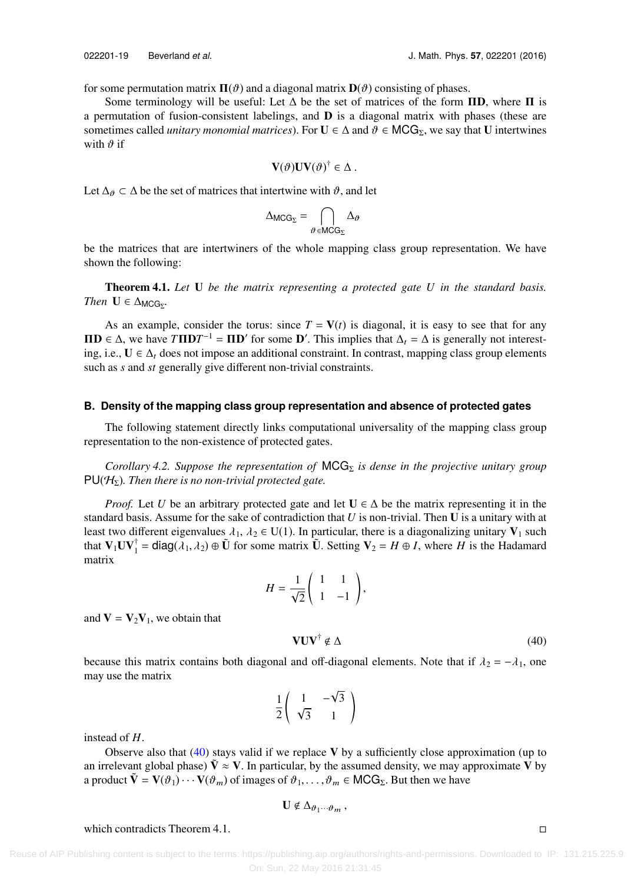for some permutation matrix $\mathbf{\Pi}(\vartheta)$ and a diagonal matrix $\mathbf{D}(\vartheta)$ consisting of phases.

Some terminology will be useful: Let $\Delta$ be the set of matrices of the form $\mathbf{\Pi D}$, where $\mathbf{\Pi}$ is a permutation of fusion-consistent labelings, and $\mathbf{D}$ is a diagonal matrix with phases (these are sometimes called *unitary monomial matrices*). For $\mathbf{U} \in \Delta$ and $\vartheta \in \mathsf{MCG}_\Sigma$, we say that $\mathbf{U}$ intertwines with $\vartheta$ if

$$\mathbf{V}(\vartheta)\mathbf{U}\mathbf{V}(\vartheta)^\dagger \in \Delta \,.$$

Let $\Delta_\vartheta \subset \Delta$ be the set of matrices that intertwine with $\vartheta$, and let

$$\Delta_{\mathsf{MCG}_\Sigma} = \bigcap_{\vartheta \in \mathsf{MCG}_\Sigma} \Delta_\vartheta$$

be the matrices that are intertwiners of the whole mapping class group representation. We have shown the following:

**Theorem 4.1.** *Let* $\mathbf{U}$ *be the matrix representing a protected gate* $U$ *in the standard basis. Then* $\mathbf{U} \in \Delta_{\mathsf{MCG}_\Sigma}$.

As an example, consider the torus: since $T = \mathbf{V}(t)$ is diagonal, it is easy to see that for any $\mathbf{\Pi D} \in \Delta$, we have $T\mathbf{\Pi D}T^{-1} = \mathbf{\Pi D}'$ for some $\mathbf{D}'$. This implies that $\Delta_t = \Delta$ is generally not interesting, i.e., $\mathbf{U} \in \Delta_t$ does not impose an additional constraint. In contrast, mapping class group elements such as $s$ and $st$ generally give different non-trivial constraints.

### B. Density of the mapping class group representation and absence of protected gates

The following statement directly links computational universality of the mapping class group representation to the non-existence of protected gates.

*Corollary 4.2. Suppose the representation of* $\mathsf{MCG}_\Sigma$ *is dense in the projective unitary group* $\mathsf{PU}(\mathcal{H}_\Sigma)$*. Then there is no non-trivial protected gate.*

*Proof.* Let $U$ be an arbitrary protected gate and let $\mathbf{U} \in \Delta$ be the matrix representing it in the standard basis. Assume for the sake of contradiction that $U$ is non-trivial. Then $\mathbf{U}$ is a unitary with at least two different eigenvalues $\lambda_1, \lambda_2 \in \mathrm{U}(1)$. In particular, there is a diagonalizing unitary $\mathbf{V}_1$ such that $\mathbf{V}_1\mathbf{U}\mathbf{V}_1^\dagger = \mathsf{diag}(\lambda_1, \lambda_2) \oplus \tilde{\mathbf{U}}$ for some matrix $\tilde{\mathbf{U}}$. Setting $\mathbf{V}_2 = H \oplus I$, where $H$ is the Hadamard matrix

$$H = \frac{1}{\sqrt{2}} \begin{pmatrix} 1 & 1 \\ 1 & -1 \end{pmatrix},$$

and $\mathbf{V} = \mathbf{V}_2\mathbf{V}_1$, we obtain that

$$\mathbf{V}\mathbf{U}\mathbf{V}^\dagger \notin \Delta \tag{40}$$

because this matrix contains both diagonal and off-diagonal elements. Note that if $\lambda_2 = -\lambda_1$, one may use the matrix

$$\frac{1}{2} \begin{pmatrix} 1 & -\sqrt{3} \\ \sqrt{3} & 1 \end{pmatrix}$$

instead of $H$.

Observe also that (40) stays valid if we replace $\mathbf{V}$ by a sufficiently close approximation (up to an irrelevant global phase) $\tilde{\mathbf{V}} \approx \mathbf{V}$. In particular, by the assumed density, we may approximate $\mathbf{V}$ by a product $\tilde{\mathbf{V}} = \mathbf{V}(\vartheta_1) \cdots \mathbf{V}(\vartheta_m)$ of images of $\vartheta_1, \ldots, \vartheta_m \in \mathsf{MCG}_\Sigma$. But then we have

$$\mathbf{U} \notin \Delta_{\vartheta_1 \cdots \vartheta_m} \,,$$

which contradicts Theorem 4.1. □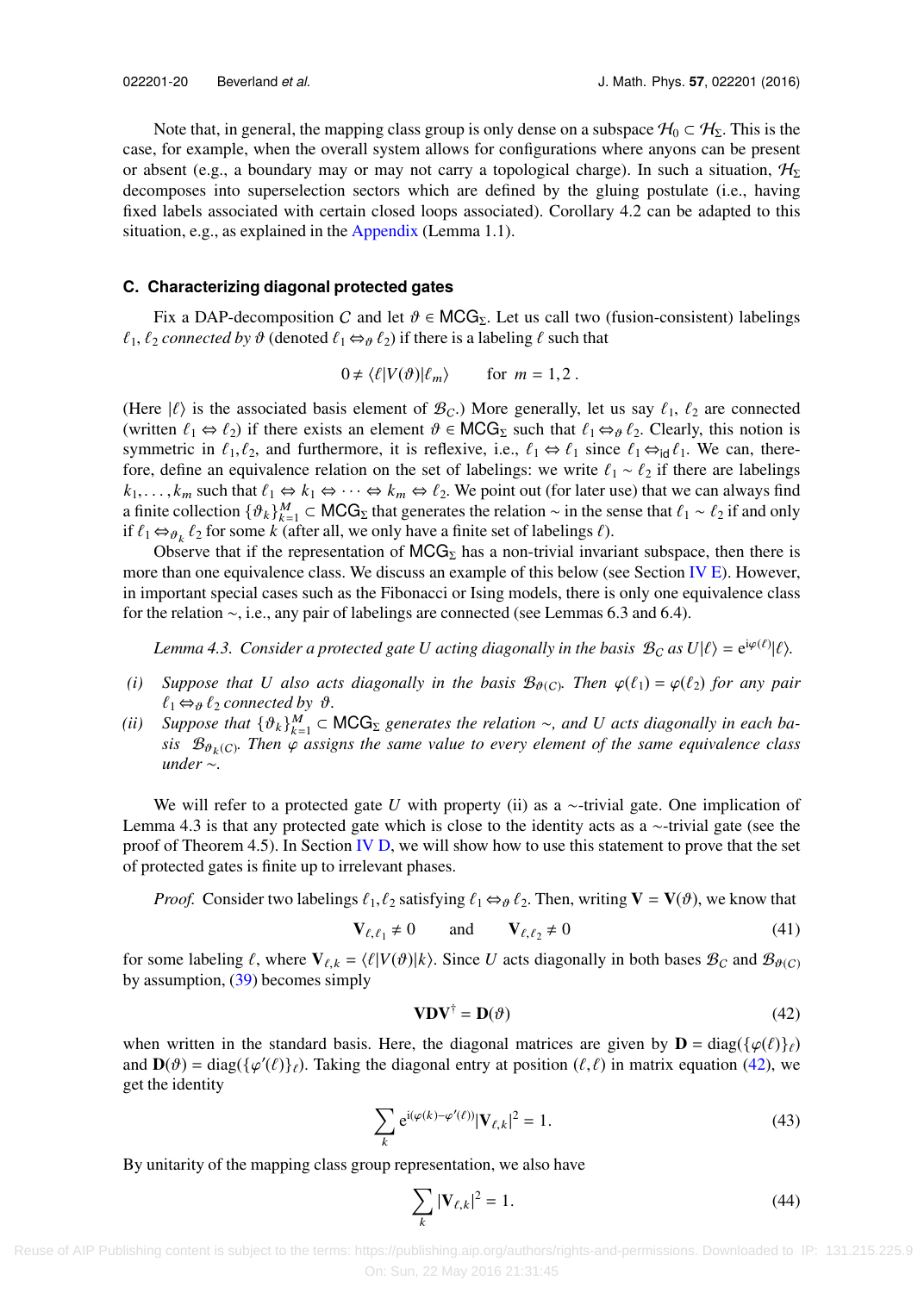Note that, in general, the mapping class group is only dense on a subspace $\mathcal{H}_0 \subset \mathcal{H}_\Sigma$. This is the case, for example, when the overall system allows for configurations where anyons can be present or absent (e.g., a boundary may or may not carry a topological charge). In such a situation, $\mathcal{H}_\Sigma$ decomposes into superselection sectors which are defined by the gluing postulate (i.e., having fixed labels associated with certain closed loops associated). Corollary 4.2 can be adapted to this situation, e.g., as explained in the Appendix (Lemma 1.1).

### C. Characterizing diagonal protected gates

Fix a DAP-decomposition $C$ and let $\vartheta \in \mathsf{MCG}_\Sigma$. Let us call two (fusion-consistent) labelings $\ell_1, \ell_2$ *connected by* $\vartheta$ (denoted $\ell_1 \Leftrightarrow_\vartheta \ell_2$) if there is a labeling $\ell$ such that

$$0 \neq \langle \ell | V(\vartheta) | \ell_m \rangle \qquad \text{for } m = 1, 2\,.$$

(Here $|\ell\rangle$ is the associated basis element of $\mathcal{B}_C$.) More generally, let us say $\ell_1$, $\ell_2$ are connected (written $\ell_1 \Leftrightarrow \ell_2$) if there exists an element $\vartheta \in \mathsf{MCG}_\Sigma$ such that $\ell_1 \Leftrightarrow_\vartheta \ell_2$. Clearly, this notion is symmetric in $\ell_1, \ell_2$, and furthermore, it is reflexive, i.e., $\ell_1 \Leftrightarrow \ell_1$ since $\ell_1 \Leftrightarrow_{\mathsf{id}} \ell_1$. We can, therefore, define an equivalence relation on the set of labelings: we write $\ell_1 \sim \ell_2$ if there are labelings $k_1, \ldots, k_m$ such that $\ell_1 \Leftrightarrow k_1 \Leftrightarrow \cdots \Leftrightarrow k_m \Leftrightarrow \ell_2$. We point out (for later use) that we can always find a finite collection $\{\vartheta_k\}_{k=1}^M \subset \mathsf{MCG}_\Sigma$ that generates the relation $\sim$ in the sense that $\ell_1 \sim \ell_2$ if and only if $\ell_1 \Leftrightarrow_{\vartheta_k} \ell_2$ for some $k$ (after all, we only have a finite set of labelings $\ell$).

Observe that if the representation of $\mathsf{MCG}_\Sigma$ has a non-trivial invariant subspace, then there is more than one equivalence class. We discuss an example of this below (see Section IV E). However, in important special cases such as the Fibonacci or Ising models, there is only one equivalence class for the relation $\sim$, i.e., any pair of labelings are connected (see Lemmas 6.3 and 6.4).

*Lemma 4.3. Consider a protected gate $U$ acting diagonally in the basis $\mathcal{B}_C$ as $U|\ell\rangle = e^{i\varphi(\ell)}|\ell\rangle$.*

*(i) Suppose that $U$ also acts diagonally in the basis $\mathcal{B}_{\vartheta(C)}$. Then $\varphi(\ell_1) = \varphi(\ell_2)$ for any pair $\ell_1 \Leftrightarrow_\vartheta \ell_2$ connected by $\vartheta$.*

*(ii) Suppose that $\{\vartheta_k\}_{k=1}^M \subset \mathsf{MCG}_\Sigma$ generates the relation $\sim$, and $U$ acts diagonally in each basis $\mathcal{B}_{\vartheta_k(C)}$. Then $\varphi$ assigns the same value to every element of the same equivalence class under $\sim$.*

We will refer to a protected gate $U$ with property (ii) as a $\sim$-trivial gate. One implication of Lemma 4.3 is that any protected gate which is close to the identity acts as a $\sim$-trivial gate (see the proof of Theorem 4.5). In Section IV D, we will show how to use this statement to prove that the set of protected gates is finite up to irrelevant phases.

*Proof.* Consider two labelings $\ell_1, \ell_2$ satisfying $\ell_1 \Leftrightarrow_\vartheta \ell_2$. Then, writing $\mathbf{V} = \mathbf{V}(\vartheta)$, we know that

$$\mathbf{V}_{\ell,\ell_1} \neq 0 \qquad \text{and} \qquad \mathbf{V}_{\ell,\ell_2} \neq 0 \tag{41}$$

for some labeling $\ell$, where $\mathbf{V}_{\ell,k} = \langle \ell | V(\vartheta) | k \rangle$. Since $U$ acts diagonally in both bases $\mathcal{B}_C$ and $\mathcal{B}_{\vartheta(C)}$ by assumption, (39) becomes simply

$$\mathbf{V}\mathbf{D}\mathbf{V}^\dagger = \mathbf{D}(\vartheta) \tag{42}$$

when written in the standard basis. Here, the diagonal matrices are given by $\mathbf{D} = \mathrm{diag}(\{\varphi(\ell)\}_\ell)$ and $\mathbf{D}(\vartheta) = \mathrm{diag}(\{\varphi'(\ell)\}_\ell)$. Taking the diagonal entry at position $(\ell,\ell)$ in matrix equation (42), we get the identity

$$\sum_k e^{i(\varphi(k)-\varphi'(\ell))}|\mathbf{V}_{\ell,k}|^2 = 1. \tag{43}$$

By unitarity of the mapping class group representation, we also have

$$\sum_k |\mathbf{V}_{\ell,k}|^2 = 1. \tag{44}$$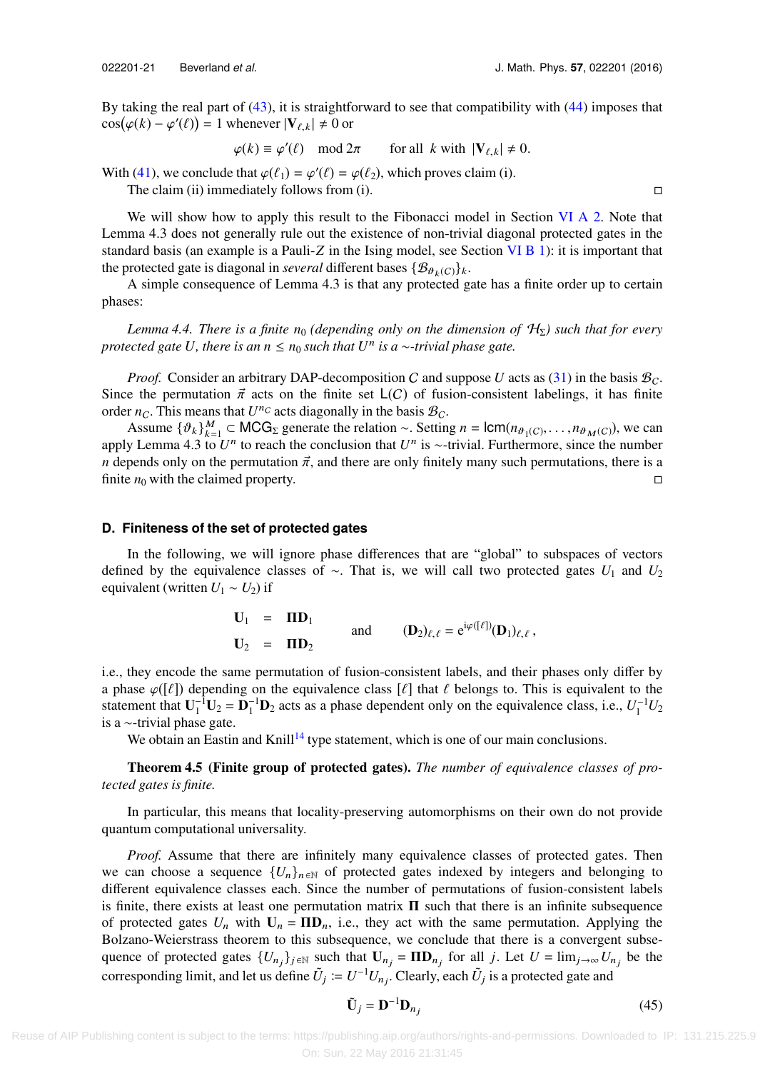By taking the real part of (43), it is straightforward to see that compatibility with (44) imposes that $\cos(\varphi(k) - \varphi'(\ell)) = 1$ whenever $|\mathbf{V}_{\ell,k}| \neq 0$ or

$$\varphi(k) \equiv \varphi'(\ell) \mod 2\pi \qquad \text{for all } k \text{ with } |\mathbf{V}_{\ell,k}| \neq 0.$$

With (41), we conclude that $\varphi(\ell_1) = \varphi'(\ell) = \varphi(\ell_2)$, which proves claim (i).

The claim (ii) immediately follows from (i). □

We will show how to apply this result to the Fibonacci model in Section VI A 2. Note that Lemma 4.3 does not generally rule out the existence of non-trivial diagonal protected gates in the standard basis (an example is a Pauli-$Z$ in the Ising model, see Section VI B 1): it is important that the protected gate is diagonal in *several* different bases $\{\mathcal{B}_{\vartheta_k(C)}\}_k$.

A simple consequence of Lemma 4.3 is that any protected gate has a finite order up to certain phases:

*Lemma 4.4. There is a finite $n_0$ (depending only on the dimension of $\mathcal{H}_\Sigma$) such that for every protected gate $U$, there is an $n \leq n_0$ such that $U^n$ is a $\sim$-trivial phase gate.*

*Proof.* Consider an arbitrary DAP-decomposition $C$ and suppose $U$ acts as (31) in the basis $\mathcal{B}_C$. Since the permutation $\vec{\pi}$ acts on the finite set $\mathsf{L}(C)$ of fusion-consistent labelings, it has finite order $n_C$. This means that $U^{n_C}$ acts diagonally in the basis $\mathcal{B}_C$.

Assume $\{\vartheta_k\}_{k=1}^M \subset \mathsf{MCG}_\Sigma$ generate the relation $\sim$. Setting $n = \mathsf{lcm}(n_{\vartheta_1(C)}, \ldots, n_{\vartheta_M(C)})$, we can apply Lemma 4.3 to $U^n$ to reach the conclusion that $U^n$ is $\sim$-trivial. Furthermore, since the number $n$ depends only on the permutation $\vec{\pi}$, and there are only finitely many such permutations, there is a finite $n_0$ with the claimed property. □

### D. Finiteness of the set of protected gates

In the following, we will ignore phase differences that are "global" to subspaces of vectors defined by the equivalence classes of $\sim$. That is, we will call two protected gates $U_1$ and $U_2$ equivalent (written $U_1 \sim U_2$) if

$$\begin{aligned} \mathbf{U}_1 &= \mathbf{\Pi}\mathbf{D}_1 \\ \mathbf{U}_2 &= \mathbf{\Pi}\mathbf{D}_2 \end{aligned} \qquad \text{and} \qquad (\mathbf{D}_2)_{\ell,\ell} = e^{i\varphi([\ell])}(\mathbf{D}_1)_{\ell,\ell}\,,$$

i.e., they encode the same permutation of fusion-consistent labels, and their phases only differ by a phase $\varphi([\ell])$ depending on the equivalence class $[\ell]$ that $\ell$ belongs to. This is equivalent to the statement that $\mathbf{U}_1^{-1}\mathbf{U}_2 = \mathbf{D}_1^{-1}\mathbf{D}_2$ acts as a phase dependent only on the equivalence class, i.e., $U_1^{-1}U_2$ is a $\sim$-trivial phase gate.

We obtain an Eastin and Knill[14] type statement, which is one of our main conclusions.

**Theorem 4.5 (Finite group of protected gates).** *The number of equivalence classes of protected gates is finite.*

In particular, this means that locality-preserving automorphisms on their own do not provide quantum computational universality.

*Proof.* Assume that there are infinitely many equivalence classes of protected gates. Then we can choose a sequence $\{U_n\}_{n\in\mathbb{N}}$ of protected gates indexed by integers and belonging to different equivalence classes each. Since the number of permutations of fusion-consistent labels is finite, there exists at least one permutation matrix $\mathbf{\Pi}$ such that there is an infinite subsequence of protected gates $U_n$ with $\mathbf{U}_n = \mathbf{\Pi}\mathbf{D}_n$, i.e., they act with the same permutation. Applying the Bolzano-Weierstrass theorem to this subsequence, we conclude that there is a convergent subsequence of protected gates $\{U_{n_j}\}_{j\in\mathbb{N}}$ such that $\mathbf{U}_{n_j} = \mathbf{\Pi}\mathbf{D}_{n_j}$ for all $j$. Let $U = \lim_{j\to\infty} U_{n_j}$ be the corresponding limit, and let us define $\tilde{U}_j := U^{-1}U_{n_j}$. Clearly, each $\tilde{U}_j$ is a protected gate and

$$\tilde{\mathbf{U}}_j = \mathbf{D}^{-1}\mathbf{D}_{n_j} \tag{45}$$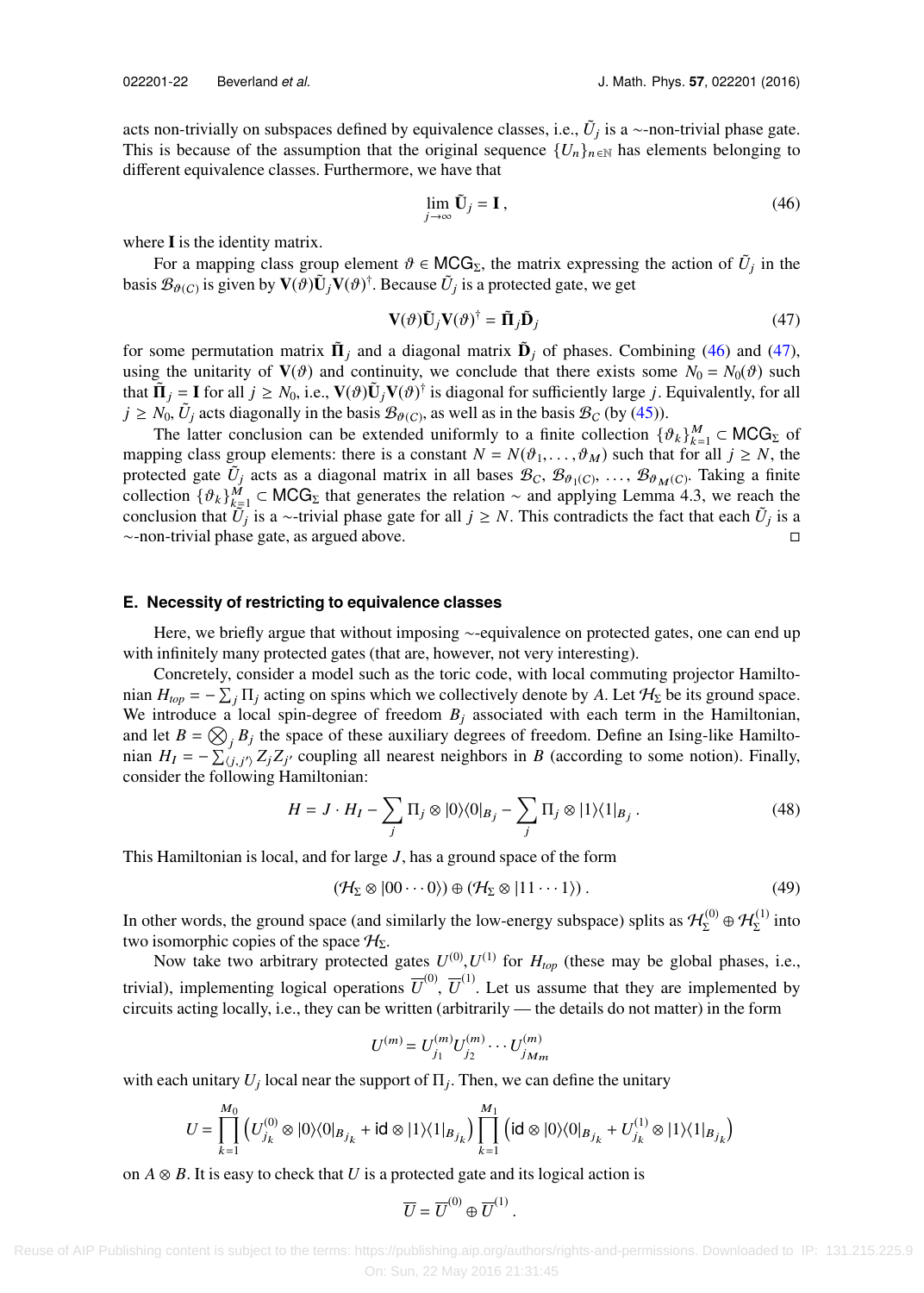acts non-trivially on subspaces defined by equivalence classes, i.e., $\tilde{U}_j$ is a $\sim$-non-trivial phase gate. This is because of the assumption that the original sequence $\{U_n\}_{n\in\mathbb{N}}$ has elements belonging to different equivalence classes. Furthermore, we have that

$$\lim_{j\to\infty} \tilde{\mathbf{U}}_j = \mathbf{I}\,, \tag{46}$$

where $\mathbf{I}$ is the identity matrix.

For a mapping class group element $\vartheta \in \mathsf{MCG}_\Sigma$, the matrix expressing the action of $\tilde{U}_j$ in the basis $\mathcal{B}_{\vartheta(C)}$ is given by $\mathbf{V}(\vartheta)\tilde{\mathbf{U}}_j\mathbf{V}(\vartheta)^\dagger$. Because $\tilde{U}_j$ is a protected gate, we get

$$\mathbf{V}(\vartheta)\tilde{\mathbf{U}}_j\mathbf{V}(\vartheta)^\dagger = \tilde{\mathbf{\Pi}}_j\tilde{\mathbf{D}}_j \tag{47}$$

for some permutation matrix $\tilde{\mathbf{\Pi}}_j$ and a diagonal matrix $\tilde{\mathbf{D}}_j$ of phases. Combining (46) and (47), using the unitarity of $\mathbf{V}(\vartheta)$ and continuity, we conclude that there exists some $N_0 = N_0(\vartheta)$ such that $\tilde{\mathbf{\Pi}}_j = \mathbf{I}$ for all $j \geq N_0$, i.e., $\mathbf{V}(\vartheta)\tilde{\mathbf{U}}_j\mathbf{V}(\vartheta)^\dagger$ is diagonal for sufficiently large $j$. Equivalently, for all $j \geq N_0$, $\tilde{U}_j$ acts diagonally in the basis $\mathcal{B}_{\vartheta(C)}$, as well as in the basis $\mathcal{B}_C$ (by (45)).

The latter conclusion can be extended uniformly to a finite collection $\{\vartheta_k\}_{k=1}^M \subset \mathsf{MCG}_\Sigma$ of mapping class group elements: there is a constant $N = N(\vartheta_1,\ldots,\vartheta_M)$ such that for all $j \geq N$, the protected gate $\tilde{U}_j$ acts as a diagonal matrix in all bases $\mathcal{B}_C, \mathcal{B}_{\vartheta_1(C)}, \ldots, \mathcal{B}_{\vartheta_M(C)}$. Taking a finite collection $\{\vartheta_k\}_{k=1}^M \subset \mathsf{MCG}_\Sigma$ that generates the relation $\sim$ and applying Lemma 4.3, we reach the conclusion that $\tilde{U}_j$ is a $\sim$-trivial phase gate for all $j \geq N$. This contradicts the fact that each $\tilde{U}_j$ is a $\sim$-non-trivial phase gate, as argued above. ◻

### E. Necessity of restricting to equivalence classes

Here, we briefly argue that without imposing $\sim$-equivalence on protected gates, one can end up with infinitely many protected gates (that are, however, not very interesting).

Concretely, consider a model such as the toric code, with local commuting projector Hamiltonian $H_{top} = -\sum_j \Pi_j$ acting on spins which we collectively denote by $A$. Let $\mathcal{H}_\Sigma$ be its ground space. We introduce a local spin-degree of freedom $B_j$ associated with each term in the Hamiltonian, and let $B = \bigotimes_j B_j$ the space of these auxiliary degrees of freedom. Define an Ising-like Hamiltonian $H_I = -\sum_{\langle j,j'\rangle} Z_j Z_{j'}$ coupling all nearest neighbors in $B$ (according to some notion). Finally, consider the following Hamiltonian:

$$H = J\cdot H_I - \sum_j \Pi_j \otimes |0\rangle\langle 0|_{B_j} - \sum_j \Pi_j \otimes |1\rangle\langle 1|_{B_j}\,. \tag{48}$$

This Hamiltonian is local, and for large $J$, has a ground space of the form

$$(\mathcal{H}_\Sigma \otimes |00\cdots 0\rangle) \oplus (\mathcal{H}_\Sigma \otimes |11\cdots 1\rangle)\,. \tag{49}$$

In other words, the ground space (and similarly the low-energy subspace) splits as $\mathcal{H}^{(0)}_\Sigma \oplus \mathcal{H}^{(1)}_\Sigma$ into two isomorphic copies of the space $\mathcal{H}_\Sigma$.

Now take two arbitrary protected gates $U^{(0)}, U^{(1)}$ for $H_{top}$ (these may be global phases, i.e., trivial), implementing logical operations $\overline{U}^{(0)}, \overline{U}^{(1)}$. Let us assume that they are implemented by circuits acting locally, i.e., they can be written (arbitrarily — the details do not matter) in the form

$$U^{(m)} = U^{(m)}_{j_1} U^{(m)}_{j_2} \cdots U^{(m)}_{j_{M_m}}$$

with each unitary $U_j$ local near the support of $\Pi_j$. Then, we can define the unitary

$$U = \prod_{k=1}^{M_0}\left(U^{(0)}_{j_k} \otimes |0\rangle\langle 0|_{B_{j_k}} + \mathsf{id}\otimes |1\rangle\langle 1|_{B_{j_k}}\right)\prod_{k=1}^{M_1}\left(\mathsf{id}\otimes |0\rangle\langle 0|_{B_{j_k}} + U^{(1)}_{j_k}\otimes |1\rangle\langle 1|_{B_{j_k}}\right)$$

on $A \otimes B$. It is easy to check that $U$ is a protected gate and its logical action is

$$\overline{U} = \overline{U}^{(0)} \oplus \overline{U}^{(1)}\,.$$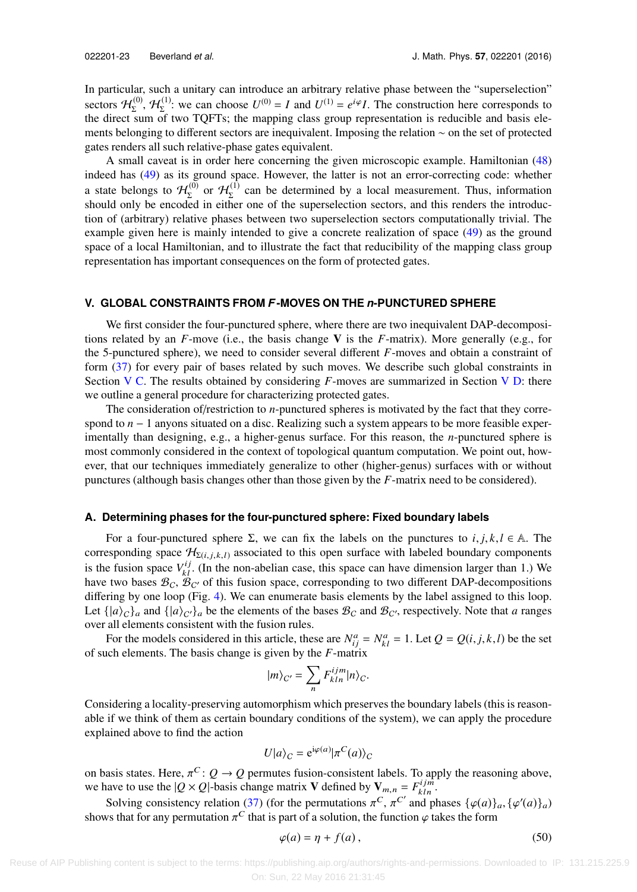In particular, such a unitary can introduce an arbitrary relative phase between the "superselection" sectors $\mathcal{H}_\Sigma^{(0)}$, $\mathcal{H}_\Sigma^{(1)}$: we can choose $U^{(0)} = I$ and $U^{(1)} = e^{i\varphi}I$. The construction here corresponds to the direct sum of two TQFTs; the mapping class group representation is reducible and basis elements belonging to different sectors are inequivalent. Imposing the relation $\sim$ on the set of protected gates renders all such relative-phase gates equivalent.

A small caveat is in order here concerning the given microscopic example. Hamiltonian (48) indeed has (49) as its ground space. However, the latter is not an error-correcting code: whether a state belongs to $\mathcal{H}_\Sigma^{(0)}$ or $\mathcal{H}_\Sigma^{(1)}$ can be determined by a local measurement. Thus, information should only be encoded in either one of the superselection sectors, and this renders the introduction of (arbitrary) relative phases between two superselection sectors computationally trivial. The example given here is mainly intended to give a concrete realization of space (49) as the ground space of a local Hamiltonian, and to illustrate the fact that reducibility of the mapping class group representation has important consequences on the form of protected gates.

## V. GLOBAL CONSTRAINTS FROM *F*-MOVES ON THE *n*-PUNCTURED SPHERE

We first consider the four-punctured sphere, where there are two inequivalent DAP-decompositions related by an $F$-move (i.e., the basis change $\mathbf{V}$ is the $F$-matrix). More generally (e.g., for the 5-punctured sphere), we need to consider several different $F$-moves and obtain a constraint of form (37) for every pair of bases related by such moves. We describe such global constraints in Section V C. The results obtained by considering $F$-moves are summarized in Section V D: there we outline a general procedure for characterizing protected gates.

The consideration of/restriction to $n$-punctured spheres is motivated by the fact that they correspond to $n-1$ anyons situated on a disc. Realizing such a system appears to be more feasible experimentally than designing, e.g., a higher-genus surface. For this reason, the $n$-punctured sphere is most commonly considered in the context of topological quantum computation. We point out, however, that our techniques immediately generalize to other (higher-genus) surfaces with or without punctures (although basis changes other than those given by the $F$-matrix need to be considered).

### A. Determining phases for the four-punctured sphere: Fixed boundary labels

For a four-punctured sphere $\Sigma$, we can fix the labels on the punctures to $i, j, k, l \in \mathbb{A}$. The corresponding space $\mathcal{H}_{\Sigma(i,j,k,l)}$ associated to this open surface with labeled boundary components is the fusion space $V^{ij}_{kl}$. (In the non-abelian case, this space can have dimension larger than 1.) We have two bases $\mathcal{B}_C$, $\mathcal{B}_{C'}$ of this fusion space, corresponding to two different DAP-decompositions differing by one loop (Fig. 4). We can enumerate basis elements by the label assigned to this loop. Let $\{|a\rangle_C\}_a$ and $\{|a\rangle_{C'}\}_a$ be the elements of the bases $\mathcal{B}_C$ and $\mathcal{B}_{C'}$, respectively. Note that $a$ ranges over all elements consistent with the fusion rules.

For the models considered in this article, these are $N^a_{ij} = N^a_{kl} = 1$. Let $Q = Q(i,j,k,l)$ be the set of such elements. The basis change is given by the $F$-matrix

$$|m\rangle_{C'} = \sum_n F^{ijm}_{kln}|n\rangle_C.$$

Considering a locality-preserving automorphism which preserves the boundary labels (this is reasonable if we think of them as certain boundary conditions of the system), we can apply the procedure explained above to find the action

$$U|a\rangle_C = \mathrm{e}^{\mathrm{i}\varphi(a)}|\pi^C(a)\rangle_C$$

on basis states. Here, $\pi^C : Q \to Q$ permutes fusion-consistent labels. To apply the reasoning above, we have to use the $|Q \times Q|$-basis change matrix $\mathbf{V}$ defined by $\mathbf{V}_{m,n} = F^{ijm}_{kln}$.

Solving consistency relation (37) (for the permutations $\pi^C$, $\pi^{C'}$ and phases $\{\varphi(a)\}_a, \{\varphi'(a)\}_a$) shows that for any permutation $\pi^C$ that is part of a solution, the function $\varphi$ takes the form

$$\varphi(a) = \eta + f(a)\,, \tag{50}$$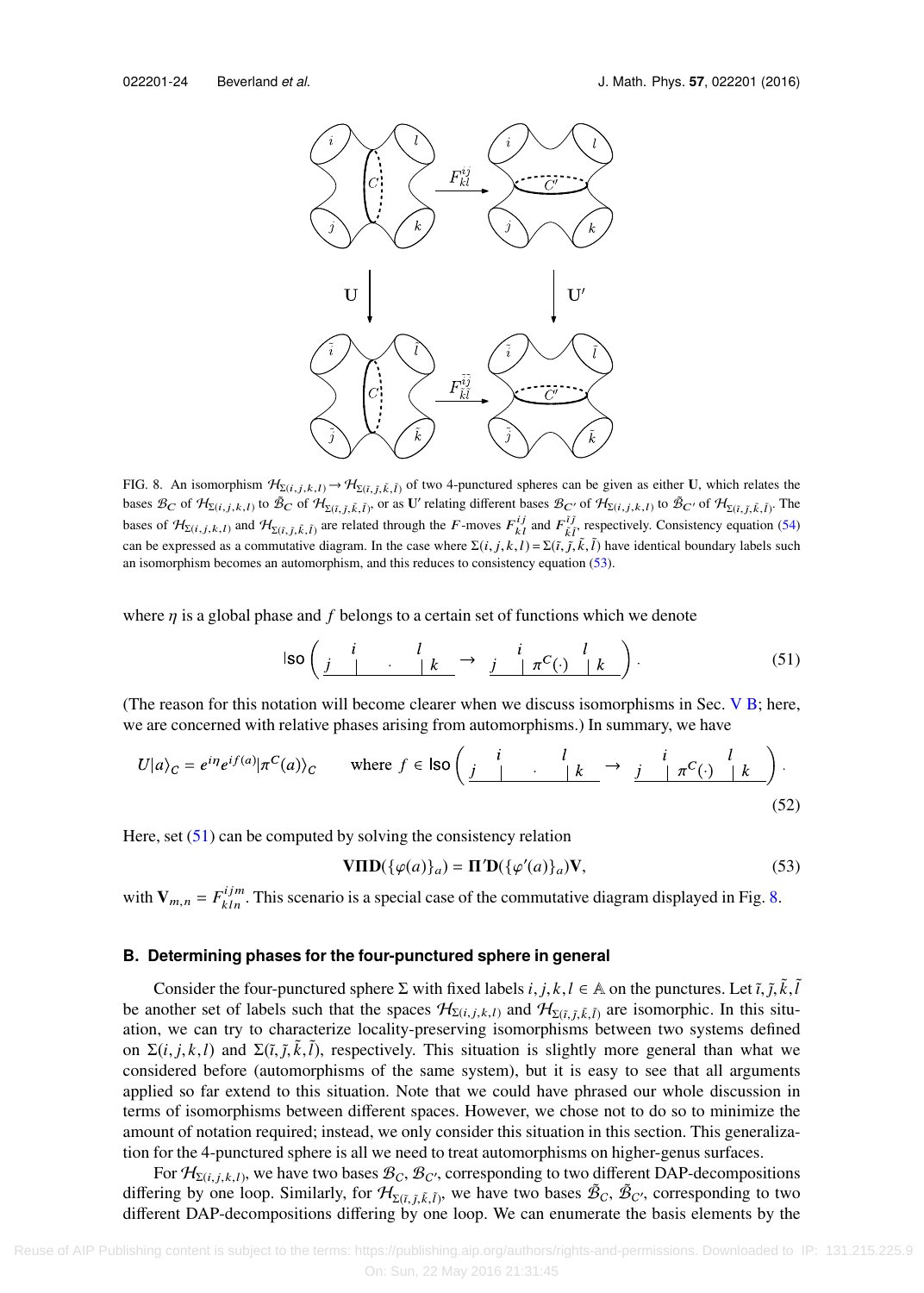FIG. 8. An isomorphism $\mathcal{H}_{\Sigma(i,j,k,l)} \to \mathcal{H}_{\Sigma(\tilde{\imath},\tilde{\jmath},\tilde{k},\tilde{l})}$ of two 4-punctured spheres can be given as either $\mathbf{U}$, which relates the bases $\mathcal{B}_C$ of $\mathcal{H}_{\Sigma(i,j,k,l)}$ to $\tilde{\mathcal{B}}_C$ of $\mathcal{H}_{\Sigma(\tilde{\imath},\tilde{\jmath},\tilde{k},\tilde{l})}$, or as $\mathbf{U}'$ relating different bases $\mathcal{B}_{C'}$ of $\mathcal{H}_{\Sigma(i,j,k,l)}$ to $\tilde{\mathcal{B}}_{C'}$ of $\mathcal{H}_{\Sigma(\tilde{\imath},\tilde{\jmath},\tilde{k},\tilde{l})}$. The bases of $\mathcal{H}_{\Sigma(i,j,k,l)}$ and $\mathcal{H}_{\Sigma(\tilde{\imath},\tilde{\jmath},\tilde{k},\tilde{l})}$ are related through the $F$-moves $F^{ij}_{kl}$ and $F^{\tilde{\imath}\tilde{\jmath}}_{\tilde{k}\tilde{l}}$, respectively. Consistency equation (54) can be expressed as a commutative diagram. In the case where $\Sigma(i,j,k,l) = \Sigma(\tilde{\imath},\tilde{\jmath},\tilde{k},\tilde{l})$ have identical boundary labels such an isomorphism becomes an automorphism, and this reduces to consistency equation (53).

where $\eta$ is a global phase and $f$ belongs to a certain set of functions which we denote

$$\mathsf{Iso}\left( \underset{j}{\overset{i}{\phantom{x}}} \quad \cdot \quad \overset{l}{\phantom{x}}_{k} \to \underset{j}{\overset{i}{\phantom{x}}} \;\pi^C(\cdot)\; \overset{l}{\phantom{x}}_{k} \right). \tag{51}$$

(The reason for this notation will become clearer when we discuss isomorphisms in Sec. V B; here, we are concerned with relative phases arising from automorphisms.) In summary, we have

$$U|a\rangle_C = e^{i\eta} e^{if(a)} |\pi^C(a)\rangle_C \qquad \text{where } f \in \mathsf{Iso}\left( \underset{j}{\overset{i}{\phantom{x}}} \quad \cdot \quad \overset{l}{\phantom{x}}_{k} \to \underset{j}{\overset{i}{\phantom{x}}} \;\pi^C(\cdot)\; \overset{l}{\phantom{x}}_{k} \right). \tag{52}$$

Here, set (51) can be computed by solving the consistency relation

$$\mathbf{V}\mathbf{\Pi}\mathbf{D}(\{\varphi(a)\}_a) = \mathbf{\Pi}'\mathbf{D}(\{\varphi'(a)\}_a)\mathbf{V}, \tag{53}$$

with $\mathbf{V}_{m,n} = F^{ijm}_{kln}$. This scenario is a special case of the commutative diagram displayed in Fig. 8.

### B. Determining phases for the four-punctured sphere in general

Consider the four-punctured sphere $\Sigma$ with fixed labels $i,j,k,l \in \mathbb{A}$ on the punctures. Let $\tilde{\imath},\tilde{\jmath},\tilde{k},\tilde{l}$ be another set of labels such that the spaces $\mathcal{H}_{\Sigma(i,j,k,l)}$ and $\mathcal{H}_{\Sigma(\tilde{\imath},\tilde{\jmath},\tilde{k},\tilde{l})}$ are isomorphic. In this situation, we can try to characterize locality-preserving isomorphisms between two systems defined on $\Sigma(i,j,k,l)$ and $\Sigma(\tilde{\imath},\tilde{\jmath},\tilde{k},\tilde{l})$, respectively. This situation is slightly more general than what we considered before (automorphisms of the same system), but it is easy to see that all arguments applied so far extend to this situation. Note that we could have phrased our whole discussion in terms of isomorphisms between different spaces. However, we chose not to do so to minimize the amount of notation required; instead, we only consider this situation in this section. This generalization for the 4-punctured sphere is all we need to treat automorphisms on higher-genus surfaces.

For $\mathcal{H}_{\Sigma(i,j,k,l)}$, we have two bases $\mathcal{B}_C, \mathcal{B}_{C'}$, corresponding to two different DAP-decompositions differing by one loop. Similarly, for $\mathcal{H}_{\Sigma(\tilde{\imath},\tilde{\jmath},\tilde{k},\tilde{l})}$, we have two bases $\tilde{\mathcal{B}}_C, \tilde{\mathcal{B}}_{C'}$, corresponding to two different DAP-decompositions differing by one loop. We can enumerate the basis elements by the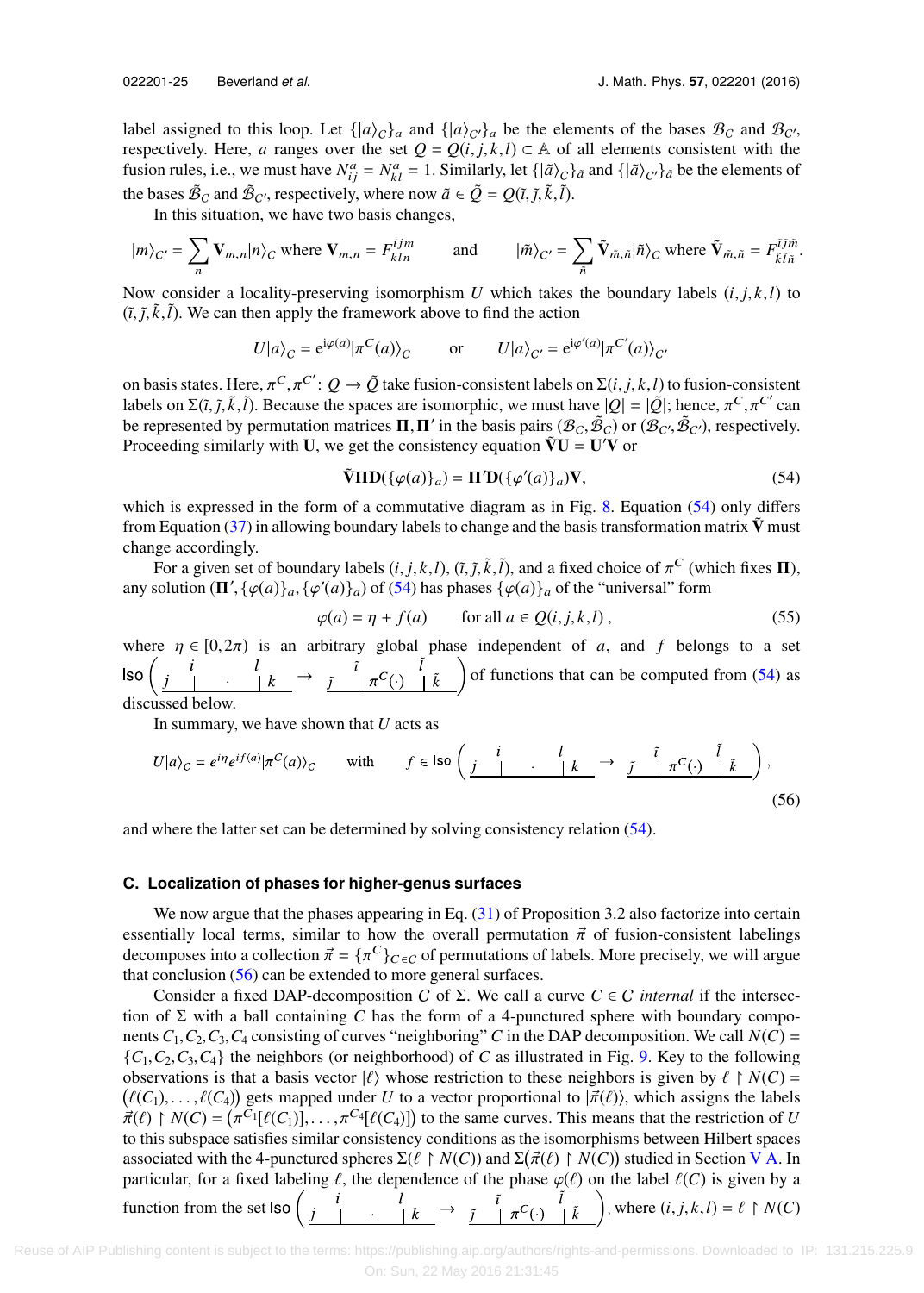label assigned to this loop. Let $\{|a\rangle_C\}_a$ and $\{|a\rangle_{C'}\}_a$ be the elements of the bases $\mathcal{B}_C$ and $\mathcal{B}_{C'}$, respectively. Here, $a$ ranges over the set $Q = Q(i,j,k,l) \subset \mathbb{A}$ of all elements consistent with the fusion rules, i.e., we must have $N_{ij}^a = N_{kl}^a = 1$. Similarly, let $\{|\tilde{a}\rangle_C\}_{\tilde{a}}$ and $\{|\tilde{a}\rangle_{C'}\}_{\tilde{a}}$ be the elements of the bases $\tilde{\mathcal{B}}_C$ and $\tilde{\mathcal{B}}_{C'}$, respectively, where now $\tilde{a} \in \tilde{Q} = Q(\tilde{\imath},\tilde{\jmath},\tilde{k},\tilde{l})$.

In this situation, we have two basis changes,

$$|m\rangle_{C'} = \sum_n \mathbf{V}_{m,n}|n\rangle_C \text{ where } \mathbf{V}_{m,n} = F_{kln}^{ijm} \qquad \text{and} \qquad |\tilde{m}\rangle_{C'} = \sum_{\tilde{n}} \tilde{\mathbf{V}}_{\tilde{m},\tilde{n}}|\tilde{n}\rangle_C \text{ where } \tilde{\mathbf{V}}_{\tilde{m},\tilde{n}} = F_{\tilde{k}\tilde{l}\tilde{n}}^{\tilde{\imath}\tilde{\jmath}\tilde{m}}.$$

Now consider a locality-preserving isomorphism $U$ which takes the boundary labels $(i,j,k,l)$ to $(\tilde{\imath},\tilde{\jmath},\tilde{k},\tilde{l})$. We can then apply the framework above to find the action

$$U|a\rangle_C = e^{i\varphi(a)}|\pi^C(a)\rangle_C \qquad \text{or} \qquad U|a\rangle_{C'} = e^{i\varphi'(a)}|\pi^{C'}(a)\rangle_{C'}$$

on basis states. Here, $\pi^C, \pi^{C'}: Q \to \tilde{Q}$ take fusion-consistent labels on $\Sigma(i,j,k,l)$ to fusion-consistent labels on $\Sigma(\tilde{\imath},\tilde{\jmath},\tilde{k},\tilde{l})$. Because the spaces are isomorphic, we must have $|Q| = |\tilde{Q}|$; hence, $\pi^C, \pi^{C'}$ can be represented by permutation matrices $\mathbf{\Pi}, \mathbf{\Pi}'$ in the basis pairs $(\mathcal{B}_C, \tilde{\mathcal{B}}_C)$ or $(\mathcal{B}_{C'}, \tilde{\mathcal{B}}_{C'})$, respectively. Proceeding similarly with $\mathbf{U}$, we get the consistency equation $\tilde{\mathbf{V}}\mathbf{U} = \mathbf{U}'\mathbf{V}$ or

$$\tilde{\mathbf{V}}\mathbf{\Pi}\mathbf{D}(\{\varphi(a)\}_a) = \mathbf{\Pi}'\mathbf{D}(\{\varphi'(a)\}_a)\mathbf{V}, \tag{54}$$

which is expressed in the form of a commutative diagram as in Fig. 8. Equation (54) only differs from Equation (37) in allowing boundary labels to change and the basis transformation matrix $\tilde{\mathbf{V}}$ must change accordingly.

For a given set of boundary labels $(i,j,k,l)$, $(\tilde{\imath},\tilde{\jmath},\tilde{k},\tilde{l})$, and a fixed choice of $\pi^C$ (which fixes $\mathbf{\Pi}$), any solution $(\mathbf{\Pi}', \{\varphi(a)\}_a, \{\varphi'(a)\}_a)$ of (54) has phases $\{\varphi(a)\}_a$ of the "universal" form

$$\varphi(a) = \eta + f(a) \qquad \text{for all } a \in Q(i,j,k,l)\,, \tag{55}$$

where $\eta \in [0, 2\pi)$ is an arbitrary global phase independent of $a$, and $f$ belongs to a set $\mathsf{Iso}\left(\underset{j}{\overset{i}{|}}\;\cdot\;\underset{k}{\overset{l}{|}} \to \underset{\tilde{\jmath}}{\overset{\tilde{\imath}}{|}}\;\pi^C(\cdot)\;\underset{\tilde{k}}{\overset{\tilde{l}}{|}}\right)$ of functions that can be computed from (54) as discussed below.

In summary, we have shown that $U$ acts as

$$U|a\rangle_C = e^{i\eta}e^{if(a)}|\pi^C(a)\rangle_C \qquad \text{with} \qquad f \in \mathsf{Iso}\left(\underset{j}{\overset{i}{|}}\;\cdot\;\underset{k}{\overset{l}{|}} \to \underset{\tilde{\jmath}}{\overset{\tilde{\imath}}{|}}\;\pi^C(\cdot)\;\underset{\tilde{k}}{\overset{\tilde{l}}{|}}\right), \tag{56}$$

and where the latter set can be determined by solving consistency relation (54).

### C. Localization of phases for higher-genus surfaces

We now argue that the phases appearing in Eq. (31) of Proposition 3.2 also factorize into certain essentially local terms, similar to how the overall permutation $\vec{\pi}$ of fusion-consistent labelings decomposes into a collection $\vec{\pi} = \{\pi^C\}_{C \in \mathcal{C}}$ of permutations of labels. More precisely, we will argue that conclusion (56) can be extended to more general surfaces.

Consider a fixed DAP-decomposition $\mathcal{C}$ of $\Sigma$. We call a curve $C \in \mathcal{C}$ *internal* if the intersection of $\Sigma$ with a ball containing $C$ has the form of a 4-punctured sphere with boundary components $C_1, C_2, C_3, C_4$ consisting of curves "neighboring" $C$ in the DAP decomposition. We call $N(C) = \{C_1, C_2, C_3, C_4\}$ the neighbors (or neighborhood) of $C$ as illustrated in Fig. 9. Key to the following observations is that a basis vector $|\ell\rangle$ whose restriction to these neighbors is given by $\ell \upharpoonright N(C) = (\ell(C_1), \ldots, \ell(C_4))$ gets mapped under $U$ to a vector proportional to $|\vec{\pi}(\ell)\rangle$, which assigns the labels $\vec{\pi}(\ell) \upharpoonright N(C) = (\pi^{C_1}[\ell(C_1)], \ldots, \pi^{C_4}[\ell(C_4)])$ to the same curves. This means that the restriction of $U$ to this subspace satisfies similar consistency conditions as the isomorphisms between Hilbert spaces associated with the 4-punctured spheres $\Sigma(\ell \upharpoonright N(C))$ and $\Sigma(\vec{\pi}(\ell) \upharpoonright N(C))$ studied in Section V A. In particular, for a fixed labeling $\ell$, the dependence of the phase $\varphi(\ell)$ on the label $\ell(C)$ is given by a function from the set $\mathsf{Iso}\left(\underset{j}{\overset{i}{|}}\;\cdot\;\underset{k}{\overset{l}{|}} \to \underset{\tilde{\jmath}}{\overset{\tilde{\imath}}{|}}\;\pi^C(\cdot)\;\underset{\tilde{k}}{\overset{\tilde{l}}{|}}\right)$, where $(i,j,k,l) = \ell \upharpoonright N(C)$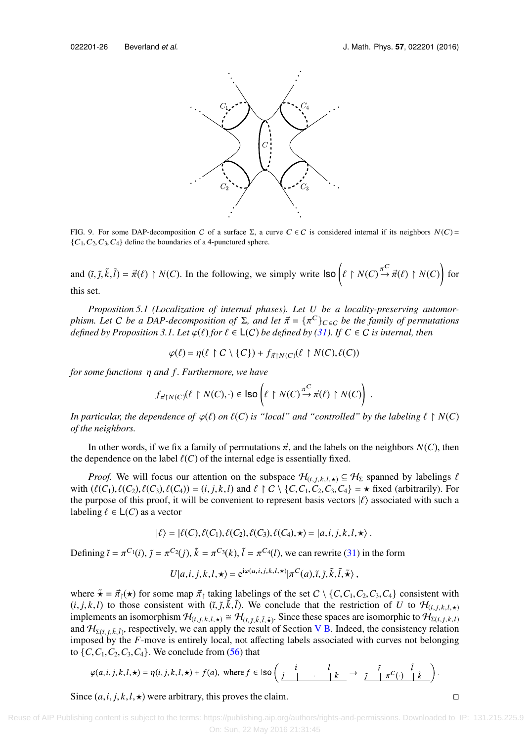FIG. 9. For some DAP-decomposition $\mathcal{C}$ of a surface $\Sigma$, a curve $C \in \mathcal{C}$ is considered internal if its neighbors $N(C) = \{C_1, C_2, C_3, C_4\}$ define the boundaries of a 4-punctured sphere.

and $(\tilde{\imath}, \tilde{\jmath}, \tilde{k}, \tilde{l}) = \vec{\pi}(\ell) \restriction N(C)$. In the following, we simply write $\mathsf{Iso}\left(\ell \restriction N(C) \overset{\pi^C}{\to} \vec{\pi}(\ell) \restriction N(C)\right)$ for this set.

*Proposition 5.1 (Localization of internal phases). Let $U$ be a locality-preserving automorphism. Let $\mathcal{C}$ be a DAP-decomposition of $\Sigma$, and let $\vec{\pi} = \{\pi^C\}_{C \in \mathcal{C}}$ be the family of permutations defined by Proposition 3.1. Let $\varphi(\ell)$ for $\ell \in \mathsf{L}(\mathcal{C})$ be defined by (31). If $C \in \mathcal{C}$ is internal, then*

$$\varphi(\ell) = \eta(\ell \restriction \mathcal{C} \setminus \{C\}) + f_{\vec{\pi} \restriction N(C)}(\ell \restriction N(C), \ell(C))$$

*for some functions $\eta$ and $f$. Furthermore, we have*

$$f_{\vec{\pi} \restriction N(C)}(\ell \restriction N(C), \cdot) \in \mathsf{Iso}\left(\ell \restriction N(C) \overset{\pi^C}{\to} \vec{\pi}(\ell) \restriction N(C)\right) .$$

*In particular, the dependence of $\varphi(\ell)$ on $\ell(C)$ is "local" and "controlled" by the labeling $\ell \restriction N(C)$ of the neighbors.*

In other words, if we fix a family of permutations $\vec{\pi}$, and the labels on the neighbors $N(C)$, then the dependence on the label $\ell(C)$ of the internal edge is essentially fixed.

*Proof.* We will focus our attention on the subspace $\mathcal{H}_{(i,j,k,l,\star)} \subseteq \mathcal{H}_\Sigma$ spanned by labelings $\ell$ with $(\ell(C_1), \ell(C_2), \ell(C_3), \ell(C_4)) = (i, j, k, l)$ and $\ell \restriction \mathcal{C} \setminus \{C, C_1, C_2, C_3, C_4\} = \star$ fixed (arbitrarily). For the purpose of this proof, it will be convenient to represent basis vectors $|\ell\rangle$ associated with such a labeling $\ell \in \mathsf{L}(\mathcal{C})$ as a vector

$$|\ell\rangle = |\ell(C), \ell(C_1), \ell(C_2), \ell(C_3), \ell(C_4), \star\rangle = |a, i, j, k, l, \star\rangle .$$

Defining $\tilde{\imath} = \pi^{C_1}(i)$, $\tilde{\jmath} = \pi^{C_2}(j)$, $\tilde{k} = \pi^{C_3}(k)$, $\tilde{l} = \pi^{C_4}(l)$, we can rewrite (31) in the form

$$U|a, i, j, k, l, \star\rangle = e^{i\varphi(a,i,j,k,l,\star)}|\pi^C(a), \tilde{\imath}, \tilde{\jmath}, \tilde{k}, \tilde{l}, \tilde{\star}\rangle ,$$

where $\tilde{\star} = \vec{\pi}_\restriction(\star)$ for some map $\vec{\pi}_\restriction$ taking labelings of the set $\mathcal{C} \setminus \{C, C_1, C_2, C_3, C_4\}$ consistent with $(i, j, k, l)$ to those consistent with $(\tilde{\imath}, \tilde{\jmath}, \tilde{k}, \tilde{l})$. We conclude that the restriction of $U$ to $\mathcal{H}_{(i,j,k,l,\star)}$ implements an isomorphism $\mathcal{H}_{(i,j,k,l,\star)} \cong \mathcal{H}_{(\tilde{\imath},\tilde{\jmath},\tilde{k},\tilde{l},\tilde{\star})}$. Since these spaces are isomorphic to $\mathcal{H}_{\Sigma(i,j,k,l)}$ and $\mathcal{H}_{\Sigma(\tilde{\imath},\tilde{\jmath},\tilde{k},\tilde{l})}$, respectively, we can apply the result of Section V B. Indeed, the consistency relation imposed by the $F$-move is entirely local, not affecting labels associated with curves not belonging to $\{C, C_1, C_2, C_3, C_4\}$. We conclude from (56) that

$$\varphi(a, i, j, k, l, \star) = \eta(i, j, k, l, \star) + f(a), \text{ where } f \in \mathsf{Iso}\left( \underset{j}{} \overset{i}{|} \;\cdot\; \overset{l}{|} \underset{k}{} \to \underset{\tilde{\jmath}}{} \overset{\tilde{\imath}}{|} \;\pi^C(\cdot)\; \overset{\tilde{l}}{|} \underset{\tilde{k}}{} \right).$$

Since $(a, i, j, k, l, \star)$ were arbitrary, this proves the claim. $\square$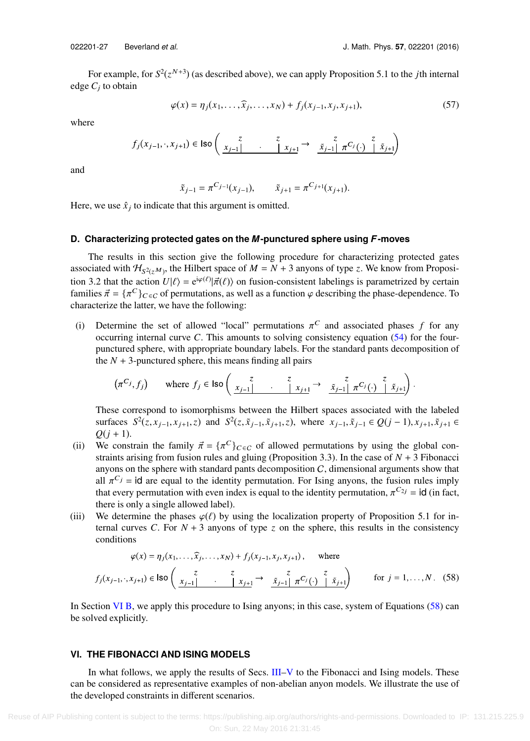For example, for $S^2(z^{N+3})$ (as described above), we can apply Proposition 5.1 to the $j$th internal edge $C_j$ to obtain

$$\varphi(x) = \eta_j(x_1, \ldots, \widehat{x}_j, \ldots, x_N) + f_j(x_{j-1}, x_j, x_{j+1}), \tag{57}$$

where

$$f_j(x_{j-1}, \cdot, x_{j+1}) \in \mathsf{Iso}\left( \underset{x_{j-1}}{\overset{z}{|}} \quad \cdot \quad \underset{x_{j+1}}{\overset{z}{|}} \to \underset{\tilde{x}_{j-1}}{\overset{z}{|}} \pi^{C_j}(\cdot) \underset{\tilde{x}_{j+1}}{\overset{z}{|}} \right)$$

and

$$\tilde{x}_{j-1} = \pi^{C_{j-1}}(x_{j-1}), \qquad \tilde{x}_{j+1} = \pi^{C_{j+1}}(x_{j+1}).$$

Here, we use $\hat{x}_j$ to indicate that this argument is omitted.

### D. Characterizing protected gates on the *M*-punctured sphere using *F*-moves

The results in this section give the following procedure for characterizing protected gates associated with $\mathcal{H}_{S^2(z^M)}$, the Hilbert space of $M = N + 3$ anyons of type $z$. We know from Proposition 3.2 that the action $U|\ell\rangle = e^{i\varphi(\ell)}|\vec{\pi}(\ell)\rangle$ on fusion-consistent labelings is parametrized by certain families $\vec{\pi} = \{\pi^C\}_{C\in\mathcal{C}}$ of permutations, as well as a function $\varphi$ describing the phase-dependence. To characterize the latter, we have the following:

(i) Determine the set of allowed "local" permutations $\pi^C$ and associated phases $f$ for any occurring internal curve $C$. This amounts to solving consistency equation (54) for the four-punctured sphere, with appropriate boundary labels. For the standard pants decomposition of the $N + 3$-punctured sphere, this means finding all pairs

$$\left(\pi^{C_j}, f_j\right) \qquad \text{where } f_j \in \mathsf{Iso}\left( \underset{x_{j-1}}{\overset{z}{|}} \quad \cdot \quad \underset{x_{j+1}}{\overset{z}{|}} \to \underset{\tilde{x}_{j-1}}{\overset{z}{|}} \pi^{C_j}(\cdot) \underset{\tilde{x}_{j+1}}{\overset{z}{|}} \right).$$

These correspond to isomorphisms between the Hilbert spaces associated with the labeled surfaces $S^2(z, x_{j-1}, x_{j+1}, z)$ and $S^2(z, \tilde{x}_{j-1}, \tilde{x}_{j+1}, z)$, where $x_{j-1}, \tilde{x}_{j-1} \in Q(j-1), x_{j+1}, \tilde{x}_{j+1} \in Q(j+1)$.

(ii) We constrain the family $\vec{\pi} = \{\pi^C\}_{C\in\mathcal{C}}$ of allowed permutations by using the global constraints arising from fusion rules and gluing (Proposition 3.3). In the case of $N + 3$ Fibonacci anyons on the sphere with standard pants decomposition $\mathcal{C}$, dimensional arguments show that all $\pi^{C_j} = \mathsf{id}$ are equal to the identity permutation. For Ising anyons, the fusion rules imply that every permutation with even index is equal to the identity permutation, $\pi^{C_{2j}} = \mathsf{id}$ (in fact, there is only a single allowed label).

(iii) We determine the phases $\varphi(\ell)$ by using the localization property of Proposition 5.1 for internal curves $C$. For $N + 3$ anyons of type $z$ on the sphere, this results in the consistency conditions

$$\varphi(x) = \eta_j(x_1, \ldots, \widehat{x}_j, \ldots, x_N) + f_j(x_{j-1}, x_j, x_{j+1}), \qquad \text{where}$$
$$f_j(x_{j-1}, \cdot, x_{j+1}) \in \mathsf{Iso}\left( \underset{x_{j-1}}{\overset{z}{|}} \quad \cdot \quad \underset{x_{j+1}}{\overset{z}{|}} \to \underset{\tilde{x}_{j-1}}{\overset{z}{|}} \pi^{C_j}(\cdot) \underset{\tilde{x}_{j+1}}{\overset{z}{|}} \right) \qquad \text{for } j = 1, \ldots, N. \tag{58}$$

In Section VI B, we apply this procedure to Ising anyons; in this case, system of Equations (58) can be solved explicitly.

## VI. THE FIBONACCI AND ISING MODELS

In what follows, we apply the results of Secs. III–V to the Fibonacci and Ising models. These can be considered as representative examples of non-abelian anyon models. We illustrate the use of the developed constraints in different scenarios.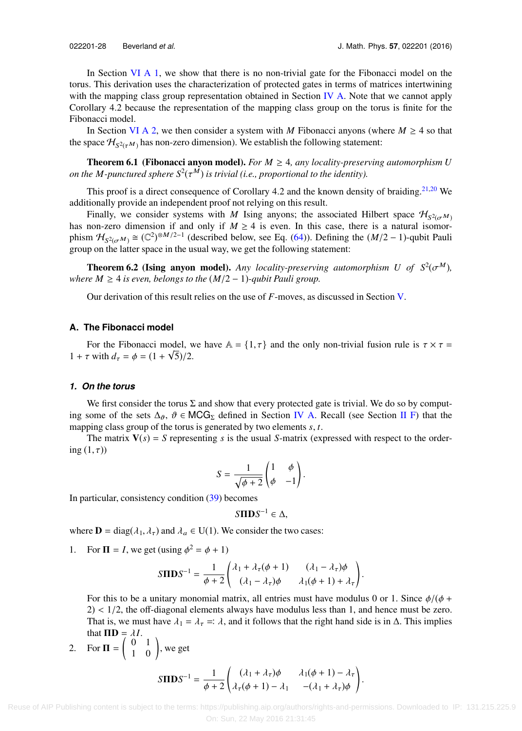In Section VI A 1, we show that there is no non-trivial gate for the Fibonacci model on the torus. This derivation uses the characterization of protected gates in terms of matrices intertwining with the mapping class group representation obtained in Section IV A. Note that we cannot apply Corollary 4.2 because the representation of the mapping class group on the torus is finite for the Fibonacci model.

In Section VI A 2, we then consider a system with $M$ Fibonacci anyons (where $M \geq 4$ so that the space $\mathcal{H}_{S^2(\tau^M)}$ has non-zero dimension). We establish the following statement:

**Theorem 6.1 (Fibonacci anyon model).** *For $M \geq 4$, any locality-preserving automorphism $U$ on the $M$-punctured sphere $S^2(\tau^M)$ is trivial (i.e., proportional to the identity).*

This proof is a direct consequence of Corollary 4.2 and the known density of braiding.[21,20] We additionally provide an independent proof not relying on this result.

Finally, we consider systems with $M$ Ising anyons; the associated Hilbert space $\mathcal{H}_{S^2(\sigma^M)}$ has non-zero dimension if and only if $M \geq 4$ is even. In this case, there is a natural isomorphism $\mathcal{H}_{S^2(\sigma^M)} \cong (\mathbb{C}^2)^{\otimes M/2-1}$ (described below, see Eq. (64)). Defining the $(M/2-1)$-qubit Pauli group on the latter space in the usual way, we get the following statement:

**Theorem 6.2 (Ising anyon model).** *Any locality-preserving automorphism $U$ of $S^2(\sigma^M)$, where $M \geq 4$ is even, belongs to the $(M/2-1)$-qubit Pauli group.*

Our derivation of this result relies on the use of $F$-moves, as discussed in Section V.

### A. The Fibonacci model

For the Fibonacci model, we have $\mathbb{A} = \{1, \tau\}$ and the only non-trivial fusion rule is $\tau \times \tau = 1 + \tau$ with $d_\tau = \phi = (1+\sqrt{5})/2$.

#### *1. On the torus*

We first consider the torus $\Sigma$ and show that every protected gate is trivial. We do so by computing some of the sets $\Delta_\vartheta$, $\vartheta \in \mathsf{MCG}_\Sigma$ defined in Section IV A. Recall (see Section II F) that the mapping class group of the torus is generated by two elements $s, t$.

The matrix $\mathbf{V}(s) = S$ representing $s$ is the usual $S$-matrix (expressed with respect to the ordering $(1, \tau)$)

$$S = \frac{1}{\sqrt{\phi+2}}\begin{pmatrix} 1 & \phi \\ \phi & -1 \end{pmatrix}.$$

In particular, consistency condition (39) becomes

$$S\mathbf{\Pi}\mathbf{D}S^{-1} \in \Delta,$$

where $\mathbf{D} = \mathrm{diag}(\lambda_1, \lambda_\tau)$ and $\lambda_a \in \mathrm{U}(1)$. We consider the two cases:

1. For $\mathbf{\Pi} = I$, we get (using $\phi^2 = \phi + 1$)

$$S\mathbf{\Pi}\mathbf{D}S^{-1} = \frac{1}{\phi+2}\begin{pmatrix} \lambda_1 + \lambda_\tau(\phi+1) & (\lambda_1 - \lambda_\tau)\phi \\ (\lambda_1 - \lambda_\tau)\phi & \lambda_1(\phi+1) + \lambda_\tau \end{pmatrix}.$$

   For this to be a unitary monomial matrix, all entries must have modulus 0 or 1. Since $\phi/(\phi+2) < 1/2$, the off-diagonal elements always have modulus less than 1, and hence must be zero. That is, we must have $\lambda_1 = \lambda_\tau =: \lambda$, and it follows that the right hand side is in $\Delta$. This implies that $\mathbf{\Pi}\mathbf{D} = \lambda I$.

2. For $\mathbf{\Pi} = \begin{pmatrix} 0 & 1 \\ 1 & 0 \end{pmatrix}$, we get

$$S\mathbf{\Pi}\mathbf{D}S^{-1} = \frac{1}{\phi+2}\begin{pmatrix} (\lambda_1 + \lambda_\tau)\phi & \lambda_1(\phi+1) - \lambda_\tau \\ \lambda_\tau(\phi+1) - \lambda_1 & -(\lambda_1 + \lambda_\tau)\phi \end{pmatrix}.$$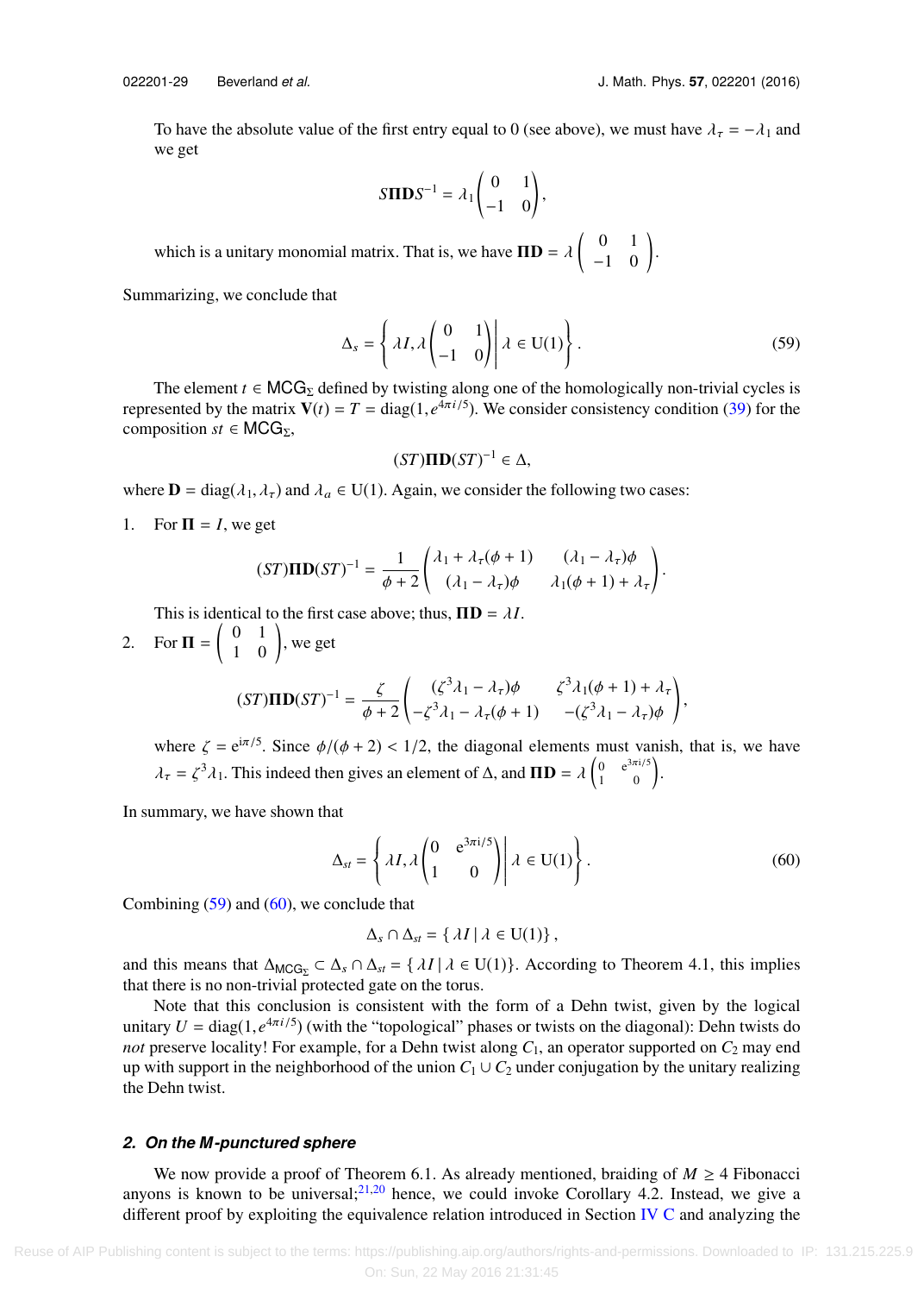To have the absolute value of the first entry equal to 0 (see above), we must have $\lambda_\tau = -\lambda_1$ and we get

$$S\mathbf{\Pi}\mathbf{D}S^{-1} = \lambda_1 \begin{pmatrix} 0 & 1 \\ -1 & 0 \end{pmatrix},$$

which is a unitary monomial matrix. That is, we have $\mathbf{\Pi}\mathbf{D} = \lambda \begin{pmatrix} 0 & 1 \\ -1 & 0 \end{pmatrix}$.

Summarizing, we conclude that

$$\Delta_s = \left\{ \lambda I, \lambda \begin{pmatrix} 0 & 1 \\ -1 & 0 \end{pmatrix} \middle| \, \lambda \in \mathrm{U}(1) \right\}. \tag{59}$$

The element $t \in \mathsf{MCG}_\Sigma$ defined by twisting along one of the homologically non-trivial cycles is represented by the matrix $\mathbf{V}(t) = T = \mathrm{diag}(1, e^{4\pi i/5})$. We consider consistency condition (39) for the composition $st \in \mathsf{MCG}_\Sigma$,

$$(ST)\mathbf{\Pi}\mathbf{D}(ST)^{-1} \in \Delta,$$

where $\mathbf{D} = \mathrm{diag}(\lambda_1, \lambda_\tau)$ and $\lambda_a \in \mathrm{U}(1)$. Again, we consider the following two cases:

1. For $\mathbf{\Pi} = I$, we get

$$(ST)\mathbf{\Pi}\mathbf{D}(ST)^{-1} = \frac{1}{\phi+2}\begin{pmatrix} \lambda_1 + \lambda_\tau(\phi+1) & (\lambda_1 - \lambda_\tau)\phi \\ (\lambda_1 - \lambda_\tau)\phi & \lambda_1(\phi+1) + \lambda_\tau \end{pmatrix}.$$

   This is identical to the first case above; thus, $\mathbf{\Pi}\mathbf{D} = \lambda I$.

2. For $\mathbf{\Pi} = \begin{pmatrix} 0 & 1 \\ 1 & 0 \end{pmatrix}$, we get

$$(ST)\mathbf{\Pi}\mathbf{D}(ST)^{-1} = \frac{\zeta}{\phi+2}\begin{pmatrix} (\zeta^3\lambda_1 - \lambda_\tau)\phi & \zeta^3\lambda_1(\phi+1) + \lambda_\tau \\ -\zeta^3\lambda_1 - \lambda_\tau(\phi+1) & -(\zeta^3\lambda_1 - \lambda_\tau)\phi \end{pmatrix},$$

   where $\zeta = \mathrm{e}^{\mathrm{i}\pi/5}$. Since $\phi/(\phi+2) < 1/2$, the diagonal elements must vanish, that is, we have $\lambda_\tau = \zeta^3\lambda_1$. This indeed then gives an element of $\Delta$, and $\mathbf{\Pi}\mathbf{D} = \lambda \begin{pmatrix} 0 & \mathrm{e}^{3\pi\mathrm{i}/5} \\ 1 & 0 \end{pmatrix}$.

In summary, we have shown that

$$\Delta_{st} = \left\{ \lambda I, \lambda \begin{pmatrix} 0 & \mathrm{e}^{3\pi\mathrm{i}/5} \\ 1 & 0 \end{pmatrix} \middle| \, \lambda \in \mathrm{U}(1) \right\}. \tag{60}$$

Combining (59) and (60), we conclude that

$$\Delta_s \cap \Delta_{st} = \{ \lambda I \,|\, \lambda \in \mathrm{U}(1) \},$$

and this means that $\Delta_{\mathsf{MCG}_\Sigma} \subset \Delta_s \cap \Delta_{st} = \{ \lambda I \,|\, \lambda \in \mathrm{U}(1) \}$. According to Theorem 4.1, this implies that there is no non-trivial protected gate on the torus.

Note that this conclusion is consistent with the form of a Dehn twist, given by the logical unitary $U = \mathrm{diag}(1, e^{4\pi i/5})$ (with the "topological" phases or twists on the diagonal): Dehn twists do *not* preserve locality! For example, for a Dehn twist along $C_1$, an operator supported on $C_2$ may end up with support in the neighborhood of the union $C_1 \cup C_2$ under conjugation by the unitary realizing the Dehn twist.

### 2. *On the M-punctured sphere*

We now provide a proof of Theorem 6.1. As already mentioned, braiding of $M \geq 4$ Fibonacci anyons is known to be universal;[21,20] hence, we could invoke Corollary 4.2. Instead, we give a different proof by exploiting the equivalence relation introduced in Section IV C and analyzing the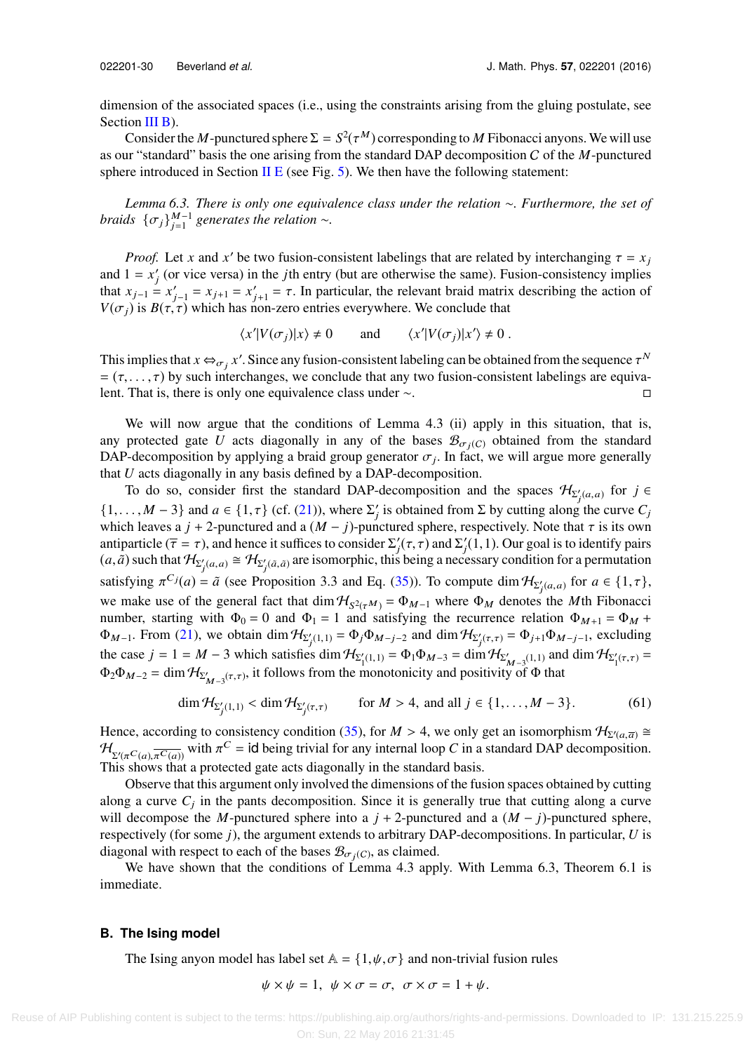dimension of the associated spaces (i.e., using the constraints arising from the gluing postulate, see Section III B).

Consider the $M$-punctured sphere $\Sigma = S^2(\tau^M)$ corresponding to $M$ Fibonacci anyons. We will use as our "standard" basis the one arising from the standard DAP decomposition $C$ of the $M$-punctured sphere introduced in Section II E (see Fig. 5). We then have the following statement:

*Lemma 6.3. There is only one equivalence class under the relation* $\sim$*. Furthermore, the set of braids* $\{\sigma_j\}_{j=1}^{M-1}$ *generates the relation* $\sim$*.*

*Proof.* Let $x$ and $x'$ be two fusion-consistent labelings that are related by interchanging $\tau = x_j$ and $1 = x'_j$ (or vice versa) in the $j$th entry (but are otherwise the same). Fusion-consistency implies that $x_{j-1} = x'_{j-1} = x_{j+1} = x'_{j+1} = \tau$. In particular, the relevant braid matrix describing the action of $V(\sigma_j)$ is $B(\tau,\tau)$ which has non-zero entries everywhere. We conclude that

$$\langle x'|V(\sigma_j)|x\rangle \neq 0 \qquad \text{and} \qquad \langle x'|V(\sigma_j)|x'\rangle \neq 0\,.$$

This implies that $x \Leftrightarrow_{\sigma_j} x'$. Since any fusion-consistent labeling can be obtained from the sequence $\tau^N = (\tau,\ldots,\tau)$ by such interchanges, we conclude that any two fusion-consistent labelings are equivalent. That is, there is only one equivalence class under $\sim$. ◻

We will now argue that the conditions of Lemma 4.3 (ii) apply in this situation, that is, any protected gate $U$ acts diagonally in any of the bases $\mathcal{B}_{\sigma_j(C)}$ obtained from the standard DAP-decomposition by applying a braid group generator $\sigma_j$. In fact, we will argue more generally that $U$ acts diagonally in any basis defined by a DAP-decomposition.

To do so, consider first the standard DAP-decomposition and the spaces $\mathcal{H}_{\Sigma'_j(a,a)}$ for $j \in \{1,\ldots,M-3\}$ and $a \in \{1,\tau\}$ (cf. (21)), where $\Sigma'_j$ is obtained from $\Sigma$ by cutting along the curve $C_j$ which leaves a $j+2$-punctured and a $(M-j)$-punctured sphere, respectively. Note that $\tau$ is its own antiparticle ($\overline{\tau} = \tau$), and hence it suffices to consider $\Sigma'_j(\tau,\tau)$ and $\Sigma'_j(1,1)$. Our goal is to identify pairs $(a,\tilde{a})$ such that $\mathcal{H}_{\Sigma'_j(a,a)} \cong \mathcal{H}_{\Sigma'_j(\tilde{a},\tilde{a})}$ are isomorphic, this being a necessary condition for a permutation satisfying $\pi^{C_j}(a) = \tilde{a}$ (see Proposition 3.3 and Eq. (35)). To compute $\dim \mathcal{H}_{\Sigma'_j(a,a)}$ for $a \in \{1,\tau\}$, we make use of the general fact that $\dim \mathcal{H}_{S^2(\tau^M)} = \Phi_{M-1}$ where $\Phi_M$ denotes the $M$th Fibonacci number, starting with $\Phi_0 = 0$ and $\Phi_1 = 1$ and satisfying the recurrence relation $\Phi_{M+1} = \Phi_M + \Phi_{M-1}$. From (21), we obtain $\dim \mathcal{H}_{\Sigma'_j(1,1)} = \Phi_j \Phi_{M-j-2}$ and $\dim \mathcal{H}_{\Sigma'_j(\tau,\tau)} = \Phi_{j+1}\Phi_{M-j-1}$, excluding the case $j = 1 = M-3$ which satisfies $\dim \mathcal{H}_{\Sigma'_1(1,1)} = \Phi_1 \Phi_{M-3} = \dim \mathcal{H}_{\Sigma'_{M-3}(1,1)}$ and $\dim \mathcal{H}_{\Sigma'_1(\tau,\tau)} = \Phi_2 \Phi_{M-2} = \dim \mathcal{H}_{\Sigma'_{M-3}(\tau,\tau)}$, it follows from the monotonicity and positivity of $\Phi$ that

$$\dim \mathcal{H}_{\Sigma'_j(1,1)} < \dim \mathcal{H}_{\Sigma'_j(\tau,\tau)} \qquad \text{for } M > 4, \text{ and all } j \in \{1,\ldots,M-3\}. \tag{61}$$

Hence, according to consistency condition (35), for $M > 4$, we only get an isomorphism $\mathcal{H}_{\Sigma'(a,\overline{a})} \cong \mathcal{H}_{\Sigma'(\pi^C(a),\overline{\pi^C(a)})}$ with $\pi^C = \mathsf{id}$ being trivial for any internal loop $C$ in a standard DAP decomposition. This shows that a protected gate acts diagonally in the standard basis.

Observe that this argument only involved the dimensions of the fusion spaces obtained by cutting along a curve $C_j$ in the pants decomposition. Since it is generally true that cutting along a curve will decompose the $M$-punctured sphere into a $j+2$-punctured and a $(M-j)$-punctured sphere, respectively (for some $j$), the argument extends to arbitrary DAP-decompositions. In particular, $U$ is diagonal with respect to each of the bases $\mathcal{B}_{\sigma_j(C)}$, as claimed.

We have shown that the conditions of Lemma 4.3 apply. With Lemma 6.3, Theorem 6.1 is immediate.

### B. The Ising model

The Ising anyon model has label set $\mathbb{A} = \{1,\psi,\sigma\}$ and non-trivial fusion rules

$$\psi \times \psi = 1,\ \ \psi \times \sigma = \sigma,\ \ \sigma \times \sigma = 1 + \psi.$$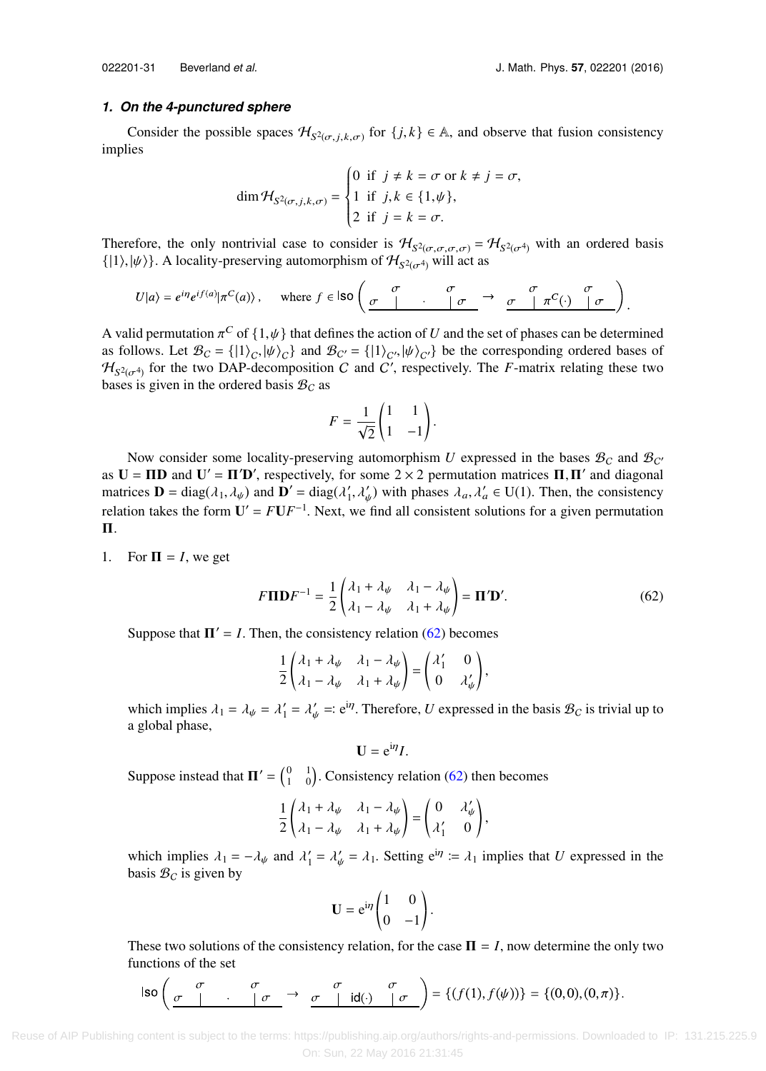### 1. On the 4-punctured sphere

Consider the possible spaces $\mathcal{H}_{S^2(\sigma,j,k,\sigma)}$ for $\{j,k\} \in \mathbb{A}$, and observe that fusion consistency implies

$$\dim \mathcal{H}_{S^2(\sigma,j,k,\sigma)} = \begin{cases} 0 & \text{if } j \neq k = \sigma \text{ or } k \neq j = \sigma, \\ 1 & \text{if } j,k \in \{1,\psi\}, \\ 2 & \text{if } j = k = \sigma. \end{cases}$$

Therefore, the only nontrivial case to consider is $\mathcal{H}_{S^2(\sigma,\sigma,\sigma,\sigma)} = \mathcal{H}_{S^2(\sigma^4)}$ with an ordered basis $\{|1\rangle, |\psi\rangle\}$. A locality-preserving automorphism of $\mathcal{H}_{S^2(\sigma^4)}$ will act as

$$U|a\rangle = e^{i\eta} e^{if(a)} |\pi^C(a)\rangle, \quad \text{where } f \in \mathsf{Iso}\left( \underset{\sigma \quad\ \ \cdot \quad\ \ \sigma}{\overset{\sigma \qquad\quad \sigma}{\overline{\phantom{xxxxxx}}}} \to \underset{\sigma \quad \pi^C(\cdot) \quad \sigma}{\overset{\sigma \qquad\quad \sigma}{\overline{\phantom{xxxxxx}}}} \right).$$

A valid permutation $\pi^C$ of $\{1,\psi\}$ that defines the action of $U$ and the set of phases can be determined as follows. Let $\mathcal{B}_C = \{|1\rangle_C, |\psi\rangle_C\}$ and $\mathcal{B}_{C'} = \{|1\rangle_{C'}, |\psi\rangle_{C'}\}$ be the corresponding ordered bases of $\mathcal{H}_{S^2(\sigma^4)}$ for the two DAP-decomposition $C$ and $C'$, respectively. The $F$-matrix relating these two bases is given in the ordered basis $\mathcal{B}_C$ as

$$F = \frac{1}{\sqrt{2}} \begin{pmatrix} 1 & 1 \\ 1 & -1 \end{pmatrix}.$$

Now consider some locality-preserving automorphism $U$ expressed in the bases $\mathcal{B}_C$ and $\mathcal{B}_{C'}$ as $\mathbf{U} = \mathbf{\Pi}\mathbf{D}$ and $\mathbf{U}' = \mathbf{\Pi}'\mathbf{D}'$, respectively, for some $2\times 2$ permutation matrices $\mathbf{\Pi}, \mathbf{\Pi}'$ and diagonal matrices $\mathbf{D} = \mathrm{diag}(\lambda_1, \lambda_\psi)$ and $\mathbf{D}' = \mathrm{diag}(\lambda_1', \lambda_\psi')$ with phases $\lambda_a, \lambda_a' \in \mathrm{U}(1)$. Then, the consistency relation takes the form $\mathbf{U}' = F\mathbf{U}F^{-1}$. Next, we find all consistent solutions for a given permutation $\mathbf{\Pi}$.

1. For $\mathbf{\Pi} = I$, we get

$$F\mathbf{\Pi}\mathbf{D}F^{-1} = \frac{1}{2} \begin{pmatrix} \lambda_1 + \lambda_\psi & \lambda_1 - \lambda_\psi \\ \lambda_1 - \lambda_\psi & \lambda_1 + \lambda_\psi \end{pmatrix} = \mathbf{\Pi}'\mathbf{D}'. \tag{62}$$

Suppose that $\mathbf{\Pi}' = I$. Then, the consistency relation (62) becomes

$$\frac{1}{2} \begin{pmatrix} \lambda_1 + \lambda_\psi & \lambda_1 - \lambda_\psi \\ \lambda_1 - \lambda_\psi & \lambda_1 + \lambda_\psi \end{pmatrix} = \begin{pmatrix} \lambda_1' & 0 \\ 0 & \lambda_\psi' \end{pmatrix},$$

which implies $\lambda_1 = \lambda_\psi = \lambda_1' = \lambda_\psi' =: e^{i\eta}$. Therefore, $U$ expressed in the basis $\mathcal{B}_C$ is trivial up to a global phase,

$$\mathbf{U} = e^{i\eta} I.$$

Suppose instead that $\mathbf{\Pi}' = \begin{pmatrix} 0 & 1 \\ 1 & 0 \end{pmatrix}$. Consistency relation (62) then becomes

$$\frac{1}{2} \begin{pmatrix} \lambda_1 + \lambda_\psi & \lambda_1 - \lambda_\psi \\ \lambda_1 - \lambda_\psi & \lambda_1 + \lambda_\psi \end{pmatrix} = \begin{pmatrix} 0 & \lambda_\psi' \\ \lambda_1' & 0 \end{pmatrix},$$

which implies $\lambda_1 = -\lambda_\psi$ and $\lambda_1' = \lambda_\psi' = \lambda_1$. Setting $e^{i\eta} := \lambda_1$ implies that $U$ expressed in the basis $\mathcal{B}_C$ is given by

$$\mathbf{U} = e^{i\eta} \begin{pmatrix} 1 & 0 \\ 0 & -1 \end{pmatrix}.$$

These two solutions of the consistency relation, for the case $\mathbf{\Pi} = I$, now determine the only two functions of the set

$$\mathsf{Iso}\left( \underset{\sigma \quad\ \ \cdot \quad\ \ \sigma}{\overset{\sigma \qquad\quad \sigma}{\overline{\phantom{xxxxxx}}}} \to \underset{\sigma \quad \mathsf{id}(\cdot) \quad \sigma}{\overset{\sigma \qquad\quad \sigma}{\overline{\phantom{xxxxxx}}}} \right) = \{(f(1), f(\psi))\} = \{(0,0), (0,\pi)\}.$$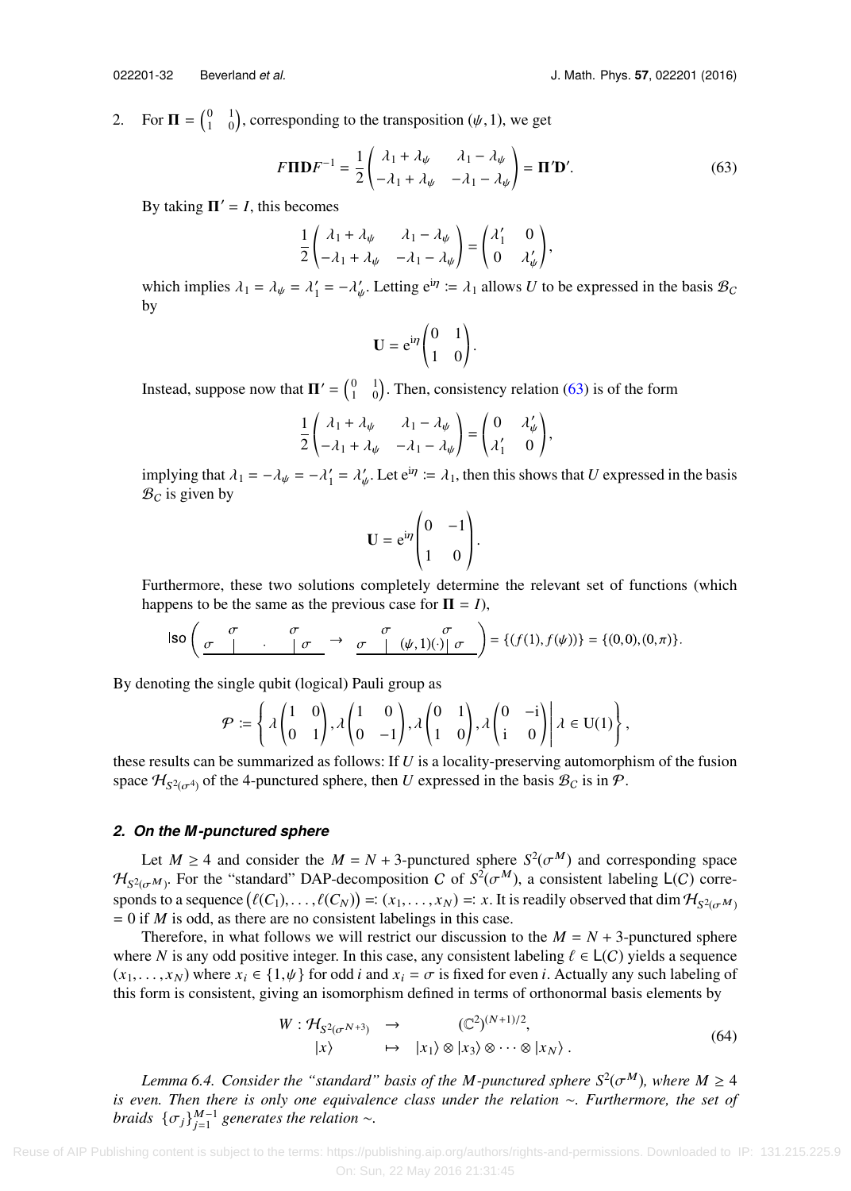2. For $\mathbf{\Pi} = \begin{pmatrix} 0 & 1 \\ 1 & 0 \end{pmatrix}$, corresponding to the transposition $(\psi, 1)$, we get

$$F\mathbf{\Pi}\mathbf{D}F^{-1} = \frac{1}{2}\begin{pmatrix} \lambda_1 + \lambda_\psi & \lambda_1 - \lambda_\psi \\ -\lambda_1 + \lambda_\psi & -\lambda_1 - \lambda_\psi \end{pmatrix} = \mathbf{\Pi}'\mathbf{D}'. \tag{63}$$

By taking $\mathbf{\Pi}' = I$, this becomes

$$\frac{1}{2}\begin{pmatrix} \lambda_1 + \lambda_\psi & \lambda_1 - \lambda_\psi \\ -\lambda_1 + \lambda_\psi & -\lambda_1 - \lambda_\psi \end{pmatrix} = \begin{pmatrix} \lambda_1' & 0 \\ 0 & \lambda_\psi' \end{pmatrix},$$

which implies $\lambda_1 = \lambda_\psi = \lambda_1' = -\lambda_\psi'$. Letting $e^{i\eta} := \lambda_1$ allows $U$ to be expressed in the basis $\mathcal{B}_C$ by

$$\mathbf{U} = e^{i\eta}\begin{pmatrix} 0 & 1 \\ 1 & 0 \end{pmatrix}.$$

Instead, suppose now that $\mathbf{\Pi}' = \begin{pmatrix} 0 & 1 \\ 1 & 0 \end{pmatrix}$. Then, consistency relation (63) is of the form

$$\frac{1}{2}\begin{pmatrix} \lambda_1 + \lambda_\psi & \lambda_1 - \lambda_\psi \\ -\lambda_1 + \lambda_\psi & -\lambda_1 - \lambda_\psi \end{pmatrix} = \begin{pmatrix} 0 & \lambda_\psi' \\ \lambda_1' & 0 \end{pmatrix},$$

implying that $\lambda_1 = -\lambda_\psi = -\lambda_1' = \lambda_\psi'$. Let $e^{i\eta} := \lambda_1$, then this shows that $U$ expressed in the basis $\mathcal{B}_C$ is given by

$$\mathbf{U} = e^{i\eta}\begin{pmatrix} 0 & -1 \\ 1 & 0 \end{pmatrix}.$$

Furthermore, these two solutions completely determine the relevant set of functions (which happens to be the same as the previous case for $\mathbf{\Pi} = I$),

$$\mathsf{Iso}\left( \sigma \overset{\sigma}{|} \;\cdot\; \overset{\sigma}{|} \sigma \to \sigma \overset{\sigma}{|} \;(\psi,1)(\cdot)\; \overset{\sigma}{|} \sigma \right) = \{(f(1), f(\psi))\} = \{(0,0),(0,\pi)\}.$$

By denoting the single qubit (logical) Pauli group as

$$\mathcal{P} := \left\{ \lambda\begin{pmatrix} 1 & 0 \\ 0 & 1 \end{pmatrix}, \lambda\begin{pmatrix} 1 & 0 \\ 0 & -1 \end{pmatrix}, \lambda\begin{pmatrix} 0 & 1 \\ 1 & 0 \end{pmatrix}, \lambda\begin{pmatrix} 0 & -i \\ i & 0 \end{pmatrix} \middle| \lambda \in U(1) \right\},$$

these results can be summarized as follows: If $U$ is a locality-preserving automorphism of the fusion space $\mathcal{H}_{S^2(\sigma^4)}$ of the 4-punctured sphere, then $U$ expressed in the basis $\mathcal{B}_C$ is in $\mathcal{P}$.

### *2. On the M-punctured sphere*

Let $M \geq 4$ and consider the $M = N + 3$-punctured sphere $S^2(\sigma^M)$ and corresponding space $\mathcal{H}_{S^2(\sigma^M)}$. For the "standard" DAP-decomposition $C$ of $S^2(\sigma^M)$, a consistent labeling $\mathsf{L}(C)$ corresponds to a sequence $(\ell(C_1), \ldots, \ell(C_N)) =: (x_1, \ldots, x_N) =: x$. It is readily observed that $\dim \mathcal{H}_{S^2(\sigma^M)} = 0$ if $M$ is odd, as there are no consistent labelings in this case.

Therefore, in what follows we will restrict our discussion to the $M = N + 3$-punctured sphere where $N$ is any odd positive integer. In this case, any consistent labeling $\ell \in \mathsf{L}(C)$ yields a sequence $(x_1, \ldots, x_N)$ where $x_i \in \{1, \psi\}$ for odd $i$ and $x_i = \sigma$ is fixed for even $i$. Actually any such labeling of this form is consistent, giving an isomorphism defined in terms of orthonormal basis elements by

$$\begin{aligned} W : \mathcal{H}_{S^2(\sigma^{N+3})} &\to (\mathbb{C}^2)^{(N+1)/2}, \\ |x\rangle &\mapsto |x_1\rangle \otimes |x_3\rangle \otimes \cdots \otimes |x_N\rangle. \end{aligned} \tag{64}$$

*Lemma 6.4. Consider the "standard" basis of the M-punctured sphere $S^2(\sigma^M)$, where $M \geq 4$ is even. Then there is only one equivalence class under the relation $\sim$. Furthermore, the set of braids $\{\sigma_j\}_{j=1}^{M-1}$ generates the relation $\sim$.*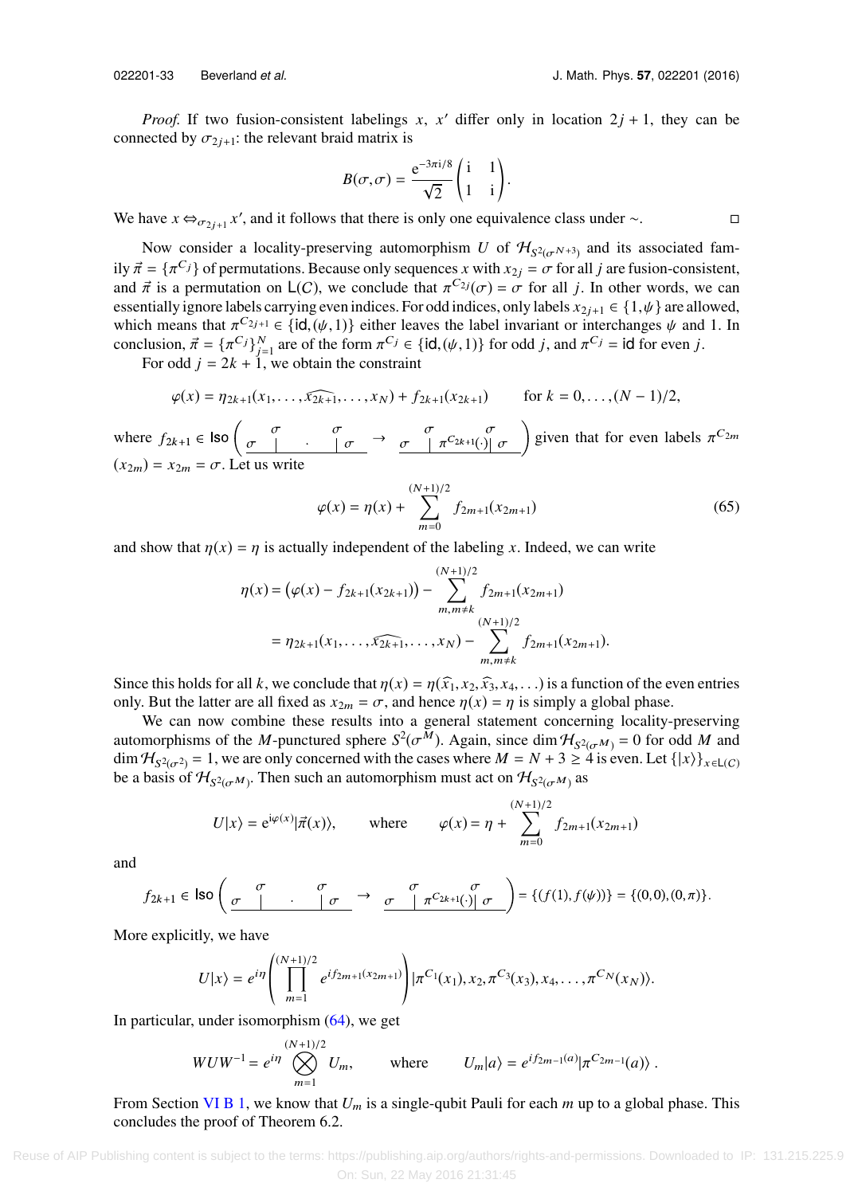*Proof.* If two fusion-consistent labelings $x$, $x'$ differ only in location $2j+1$, they can be connected by $\sigma_{2j+1}$: the relevant braid matrix is

$$B(\sigma,\sigma) = \frac{e^{-3\pi i/8}}{\sqrt{2}}\begin{pmatrix} i & 1 \\ 1 & i \end{pmatrix}.$$

We have $x \Leftrightarrow_{\sigma_{2j+1}} x'$, and it follows that there is only one equivalence class under $\sim$. $\square$

Now consider a locality-preserving automorphism $U$ of $\mathcal{H}_{S^2(\sigma^{N+3})}$ and its associated family $\vec{\pi} = \{\pi^{C_j}\}$ of permutations. Because only sequences $x$ with $x_{2j} = \sigma$ for all $j$ are fusion-consistent, and $\vec{\pi}$ is a permutation on $\mathsf{L}(C)$, we conclude that $\pi^{C_{2j}}(\sigma) = \sigma$ for all $j$. In other words, we can essentially ignore labels carrying even indices. For odd indices, only labels $x_{2j+1} \in \{1, \psi\}$ are allowed, which means that $\pi^{C_{2j+1}} \in \{\mathsf{id}, (\psi, 1)\}$ either leaves the label invariant or interchanges $\psi$ and 1. In conclusion, $\vec{\pi} = \{\pi^{C_j}\}_{j=1}^{N}$ are of the form $\pi^{C_j} \in \{\mathsf{id}, (\psi, 1)\}$ for odd $j$, and $\pi^{C_j} = \mathsf{id}$ for even $j$.

For odd $j = 2k+1$, we obtain the constraint

$$\varphi(x) = \eta_{2k+1}(x_1, \ldots, \widehat{x_{2k+1}}, \ldots, x_N) + f_{2k+1}(x_{2k+1}) \qquad \text{for } k = 0, \ldots, (N-1)/2,$$

where $f_{2k+1} \in \mathsf{Iso}\left( \underset{\sigma\quad\;\; \cdot \quad\;\; \sigma}{\overset{\sigma \qquad\quad \sigma}{\text{—}}} \to \underset{\sigma\;\; \pi^{C_{2k+1}}(\cdot)\;\; \sigma}{\overset{\sigma \qquad\quad \sigma}{\text{—}}} \right)$ given that for even labels $\pi^{C_{2m}}(x_{2m}) = x_{2m} = \sigma$. Let us write

$$\varphi(x) = \eta(x) + \sum_{m=0}^{(N+1)/2} f_{2m+1}(x_{2m+1}) \tag{65}$$

and show that $\eta(x) = \eta$ is actually independent of the labeling $x$. Indeed, we can write

$$\begin{aligned}
\eta(x) &= \left(\varphi(x) - f_{2k+1}(x_{2k+1})\right) - \sum_{m, m\neq k}^{(N+1)/2} f_{2m+1}(x_{2m+1}) \\
&= \eta_{2k+1}(x_1, \ldots, \widehat{x_{2k+1}}, \ldots, x_N) - \sum_{m, m\neq k}^{(N+1)/2} f_{2m+1}(x_{2m+1}).
\end{aligned}$$

Since this holds for all $k$, we conclude that $\eta(x) = \eta(\widehat{x}_1, x_2, \widehat{x}_3, x_4, \ldots)$ is a function of the even entries only. But the latter are all fixed as $x_{2m} = \sigma$, and hence $\eta(x) = \eta$ is simply a global phase.

We can now combine these results into a general statement concerning locality-preserving automorphisms of the $M$-punctured sphere $S^2(\sigma^M)$. Again, since $\dim \mathcal{H}_{S^2(\sigma^M)} = 0$ for odd $M$ and $\dim \mathcal{H}_{S^2(\sigma^2)} = 1$, we are only concerned with the cases where $M = N+3 \geq 4$ is even. Let $\{|x\rangle\}_{x\in\mathsf{L}(C)}$ be a basis of $\mathcal{H}_{S^2(\sigma^M)}$. Then such an automorphism must act on $\mathcal{H}_{S^2(\sigma^M)}$ as

$$U|x\rangle = e^{i\varphi(x)}|\vec{\pi}(x)\rangle, \qquad \text{where} \qquad \varphi(x) = \eta + \sum_{m=0}^{(N+1)/2} f_{2m+1}(x_{2m+1})$$

and

$$f_{2k+1} \in \mathsf{Iso}\left( \underset{\sigma\quad\;\; \cdot \quad\;\; \sigma}{\overset{\sigma \qquad\quad \sigma}{\text{—}}} \to \underset{\sigma\;\; \pi^{C_{2k+1}}(\cdot)\;\; \sigma}{\overset{\sigma \qquad\quad \sigma}{\text{—}}} \right) = \{(f(1), f(\psi))\} = \{(0,0), (0,\pi)\}.$$

More explicitly, we have

$$U|x\rangle = e^{i\eta}\left(\prod_{m=1}^{(N+1)/2} e^{i f_{2m+1}(x_{2m+1})}\right)|\pi^{C_1}(x_1), x_2, \pi^{C_3}(x_3), x_4, \ldots, \pi^{C_N}(x_N)\rangle.$$

In particular, under isomorphism (64), we get

$$WUW^{-1} = e^{i\eta}\bigotimes_{m=1}^{(N+1)/2} U_m, \qquad \text{where} \qquad U_m|a\rangle = e^{i f_{2m-1}(a)}|\pi^{C_{2m-1}}(a)\rangle\,.$$

From Section VI B 1, we know that $U_m$ is a single-qubit Pauli for each $m$ up to a global phase. This concludes the proof of Theorem 6.2.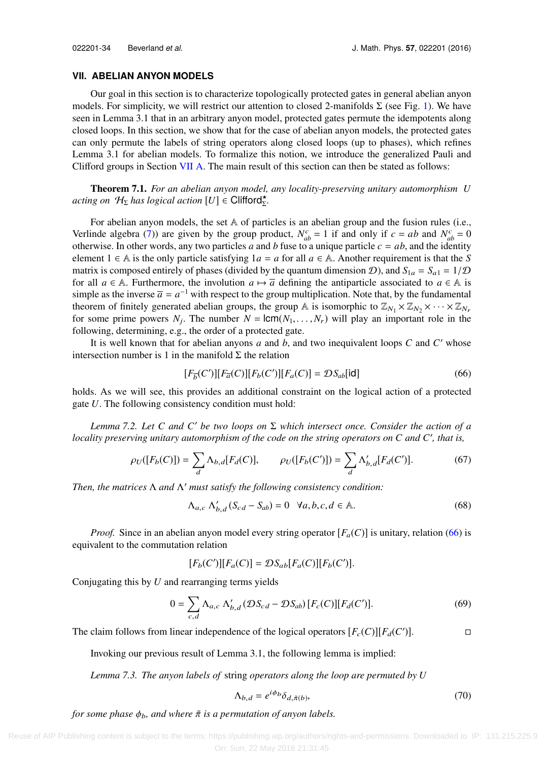## VII. ABELIAN ANYON MODELS

Our goal in this section is to characterize topologically protected gates in general abelian anyon models. For simplicity, we will restrict our attention to closed 2-manifolds $\Sigma$ (see Fig. 1). We have seen in Lemma 3.1 that in an arbitrary anyon model, protected gates permute the idempotents along closed loops. In this section, we show that for the case of abelian anyon models, the protected gates can only permute the labels of string operators along closed loops (up to phases), which refines Lemma 3.1 for abelian models. To formalize this notion, we introduce the generalized Pauli and Clifford groups in Section VII A. The main result of this section can then be stated as follows:

**Theorem 7.1.** *For an abelian anyon model, any locality-preserving unitary automorphism $U$ acting on $\mathcal{H}_\Sigma$ has logical action $[U] \in \mathsf{Clifford}^\star_\Sigma$.*

For abelian anyon models, the set $\mathbb{A}$ of particles is an abelian group and the fusion rules (i.e., Verlinde algebra (7)) are given by the group product, $N_{ab}^c = 1$ if and only if $c = ab$ and $N_{ab}^c = 0$ otherwise. In other words, any two particles $a$ and $b$ fuse to a unique particle $c = ab$, and the identity element $1 \in \mathbb{A}$ is the only particle satisfying $1a = a$ for all $a \in \mathbb{A}$. Another requirement is that the $S$ matrix is composed entirely of phases (divided by the quantum dimension $\mathcal{D}$), and $S_{1a} = S_{a1} = 1/\mathcal{D}$ for all $a \in \mathbb{A}$. Furthermore, the involution $a \mapsto \overline{a}$ defining the antiparticle associated to $a \in \mathbb{A}$ is simple as the inverse $\overline{a} = a^{-1}$ with respect to the group multiplication. Note that, by the fundamental theorem of finitely generated abelian groups, the group $\mathbb{A}$ is isomorphic to $\mathbb{Z}_{N_1} \times \mathbb{Z}_{N_2} \times \cdots \times \mathbb{Z}_{N_r}$ for some prime powers $N_j$. The number $N = \mathsf{lcm}(N_1, \ldots, N_r)$ will play an important role in the following, determining, e.g., the order of a protected gate.

It is well known that for abelian anyons $a$ and $b$, and two inequivalent loops $C$ and $C'$ whose intersection number is 1 in the manifold $\Sigma$ the relation

$$[F_{\overline{b}}(C')][F_{\overline{a}}(C)][F_b(C')][F_a(C)] = \mathcal{D} S_{ab} [\mathsf{id}] \tag{66}$$

holds. As we will see, this provides an additional constraint on the logical action of a protected gate $U$. The following consistency condition must hold:

*Lemma 7.2. Let $C$ and $C'$ be two loops on $\Sigma$ which intersect once. Consider the action of a locality preserving unitary automorphism of the code on the string operators on $C$ and $C'$, that is,*

$$\rho_U([F_b(C)]) = \sum_d \Lambda_{b,d}[F_d(C)], \qquad \rho_U([F_b(C')]) = \sum_d \Lambda'_{b,d}[F_d(C')]. \tag{67}$$

*Then, the matrices $\Lambda$ and $\Lambda'$ must satisfy the following consistency condition:*

$$\Lambda_{a,c}\, \Lambda'_{b,d}\, (S_{cd} - S_{ab}) = 0 \quad \forall a, b, c, d \in \mathbb{A}. \tag{68}$$

*Proof.* Since in an abelian anyon model every string operator $[F_a(C)]$ is unitary, relation (66) is equivalent to the commutation relation

$$[F_b(C')][F_a(C)] = \mathcal{D} S_{ab} [F_a(C)][F_b(C')].$$

Conjugating this by $U$ and rearranging terms yields

$$0 = \sum_{c,d} \Lambda_{a,c}\, \Lambda'_{b,d}\, (\mathcal{D} S_{cd} - \mathcal{D} S_{ab})\, [F_c(C)][F_d(C')]. \tag{69}$$

The claim follows from linear independence of the logical operators $[F_c(C)][F_d(C')]$. ◻

Invoking our previous result of Lemma 3.1, the following lemma is implied:

*Lemma 7.3. The anyon labels of* string *operators along the loop are permuted by $U$*

$$\Lambda_{b,d} = e^{i\phi_b} \delta_{d,\tilde{\pi}(b)}, \tag{70}$$

*for some phase $\phi_b$, and where $\tilde{\pi}$ is a permutation of anyon labels.*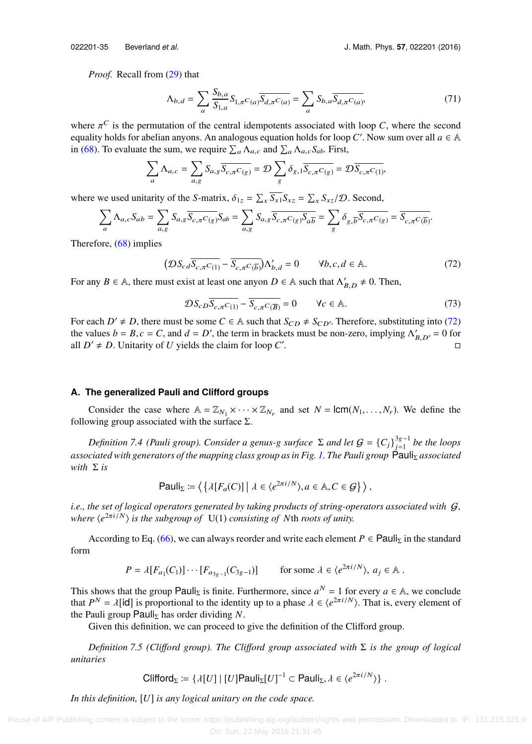*Proof.* Recall from (29) that

$$\Lambda_{b,d} = \sum_a \frac{S_{b,a}}{S_{1,a}} S_{1,\pi^C(a)} \overline{S_{d,\pi^C(a)}} = \sum_a S_{b,a} \overline{S_{d,\pi^C(a)}}, \tag{71}$$

where $\pi^C$ is the permutation of the central idempotents associated with loop $C$, where the second equality holds for abelian anyons. An analogous equation holds for loop $C'$. Now sum over all $a \in \mathbb{A}$ in (68). To evaluate the sum, we require $\sum_a \Lambda_{a,c}$ and $\sum_a \Lambda_{a,c} S_{ab}$. First,

$$\sum_a \Lambda_{a,c} = \sum_{a,g} S_{a,g} \overline{S_{c,\pi^C(g)}} = \mathcal{D} \sum_g \delta_{g,1} \overline{S_{c,\pi^C(g)}} = \mathcal{D} \overline{S_{c,\pi^C(1)}},$$

where we used unitarity of the $S$-matrix, $\delta_{1z} = \sum_x \overline{S_{x1}} S_{xz} = \sum_x S_{xz}/\mathcal{D}$. Second,

$$\sum_a \Lambda_{a,c} S_{ab} = \sum_{a,g} S_{a,g} \overline{S_{c,\pi^C(g)}} S_{ab} = \sum_{a,g} S_{a,g} \overline{S_{c,\pi^C(g)} S_{a\overline{b}}} = \sum_g \delta_{g,\overline{b}} \overline{S_{c,\pi^C(g)}} = \overline{S_{c,\pi^C(\overline{b})}}.$$

Therefore, (68) implies

$$\left(\mathcal{D} S_{cd} \overline{S_{c,\pi^C(1)}} - \overline{S_{c,\pi^C(\overline{b})}}\right) \Lambda'_{b,d} = 0 \qquad \forall b, c, d \in \mathbb{A}. \tag{72}$$

For any $B \in \mathbb{A}$, there must exist at least one anyon $D \in \mathbb{A}$ such that $\Lambda'_{B,D} \neq 0$. Then,

$$\mathcal{D} S_{cD} \overline{S_{c,\pi^C(1)}} - \overline{S_{c,\pi^C(\overline{B})}} = 0 \qquad \forall c \in \mathbb{A}. \tag{73}$$

For each $D' \neq D$, there must be some $C \in \mathbb{A}$ such that $S_{CD} \neq S_{CD'}$. Therefore, substituting into (72) the values $b = B, c = C$, and $d = D'$, the term in brackets must be non-zero, implying $\Lambda'_{B,D'} = 0$ for all $D' \neq D$. Unitarity of $U$ yields the claim for loop $C'$. □

### A. The generalized Pauli and Clifford groups

Consider the case where $\mathbb{A} = \mathbb{Z}_{N_1} \times \cdots \times \mathbb{Z}_{N_r}$ and set $N = \mathsf{lcm}(N_1, \ldots, N_r)$. We define the following group associated with the surface $\Sigma$.

*Definition 7.4 (Pauli group). Consider a genus-g surface $\Sigma$ and let $\mathcal{G} = \{C_j\}_{j=1}^{3g-1}$ be the loops associated with generators of the mapping class group as in Fig. 1. The Pauli group $\mathsf{Pauli}_\Sigma$ associated with $\Sigma$ is*

$$\mathsf{Pauli}_\Sigma := \left\langle \left\{ \lambda[F_a(C)] \,\middle|\, \lambda \in \langle e^{2\pi i/N} \rangle, a \in \mathbb{A}, C \in \mathcal{G} \right\} \right\rangle ,$$

*i.e., the set of logical operators generated by taking products of string-operators associated with $\mathcal{G}$, where $\langle e^{2\pi i/N} \rangle$ is the subgroup of $\mathrm{U}(1)$ consisting of $N$th roots of unity.*

According to Eq. (66), we can always reorder and write each element $P \in \mathsf{Pauli}_\Sigma$ in the standard form

$$P = \lambda[F_{a_1}(C_1)] \cdots [F_{a_{3g-1}}(C_{3g-1})] \qquad \text{for some } \lambda \in \langle e^{2\pi i/N} \rangle,\ a_j \in \mathbb{A}\,.$$

This shows that the group $\mathsf{Pauli}_\Sigma$ is finite. Furthermore, since $a^N = 1$ for every $a \in \mathbb{A}$, we conclude that $P^N = \lambda[\mathsf{id}]$ is proportional to the identity up to a phase $\lambda \in \langle e^{2\pi i/N} \rangle$. That is, every element of the Pauli group $\mathsf{Pauli}_\Sigma$ has order dividing $N$.

Given this definition, we can proceed to give the definition of the Clifford group.

*Definition 7.5 (Clifford group). The Clifford group associated with $\Sigma$ is the group of logical unitaries*

$$\mathsf{Clifford}_\Sigma := \{\lambda[U] \mid [U]\mathsf{Pauli}_\Sigma[U]^{-1} \subset \mathsf{Pauli}_\Sigma, \lambda \in \langle e^{2\pi i/N} \rangle\}\,.$$

*In this definition, $[U]$ is any logical unitary on the code space.*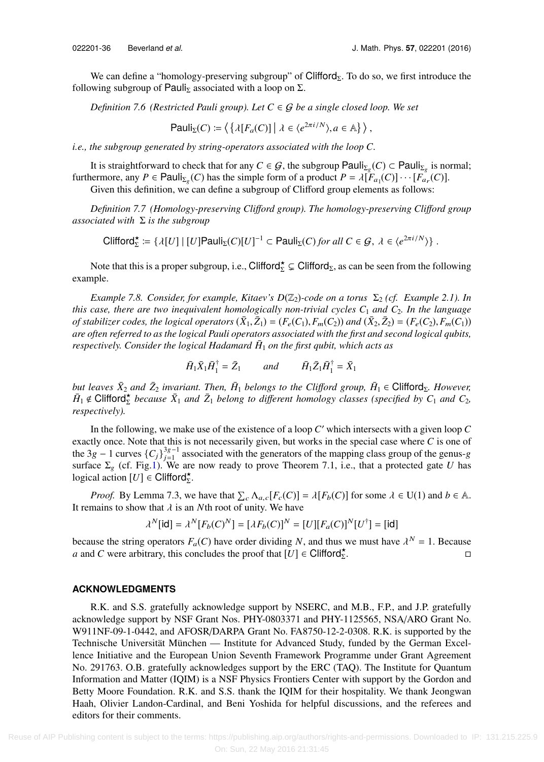We can define a "homology-preserving subgroup" of $\mathsf{Clifford}_\Sigma$. To do so, we first introduce the following subgroup of $\mathsf{Pauli}_\Sigma$ associated with a loop on $\Sigma$.

*Definition 7.6 (Restricted Pauli group). Let $C \in \mathcal{G}$ be a single closed loop. We set*

$$\mathsf{Pauli}_\Sigma(C) := \left\langle \left\{ \lambda[F_a(C)] \,\middle|\, \lambda \in \langle e^{2\pi i/N} \rangle, a \in \mathbb{A} \right\} \right\rangle ,$$

*i.e., the subgroup generated by string-operators associated with the loop $C$.*

It is straightforward to check that for any $C \in \mathcal{G}$, the subgroup $\mathsf{Pauli}_{\Sigma_g}(C) \subset \mathsf{Pauli}_{\Sigma_g}$ is normal; furthermore, any $P \in \mathsf{Pauli}_{\Sigma_g}(C)$ has the simple form of a product $P = \lambda[F_{a_1}(C)] \cdots [F_{a_r}(C)]$.

Given this definition, we can define a subgroup of Clifford group elements as follows:

*Definition 7.7 (Homology-preserving Clifford group). The homology-preserving Clifford group associated with $\Sigma$ is the subgroup*

$$\mathsf{Clifford}^\star_\Sigma := \{\lambda[U] \mid [U]\mathsf{Pauli}_\Sigma(C)[U]^{-1} \subset \mathsf{Pauli}_\Sigma(C) \text{ for all } C \in \mathcal{G},\ \lambda \in \langle e^{2\pi i/N} \rangle\} .$$

Note that this is a proper subgroup, i.e., $\mathsf{Clifford}^\star_\Sigma \subsetneq \mathsf{Clifford}_\Sigma$, as can be seen from the following example.

*Example 7.8. Consider, for example, Kitaev's $D(\mathbb{Z}_2)$-code on a torus $\Sigma_2$ (cf. Example 2.1). In this case, there are two inequivalent homologically non-trivial cycles $C_1$ and $C_2$. In the language of stabilizer codes, the logical operators $(\bar{X}_1, \bar{Z}_1) = (F_e(C_1), F_m(C_2))$ and $(\bar{X}_2, \bar{Z}_2) = (F_e(C_2), F_m(C_1))$ are often referred to as the logical Pauli operators associated with the first and second logical qubits, respectively. Consider the logical Hadamard $\bar{H}_1$ on the first qubit, which acts as*

$$\bar{H}_1 \bar{X}_1 \bar{H}_1^\dagger = \bar{Z}_1 \qquad \text{and} \qquad \bar{H}_1 \bar{Z}_1 \bar{H}_1^\dagger = \bar{X}_1$$

*but leaves $\bar{X}_2$ and $\bar{Z}_2$ invariant. Then, $\bar{H}_1$ belongs to the Clifford group, $\bar{H}_1 \in \mathsf{Clifford}_\Sigma$. However, $\bar{H}_1 \notin \mathsf{Clifford}^\star_\Sigma$ because $\bar{X}_1$ and $\bar{Z}_1$ belong to different homology classes (specified by $C_1$ and $C_2$, respectively).*

In the following, we make use of the existence of a loop $C'$ which intersects with a given loop $C$ exactly once. Note that this is not necessarily given, but works in the special case where $C$ is one of the $3g-1$ curves $\{C_j\}_{j=1}^{3g-1}$ associated with the generators of the mapping class group of the genus-$g$ surface $\Sigma_g$ (cf. Fig. 1). We are now ready to prove Theorem 7.1, i.e., that a protected gate $U$ has logical action $[U] \in \mathsf{Clifford}^\star_\Sigma$.

*Proof.* By Lemma 7.3, we have that $\sum_c \Lambda_{a,c}[F_c(C)] = \lambda[F_b(C)]$ for some $\lambda \in \mathrm{U}(1)$ and $b \in \mathbb{A}$. It remains to show that $\lambda$ is an $N$th root of unity. We have

$$\lambda^N[\mathsf{id}] = \lambda^N[F_b(C)^N] = [\lambda F_b(C)]^N = [U][F_a(C)]^N[U^\dagger] = [\mathsf{id}]$$

because the string operators $F_a(C)$ have order dividing $N$, and thus we must have $\lambda^N = 1$. Because $a$ and $C$ were arbitrary, this concludes the proof that $[U] \in \mathsf{Clifford}^\star_\Sigma$. ◻

## ACKNOWLEDGMENTS

R.K. and S.S. gratefully acknowledge support by NSERC, and M.B., F.P., and J.P. gratefully acknowledge support by NSF Grant Nos. PHY-0803371 and PHY-1125565, NSA/ARO Grant No. W911NF-09-1-0442, and AFOSR/DARPA Grant No. FA8750-12-2-0308. R.K. is supported by the Technische Universität München — Institute for Advanced Study, funded by the German Excellence Initiative and the European Union Seventh Framework Programme under Grant Agreement No. 291763. O.B. gratefully acknowledges support by the ERC (TAQ). The Institute for Quantum Information and Matter (IQIM) is a NSF Physics Frontiers Center with support by the Gordon and Betty Moore Foundation. R.K. and S.S. thank the IQIM for their hospitality. We thank Jeongwan Haah, Olivier Landon-Cardinal, and Beni Yoshida for helpful discussions, and the referees and editors for their comments.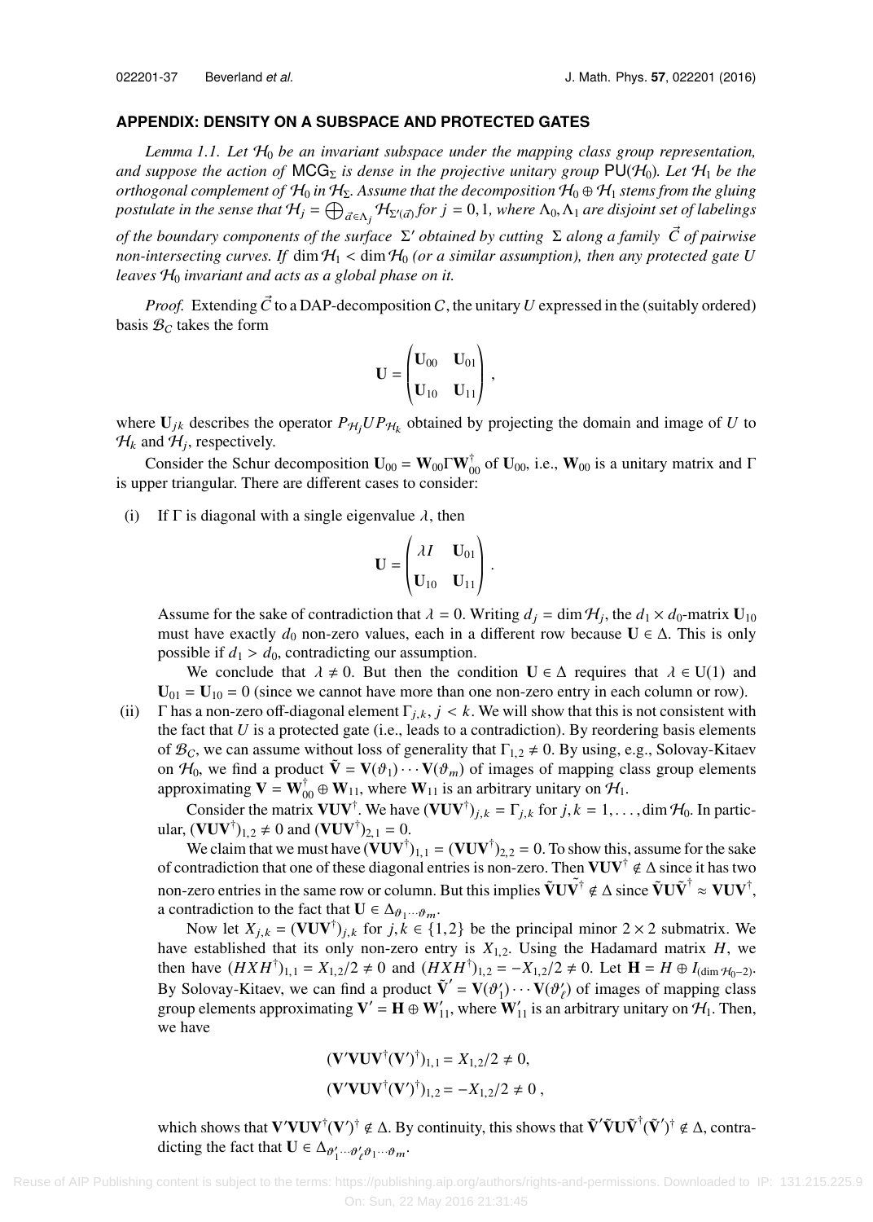## APPENDIX: DENSITY ON A SUBSPACE AND PROTECTED GATES

*Lemma 1.1. Let $\mathcal{H}_0$ be an invariant subspace under the mapping class group representation, and suppose the action of $\mathsf{MCG}_\Sigma$ is dense in the projective unitary group $\mathsf{PU}(\mathcal{H}_0)$. Let $\mathcal{H}_1$ be the orthogonal complement of $\mathcal{H}_0$ in $\mathcal{H}_\Sigma$. Assume that the decomposition $\mathcal{H}_0 \oplus \mathcal{H}_1$ stems from the gluing postulate in the sense that $\mathcal{H}_j = \bigoplus_{\vec{a}\in\Lambda_j} \mathcal{H}_{\Sigma'(\vec{a})}$ for $j = 0,1$, where $\Lambda_0, \Lambda_1$ are disjoint set of labelings of the boundary components of the surface $\Sigma'$ obtained by cutting $\Sigma$ along a family $\vec{C}$ of pairwise non-intersecting curves. If $\dim \mathcal{H}_1 < \dim \mathcal{H}_0$ (or a similar assumption), then any protected gate $U$ leaves $\mathcal{H}_0$ invariant and acts as a global phase on it.*

*Proof.* Extending $\vec{C}$ to a DAP-decomposition $C$, the unitary $U$ expressed in the (suitably ordered) basis $\mathcal{B}_C$ takes the form

$$\mathbf{U} = \begin{pmatrix} \mathbf{U}_{00} & \mathbf{U}_{01} \\ \mathbf{U}_{10} & \mathbf{U}_{11} \end{pmatrix},$$

where $\mathbf{U}_{jk}$ describes the operator $P_{\mathcal{H}_j} U P_{\mathcal{H}_k}$ obtained by projecting the domain and image of $U$ to $\mathcal{H}_k$ and $\mathcal{H}_j$, respectively.

Consider the Schur decomposition $\mathbf{U}_{00} = \mathbf{W}_{00}\Gamma\mathbf{W}_{00}^\dagger$ of $\mathbf{U}_{00}$, i.e., $\mathbf{W}_{00}$ is a unitary matrix and $\Gamma$ is upper triangular. There are different cases to consider:

(i) If $\Gamma$ is diagonal with a single eigenvalue $\lambda$, then

$$\mathbf{U} = \begin{pmatrix} \lambda I & \mathbf{U}_{01} \\ \mathbf{U}_{10} & \mathbf{U}_{11} \end{pmatrix}.$$

Assume for the sake of contradiction that $\lambda = 0$. Writing $d_j = \dim \mathcal{H}_j$, the $d_1 \times d_0$-matrix $\mathbf{U}_{10}$ must have exactly $d_0$ non-zero values, each in a different row because $\mathbf{U} \in \Delta$. This is only possible if $d_1 > d_0$, contradicting our assumption.

We conclude that $\lambda \neq 0$. But then the condition $\mathbf{U} \in \Delta$ requires that $\lambda \in \mathrm{U}(1)$ and $\mathbf{U}_{01} = \mathbf{U}_{10} = 0$ (since we cannot have more than one non-zero entry in each column or row).

(ii) $\Gamma$ has a non-zero off-diagonal element $\Gamma_{j,k}$, $j < k$. We will show that this is not consistent with the fact that $U$ is a protected gate (i.e., leads to a contradiction). By reordering basis elements of $\mathcal{B}_C$, we can assume without loss of generality that $\Gamma_{1,2} \neq 0$. By using, e.g., Solovay-Kitaev on $\mathcal{H}_0$, we find a product $\tilde{\mathbf{V}} = \mathbf{V}(\vartheta_1)\cdots\mathbf{V}(\vartheta_m)$ of images of mapping class group elements approximating $\mathbf{V} = \mathbf{W}_{00}^\dagger \oplus \mathbf{W}_{11}$, where $\mathbf{W}_{11}$ is an arbitrary unitary on $\mathcal{H}_1$.

Consider the matrix $\mathbf{V}\mathbf{U}\mathbf{V}^\dagger$. We have $(\mathbf{V}\mathbf{U}\mathbf{V}^\dagger)_{j,k} = \Gamma_{j,k}$ for $j,k = 1,\ldots,\dim\mathcal{H}_0$. In particular, $(\mathbf{V}\mathbf{U}\mathbf{V}^\dagger)_{1,2} \neq 0$ and $(\mathbf{V}\mathbf{U}\mathbf{V}^\dagger)_{2,1} = 0$.

We claim that we must have $(\mathbf{V}\mathbf{U}\mathbf{V}^\dagger)_{1,1} = (\mathbf{V}\mathbf{U}\mathbf{V}^\dagger)_{2,2} = 0$. To show this, assume for the sake of contradiction that one of these diagonal entries is non-zero. Then $\mathbf{V}\mathbf{U}\mathbf{V}^\dagger \notin \Delta$ since it has two non-zero entries in the same row or column. But this implies $\tilde{\mathbf{V}}\mathbf{U}\tilde{\mathbf{V}}^\dagger \notin \Delta$ since $\tilde{\mathbf{V}}\mathbf{U}\tilde{\mathbf{V}}^\dagger \approx \mathbf{V}\mathbf{U}\mathbf{V}^\dagger$, a contradiction to the fact that $\mathbf{U} \in \Delta_{\vartheta_1\cdots\vartheta_m}$.

Now let $X_{j,k} = (\mathbf{V}\mathbf{U}\mathbf{V}^\dagger)_{j,k}$ for $j,k \in \{1,2\}$ be the principal minor $2\times 2$ submatrix. We have established that its only non-zero entry is $X_{1,2}$. Using the Hadamard matrix $H$, we then have $(HXH^\dagger)_{1,1} = X_{1,2}/2 \neq 0$ and $(HXH^\dagger)_{1,2} = -X_{1,2}/2 \neq 0$. Let $\mathbf{H} = H \oplus I_{(\dim\mathcal{H}_0 - 2)}$. By Solovay-Kitaev, we can find a product $\tilde{\mathbf{V}}' = \mathbf{V}(\vartheta_1')\cdots\mathbf{V}(\vartheta_\ell')$ of images of mapping class group elements approximating $\mathbf{V}' = \mathbf{H} \oplus \mathbf{W}_{11}'$, where $\mathbf{W}_{11}'$ is an arbitrary unitary on $\mathcal{H}_1$. Then, we have

$$(\mathbf{V}'\mathbf{V}\mathbf{U}\mathbf{V}^\dagger(\mathbf{V}')^\dagger)_{1,1} = X_{1,2}/2 \neq 0,$$
$$(\mathbf{V}'\mathbf{V}\mathbf{U}\mathbf{V}^\dagger(\mathbf{V}')^\dagger)_{1,2} = -X_{1,2}/2 \neq 0,$$

which shows that $\mathbf{V}'\mathbf{V}\mathbf{U}\mathbf{V}^\dagger(\mathbf{V}')^\dagger \notin \Delta$. By continuity, this shows that $\tilde{\mathbf{V}}'\tilde{\mathbf{V}}\mathbf{U}\tilde{\mathbf{V}}^\dagger(\tilde{\mathbf{V}}')^\dagger \notin \Delta$, contradicting the fact that $\mathbf{U} \in \Delta_{\vartheta_1'\cdots\vartheta_\ell'\vartheta_1\cdots\vartheta_m}$.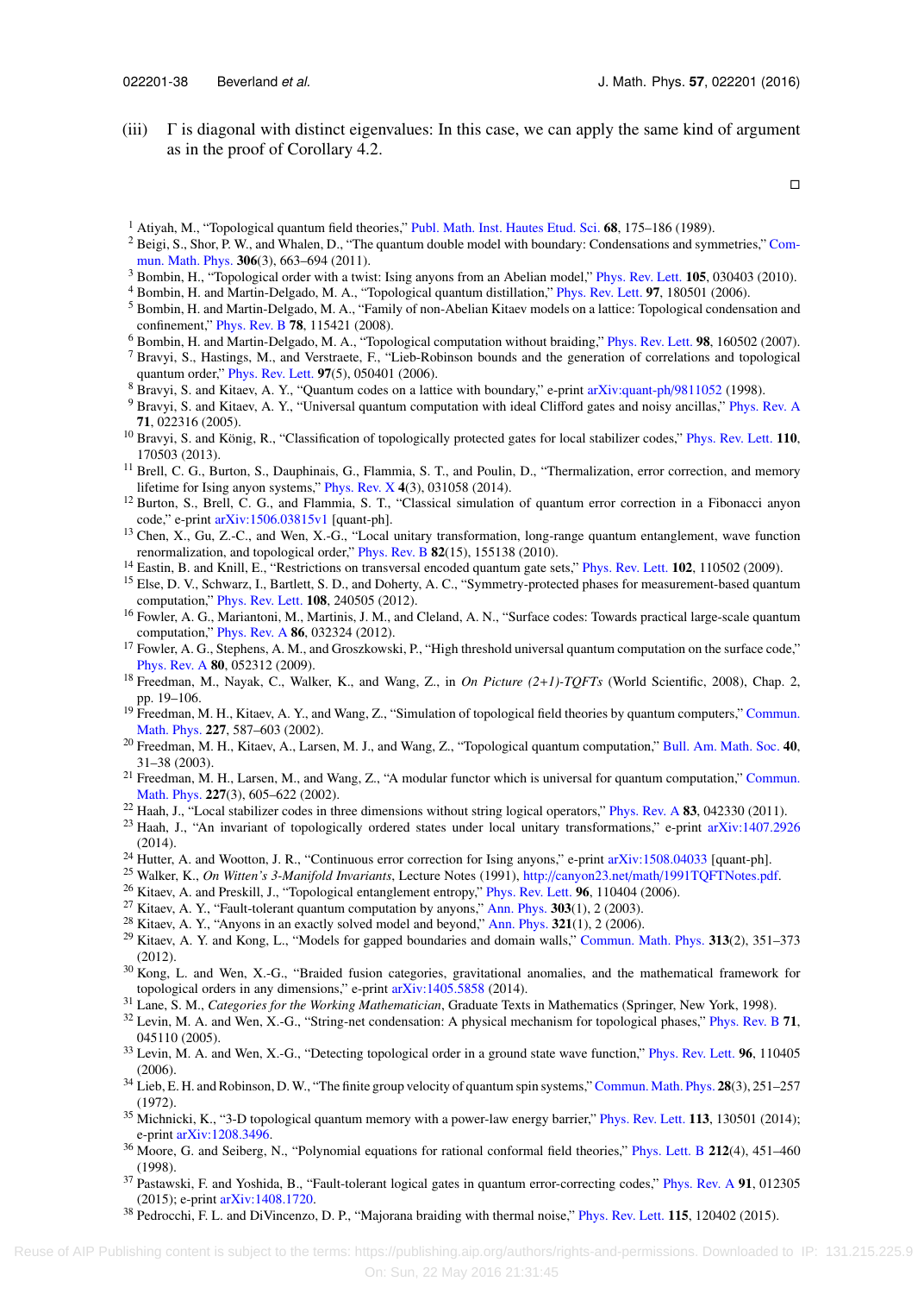(iii) $\Gamma$ is diagonal with distinct eigenvalues: In this case, we can apply the same kind of argument as in the proof of Corollary 4.2.

□

[1] Atiyah, M., "Topological quantum field theories," Publ. Math. Inst. Hautes Etud. Sci. **68**, 175–186 (1989).
[2] Beigi, S., Shor, P. W., and Whalen, D., "The quantum double model with boundary: Condensations and symmetries," Commun. Math. Phys. **306**(3), 663–694 (2011).
[3] Bombin, H., "Topological order with a twist: Ising anyons from an Abelian model," Phys. Rev. Lett. **105**, 030403 (2010).
[4] Bombin, H. and Martin-Delgado, M. A., "Topological quantum distillation," Phys. Rev. Lett. **97**, 180501 (2006).
[5] Bombin, H. and Martin-Delgado, M. A., "Family of non-Abelian Kitaev models on a lattice: Topological condensation and confinement," Phys. Rev. B **78**, 115421 (2008).
[6] Bombin, H. and Martin-Delgado, M. A., "Topological computation without braiding," Phys. Rev. Lett. **98**, 160502 (2007).
[7] Bravyi, S., Hastings, M., and Verstraete, F., "Lieb-Robinson bounds and the generation of correlations and topological quantum order," Phys. Rev. Lett. **97**(5), 050401 (2006).
[8] Bravyi, S. and Kitaev, A. Y., "Quantum codes on a lattice with boundary," e-print arXiv:quant-ph/9811052 (1998).
[9] Bravyi, S. and Kitaev, A. Y., "Universal quantum computation with ideal Clifford gates and noisy ancillas," Phys. Rev. A **71**, 022316 (2005).
[10] Bravyi, S. and König, R., "Classification of topologically protected gates for local stabilizer codes," Phys. Rev. Lett. **110**, 170503 (2013).
[11] Brell, C. G., Burton, S., Dauphinais, G., Flammia, S. T., and Poulin, D., "Thermalization, error correction, and memory lifetime for Ising anyon systems," Phys. Rev. X **4**(3), 031058 (2014).
[12] Burton, S., Brell, C. G., and Flammia, S. T., "Classical simulation of quantum error correction in a Fibonacci anyon code," e-print arXiv:1506.03815v1 [quant-ph].
[13] Chen, X., Gu, Z.-C., and Wen, X.-G., "Local unitary transformation, long-range quantum entanglement, wave function renormalization, and topological order," Phys. Rev. B **82**(15), 155138 (2010).
[14] Eastin, B. and Knill, E., "Restrictions on transversal encoded quantum gate sets," Phys. Rev. Lett. **102**, 110502 (2009).
[15] Else, D. V., Schwarz, I., Bartlett, S. D., and Doherty, A. C., "Symmetry-protected phases for measurement-based quantum computation," Phys. Rev. Lett. **108**, 240505 (2012).
[16] Fowler, A. G., Mariantoni, M., Martinis, J. M., and Cleland, A. N., "Surface codes: Towards practical large-scale quantum computation," Phys. Rev. A **86**, 032324 (2012).
[17] Fowler, A. G., Stephens, A. M., and Groszkowski, P., "High threshold universal quantum computation on the surface code," Phys. Rev. A **80**, 052312 (2009).
[18] Freedman, M., Nayak, C., Walker, K., and Wang, Z., in *On Picture (2+1)-TQFTs* (World Scientific, 2008), Chap. 2, pp. 19–106.
[19] Freedman, M. H., Kitaev, A. Y., and Wang, Z., "Simulation of topological field theories by quantum computers," Commun. Math. Phys. **227**, 587–603 (2002).
[20] Freedman, M. H., Kitaev, A., Larsen, M. J., and Wang, Z., "Topological quantum computation," Bull. Am. Math. Soc. **40**, 31–38 (2003).
[21] Freedman, M. H., Larsen, M., and Wang, Z., "A modular functor which is universal for quantum computation," Commun. Math. Phys. **227**(3), 605–622 (2002).
[22] Haah, J., "Local stabilizer codes in three dimensions without string logical operators," Phys. Rev. A **83**, 042330 (2011).
[23] Haah, J., "An invariant of topologically ordered states under local unitary transformations," e-print arXiv:1407.2926 (2014).
[24] Hutter, A. and Wootton, J. R., "Continuous error correction for Ising anyons," e-print arXiv:1508.04033 [quant-ph].
[25] Walker, K., *On Witten's 3-Manifold Invariants*, Lecture Notes (1991), http://canyon23.net/math/1991TQFTNotes.pdf.
[26] Kitaev, A. and Preskill, J., "Topological entanglement entropy," Phys. Rev. Lett. **96**, 110404 (2006).
[27] Kitaev, A. Y., "Fault-tolerant quantum computation by anyons," Ann. Phys. **303**(1), 2 (2003).
[28] Kitaev, A. Y., "Anyons in an exactly solved model and beyond," Ann. Phys. **321**(1), 2 (2006).
[29] Kitaev, A. Y. and Kong, L., "Models for gapped boundaries and domain walls," Commun. Math. Phys. **313**(2), 351–373 (2012).
[30] Kong, L. and Wen, X.-G., "Braided fusion categories, gravitational anomalies, and the mathematical framework for topological orders in any dimensions," e-print arXiv:1405.5858 (2014).
[31] Lane, S. M., *Categories for the Working Mathematician*, Graduate Texts in Mathematics (Springer, New York, 1998).
[32] Levin, M. A. and Wen, X.-G., "String-net condensation: A physical mechanism for topological phases," Phys. Rev. B **71**, 045110 (2005).
[33] Levin, M. A. and Wen, X.-G., "Detecting topological order in a ground state wave function," Phys. Rev. Lett. **96**, 110405 (2006).
[34] Lieb, E. H. and Robinson, D. W., "The finite group velocity of quantum spin systems," Commun. Math. Phys. **28**(3), 251–257 (1972).
[35] Michnicki, K., "3-D topological quantum memory with a power-law energy barrier," Phys. Rev. Lett. **113**, 130501 (2014); e-print arXiv:1208.3496.
[36] Moore, G. and Seiberg, N., "Polynomial equations for rational conformal field theories," Phys. Lett. B **212**(4), 451–460 (1998).
[37] Pastawski, F. and Yoshida, B., "Fault-tolerant logical gates in quantum error-correcting codes," Phys. Rev. A **91**, 012305 (2015); e-print arXiv:1408.1720.
[38] Pedrocchi, F. L. and DiVincenzo, D. P., "Majorana braiding with thermal noise," Phys. Rev. Lett. **115**, 120402 (2015).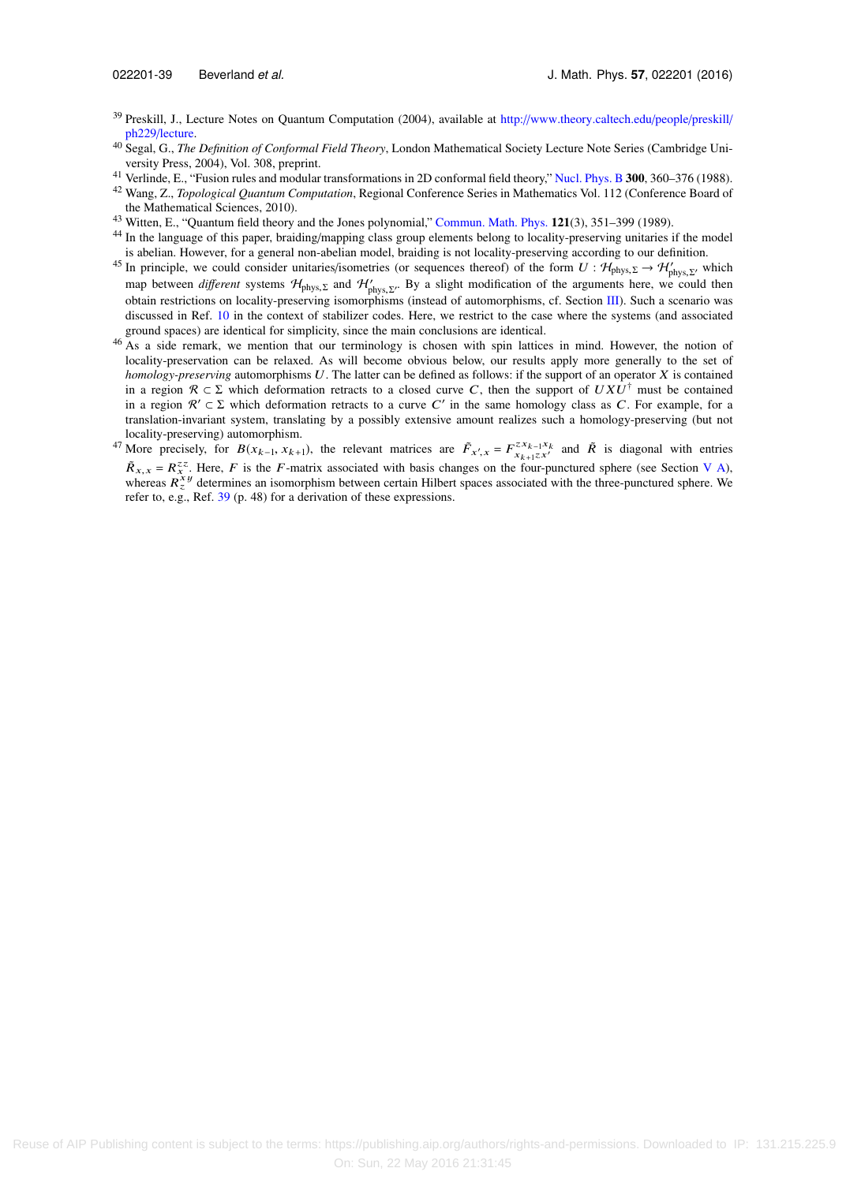[39] Preskill, J., Lecture Notes on Quantum Computation (2004), available at http://www.theory.caltech.edu/people/preskill/ph229/lecture.

[40] Segal, G., *The Definition of Conformal Field Theory*, London Mathematical Society Lecture Note Series (Cambridge University Press, 2004), Vol. 308, preprint.

[41] Verlinde, E., "Fusion rules and modular transformations in 2D conformal field theory," Nucl. Phys. B **300**, 360–376 (1988).

[42] Wang, Z., *Topological Quantum Computation*, Regional Conference Series in Mathematics Vol. 112 (Conference Board of the Mathematical Sciences, 2010).

[43] Witten, E., "Quantum field theory and the Jones polynomial," Commun. Math. Phys. **121**(3), 351–399 (1989).

[44] In the language of this paper, braiding/mapping class group elements belong to locality-preserving unitaries if the model is abelian. However, for a general non-abelian model, braiding is not locality-preserving according to our definition.

[45] In principle, we could consider unitaries/isometries (or sequences thereof) of the form $U : \mathcal{H}_{\text{phys},\Sigma} \to \mathcal{H}'_{\text{phys},\Sigma'}$ which map between *different* systems $\mathcal{H}_{\text{phys},\Sigma}$ and $\mathcal{H}'_{\text{phys},\Sigma'}$. By a slight modification of the arguments here, we could then obtain restrictions on locality-preserving isomorphisms (instead of automorphisms, cf. Section III). Such a scenario was discussed in Ref. 10 in the context of stabilizer codes. Here, we restrict to the case where the systems (and associated ground spaces) are identical for simplicity, since the main conclusions are identical.

[46] As a side remark, we mention that our terminology is chosen with spin lattices in mind. However, the notion of locality-preservation can be relaxed. As will become obvious below, our results apply more generally to the set of *homology-preserving* automorphisms $U$. The latter can be defined as follows: if the support of an operator $X$ is contained in a region $\mathcal{R} \subset \Sigma$ which deformation retracts to a closed curve $C$, then the support of $UXU^\dagger$ must be contained in a region $\mathcal{R}' \subset \Sigma$ which deformation retracts to a curve $C'$ in the same homology class as $C$. For example, for a translation-invariant system, translating by a possibly extensive amount realizes such a homology-preserving (but not locality-preserving) automorphism.

[47] More precisely, for $B(x_{k-1}, x_{k+1})$, the relevant matrices are $\tilde{F}_{x',x} = F^{zx_{k-1}x_k}_{x_{k+1}zx'}$ and $\tilde{R}$ is diagonal with entries $\tilde{R}_{x,x} = R^{zz}_x$. Here, $F$ is the $F$-matrix associated with basis changes on the four-punctured sphere (see Section V A), whereas $R^{xy}_z$ determines an isomorphism between certain Hilbert spaces associated with the three-punctured sphere. We refer to, e.g., Ref. 39 (p. 48) for a derivation of these expressions.